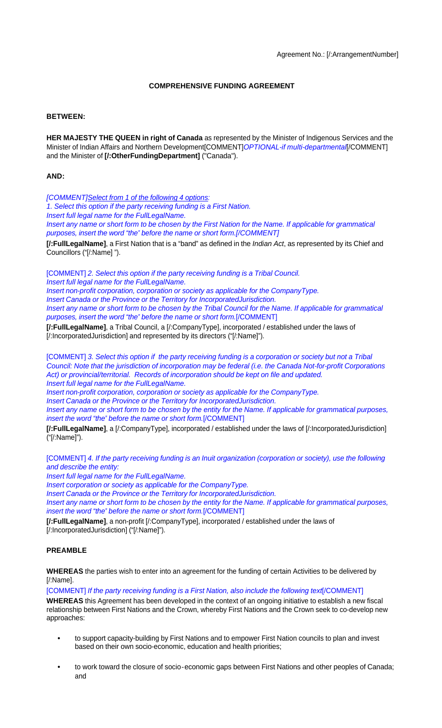Agreement No.: [/:ArrangementNumber]

# COMPREHENSIVE FUNDING AGREEMENT

**BETWEEN:**

**HER MAJESTY THE QUEEN in right of Canada** as represented by the Minister of Indigenous Services and the Minister of Indian Affairs and Northern Development[COMMENT]*OPTIONAL-if multi-departmental*[/COMMENT] and the Minister of **[/:OtherFundingDepartment]** ("Canada").

**AND:**

*[COMMENT]Select from 1 of the following 4 options:*
*1. Select this option if the party receiving funding is a First Nation.*
*Insert full legal name for the FullLegalName.*
*Insert any name or short form to be chosen by the First Nation for the Name. If applicable for grammatical purposes, insert the word "the" before the name or short form.[/COMMENT]*

**[/:FullLegalName]**, a First Nation that is a "band" as defined in the *Indian Act*, as represented by its Chief and Councillors ("[/:Name] ").

[COMMENT] *2. Select this option if the party receiving funding is a Tribal Council.*
*Insert full legal name for the FullLegalName.*
*Insert non-profit corporation, corporation or society as applicable for the CompanyType.*
*Insert Canada or the Province or the Territory for IncorporatedJurisdiction.*
*Insert any name or short form to be chosen by the Tribal Council for the Name. If applicable for grammatical purposes, insert the word "the" before the name or short form.*[/COMMENT]

**[/:FullLegalName]**, a Tribal Council, a [/:CompanyType], incorporated / established under the laws of [/:IncorporatedJurisdiction] and represented by its directors ("[/:Name]").

[COMMENT] *3. Select this option if the party receiving funding is a corporation or society but not a Tribal Council: Note that the jurisdiction of incorporation may be federal (i.e. the Canada Not-for-profit Corporations Act) or provincial/territorial. Records of incorporation should be kept on file and updated.*
*Insert full legal name for the FullLegalName.*
*Insert non-profit corporation, corporation or society as applicable for the CompanyType.*
*Insert Canada or the Province or the Territory for IncorporatedJurisdiction.*
*Insert any name or short form to be chosen by the entity for the Name. If applicable for grammatical purposes, insert the word "the" before the name or short form.*[/COMMENT]

**[/:FullLegalName]**, a [/:CompanyType], incorporated / established under the laws of [/:IncorporatedJurisdiction] ("[/:Name]").

[COMMENT] *4. If the party receiving funding is an Inuit organization (corporation or society), use the following and describe the entity:*
*Insert full legal name for the FullLegalName.*
*Insert corporation or society as applicable for the CompanyType.*
*Insert Canada or the Province or the Territory for IncorporatedJurisdiction.*
*Insert any name or short form to be chosen by the entity for the Name. If applicable for grammatical purposes, insert the word "the" before the name or short form.*[/COMMENT]

**[/:FullLegalName]**, a non-profit [/:CompanyType], incorporated / established under the laws of [/:IncorporatedJurisdiction] ("[/:Name]").

## PREAMBLE

**WHEREAS** the parties wish to enter into an agreement for the funding of certain Activities to be delivered by [/:Name].

[COMMENT] *If the party receiving funding is a First Nation, also include the following text*[/COMMENT]

**WHEREAS** this Agreement has been developed in the context of an ongoing initiative to establish a new fiscal relationship between First Nations and the Crown, whereby First Nations and the Crown seek to co-develop new approaches:

- to support capacity-building by First Nations and to empower First Nation councils to plan and invest based on their own socio-economic, education and health priorities;
- to work toward the closure of socio-economic gaps between First Nations and other peoples of Canada; and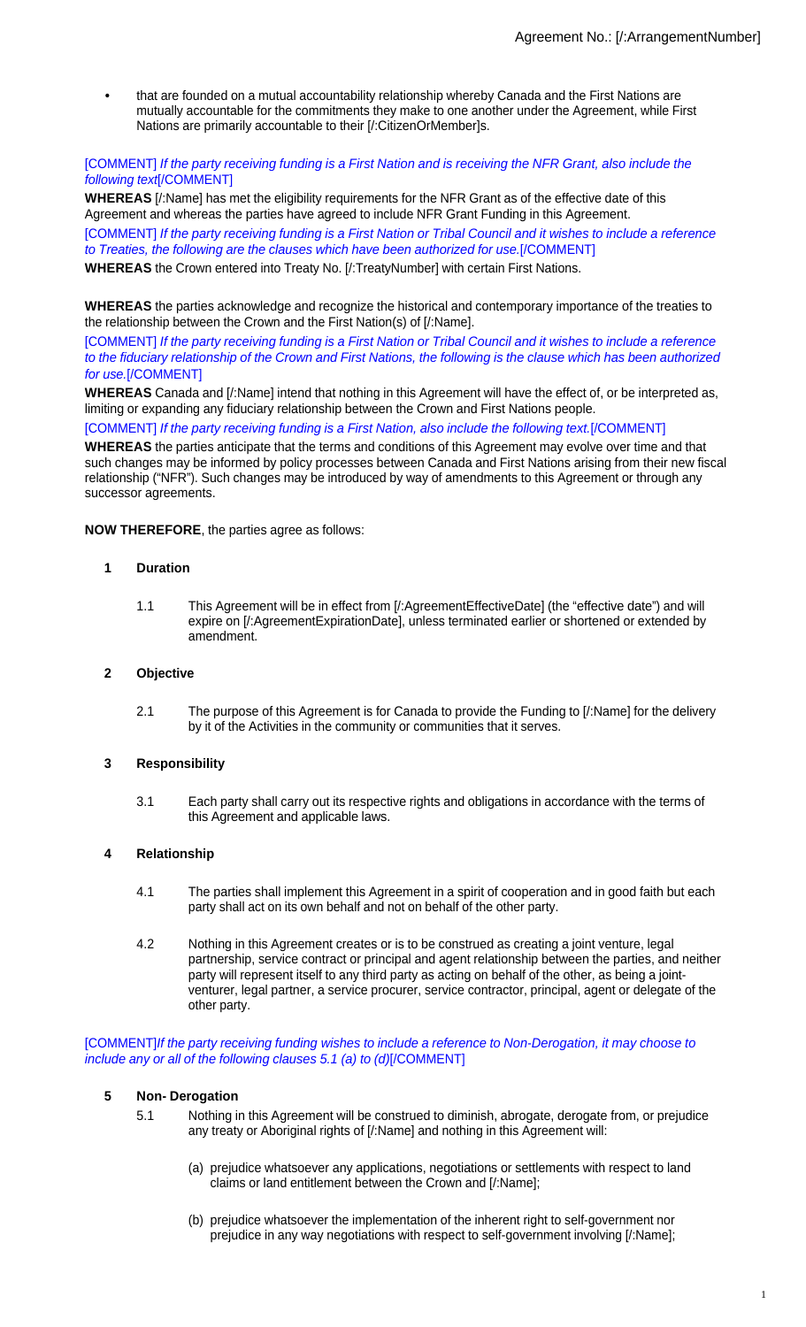- that are founded on a mutual accountability relationship whereby Canada and the First Nations are mutually accountable for the commitments they make to one another under the Agreement, while First Nations are primarily accountable to their [/:CitizenOrMember]s.

[COMMENT] *If the party receiving funding is a First Nation and is receiving the NFR Grant, also include the following text*[/COMMENT]

**WHEREAS** [/:Name] has met the eligibility requirements for the NFR Grant as of the effective date of this Agreement and whereas the parties have agreed to include NFR Grant Funding in this Agreement.

[COMMENT] *If the party receiving funding is a First Nation or Tribal Council and it wishes to include a reference to Treaties, the following are the clauses which have been authorized for use.*[/COMMENT]

**WHEREAS** the Crown entered into Treaty No. [/:TreatyNumber] with certain First Nations.

**WHEREAS** the parties acknowledge and recognize the historical and contemporary importance of the treaties to the relationship between the Crown and the First Nation(s) of [/:Name].

[COMMENT] *If the party receiving funding is a First Nation or Tribal Council and it wishes to include a reference to the fiduciary relationship of the Crown and First Nations, the following is the clause which has been authorized for use.*[/COMMENT]

**WHEREAS** Canada and [/:Name] intend that nothing in this Agreement will have the effect of, or be interpreted as, limiting or expanding any fiduciary relationship between the Crown and First Nations people.

[COMMENT] *If the party receiving funding is a First Nation, also include the following text.*[/COMMENT]

**WHEREAS** the parties anticipate that the terms and conditions of this Agreement may evolve over time and that such changes may be informed by policy processes between Canada and First Nations arising from their new fiscal relationship ("NFR"). Such changes may be introduced by way of amendments to this Agreement or through any successor agreements.

**NOW THEREFORE**, the parties agree as follows:

## 1 Duration

1.1 This Agreement will be in effect from [/:AgreementEffectiveDate] (the "effective date") and will expire on [/:AgreementExpirationDate], unless terminated earlier or shortened or extended by amendment.

## 2 Objective

2.1 The purpose of this Agreement is for Canada to provide the Funding to [/:Name] for the delivery by it of the Activities in the community or communities that it serves.

## 3 Responsibility

3.1 Each party shall carry out its respective rights and obligations in accordance with the terms of this Agreement and applicable laws.

## 4 Relationship

4.1 The parties shall implement this Agreement in a spirit of cooperation and in good faith but each party shall act on its own behalf and not on behalf of the other party.

4.2 Nothing in this Agreement creates or is to be construed as creating a joint venture, legal partnership, service contract or principal and agent relationship between the parties, and neither party will represent itself to any third party as acting on behalf of the other, as being a joint-venturer, legal partner, a service procurer, service contractor, principal, agent or delegate of the other party.

[COMMENT]*If the party receiving funding wishes to include a reference to Non-Derogation, it may choose to include any or all of the following clauses 5.1 (a) to (d)*[/COMMENT]

## 5 Non- Derogation

5.1 Nothing in this Agreement will be construed to diminish, abrogate, derogate from, or prejudice any treaty or Aboriginal rights of [/:Name] and nothing in this Agreement will:

(a) prejudice whatsoever any applications, negotiations or settlements with respect to land claims or land entitlement between the Crown and [/:Name];

(b) prejudice whatsoever the implementation of the inherent right to self-government nor prejudice in any way negotiations with respect to self-government involving [/:Name];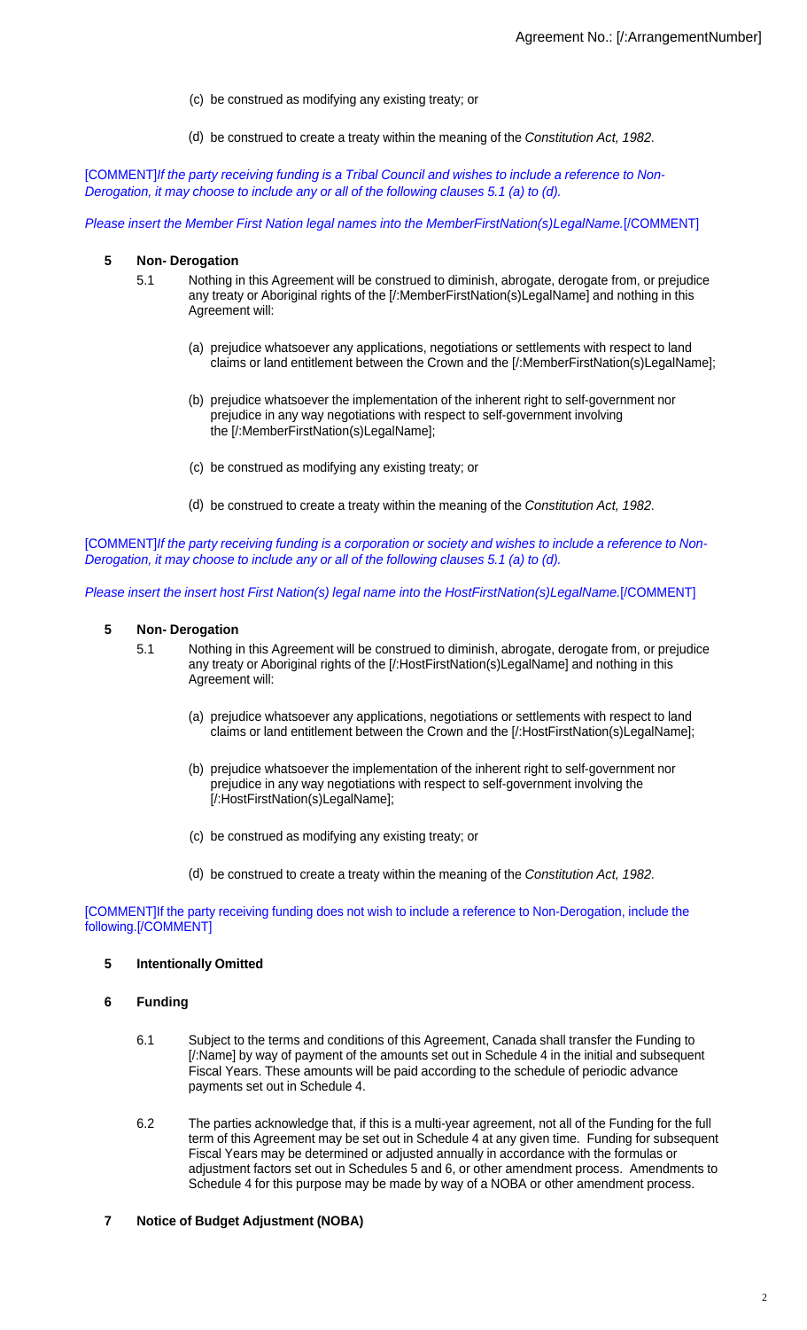(c) be construed as modifying any existing treaty; or

(d) be construed to create a treaty within the meaning of the *Constitution Act, 1982*.

[COMMENT]*If the party receiving funding is a Tribal Council and wishes to include a reference to Non-Derogation, it may choose to include any or all of the following clauses 5.1 (a) to (d).*

*Please insert the Member First Nation legal names into the MemberFirstNation(s)LegalName.*[/COMMENT]

## 5 Non- Derogation

5.1 Nothing in this Agreement will be construed to diminish, abrogate, derogate from, or prejudice any treaty or Aboriginal rights of the [/:MemberFirstNation(s)LegalName] and nothing in this Agreement will:

(a) prejudice whatsoever any applications, negotiations or settlements with respect to land claims or land entitlement between the Crown and the [/:MemberFirstNation(s)LegalName];

(b) prejudice whatsoever the implementation of the inherent right to self-government nor prejudice in any way negotiations with respect to self-government involving the [/:MemberFirstNation(s)LegalName];

(c) be construed as modifying any existing treaty; or

(d) be construed to create a treaty within the meaning of the *Constitution Act, 1982*.

[COMMENT]*If the party receiving funding is a corporation or society and wishes to include a reference to Non-Derogation, it may choose to include any or all of the following clauses 5.1 (a) to (d).*

*Please insert the insert host First Nation(s) legal name into the HostFirstNation(s)LegalName.*[/COMMENT]

## 5 Non- Derogation

5.1 Nothing in this Agreement will be construed to diminish, abrogate, derogate from, or prejudice any treaty or Aboriginal rights of the [/:HostFirstNation(s)LegalName] and nothing in this Agreement will:

(a) prejudice whatsoever any applications, negotiations or settlements with respect to land claims or land entitlement between the Crown and the [/:HostFirstNation(s)LegalName];

(b) prejudice whatsoever the implementation of the inherent right to self-government nor prejudice in any way negotiations with respect to self-government involving the [/:HostFirstNation(s)LegalName];

(c) be construed as modifying any existing treaty; or

(d) be construed to create a treaty within the meaning of the *Constitution Act, 1982*.

[COMMENT]If the party receiving funding does not wish to include a reference to Non-Derogation, include the following.[/COMMENT]

## 5 Intentionally Omitted

## 6 Funding

6.1 Subject to the terms and conditions of this Agreement, Canada shall transfer the Funding to [/:Name] by way of payment of the amounts set out in Schedule 4 in the initial and subsequent Fiscal Years. These amounts will be paid according to the schedule of periodic advance payments set out in Schedule 4.

6.2 The parties acknowledge that, if this is a multi-year agreement, not all of the Funding for the full term of this Agreement may be set out in Schedule 4 at any given time. Funding for subsequent Fiscal Years may be determined or adjusted annually in accordance with the formulas or adjustment factors set out in Schedules 5 and 6, or other amendment process. Amendments to Schedule 4 for this purpose may be made by way of a NOBA or other amendment process.

## 7 Notice of Budget Adjustment (NOBA)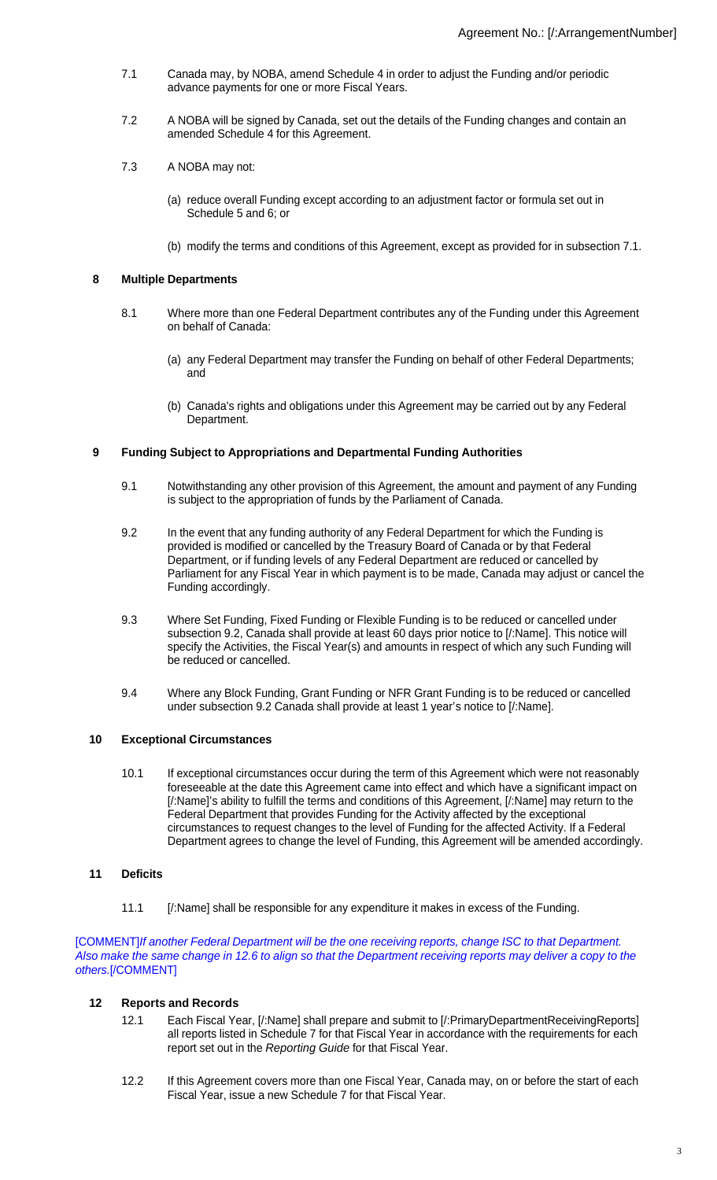7.1 Canada may, by NOBA, amend Schedule 4 in order to adjust the Funding and/or periodic advance payments for one or more Fiscal Years.

7.2 A NOBA will be signed by Canada, set out the details of the Funding changes and contain an amended Schedule 4 for this Agreement.

7.3 A NOBA may not:

(a) reduce overall Funding except according to an adjustment factor or formula set out in Schedule 5 and 6; or

(b) modify the terms and conditions of this Agreement, except as provided for in subsection 7.1.

## 8 Multiple Departments

8.1 Where more than one Federal Department contributes any of the Funding under this Agreement on behalf of Canada:

(a) any Federal Department may transfer the Funding on behalf of other Federal Departments; and

(b) Canada's rights and obligations under this Agreement may be carried out by any Federal Department.

## 9 Funding Subject to Appropriations and Departmental Funding Authorities

9.1 Notwithstanding any other provision of this Agreement, the amount and payment of any Funding is subject to the appropriation of funds by the Parliament of Canada.

9.2 In the event that any funding authority of any Federal Department for which the Funding is provided is modified or cancelled by the Treasury Board of Canada or by that Federal Department, or if funding levels of any Federal Department are reduced or cancelled by Parliament for any Fiscal Year in which payment is to be made, Canada may adjust or cancel the Funding accordingly.

9.3 Where Set Funding, Fixed Funding or Flexible Funding is to be reduced or cancelled under subsection 9.2, Canada shall provide at least 60 days prior notice to [/:Name]. This notice will specify the Activities, the Fiscal Year(s) and amounts in respect of which any such Funding will be reduced or cancelled.

9.4 Where any Block Funding, Grant Funding or NFR Grant Funding is to be reduced or cancelled under subsection 9.2 Canada shall provide at least 1 year's notice to [/:Name].

## 10 Exceptional Circumstances

10.1 If exceptional circumstances occur during the term of this Agreement which were not reasonably foreseeable at the date this Agreement came into effect and which have a significant impact on [/:Name]'s ability to fulfill the terms and conditions of this Agreement, [/:Name] may return to the Federal Department that provides Funding for the Activity affected by the exceptional circumstances to request changes to the level of Funding for the affected Activity. If a Federal Department agrees to change the level of Funding, this Agreement will be amended accordingly.

## 11 Deficits

11.1 [/:Name] shall be responsible for any expenditure it makes in excess of the Funding.

[COMMENT]*If another Federal Department will be the one receiving reports, change ISC to that Department. Also make the same change in 12.6 to align so that the Department receiving reports may deliver a copy to the others.*[/COMMENT]

## 12 Reports and Records

12.1 Each Fiscal Year, [/:Name] shall prepare and submit to [/:PrimaryDepartmentReceivingReports] all reports listed in Schedule 7 for that Fiscal Year in accordance with the requirements for each report set out in the *Reporting Guide* for that Fiscal Year.

12.2 If this Agreement covers more than one Fiscal Year, Canada may, on or before the start of each Fiscal Year, issue a new Schedule 7 for that Fiscal Year.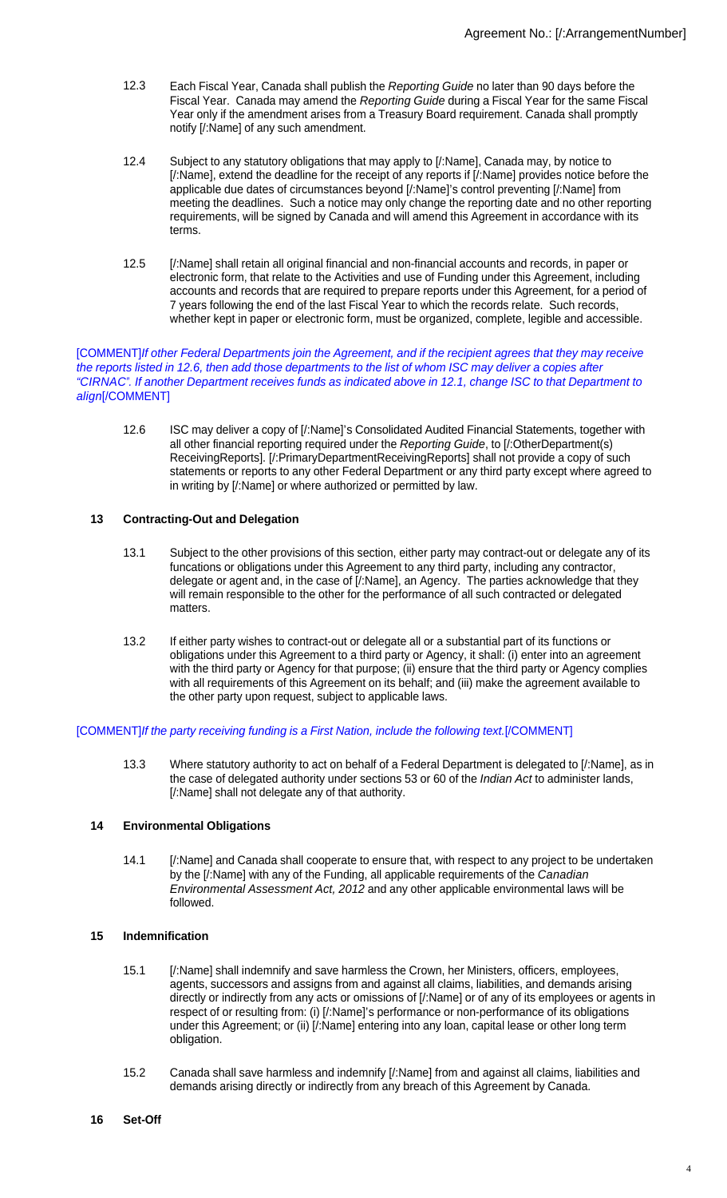12.3 Each Fiscal Year, Canada shall publish the *Reporting Guide* no later than 90 days before the Fiscal Year. Canada may amend the *Reporting Guide* during a Fiscal Year for the same Fiscal Year only if the amendment arises from a Treasury Board requirement. Canada shall promptly notify [/:Name] of any such amendment.

12.4 Subject to any statutory obligations that may apply to [/:Name], Canada may, by notice to [/:Name], extend the deadline for the receipt of any reports if [/:Name] provides notice before the applicable due dates of circumstances beyond [/:Name]'s control preventing [/:Name] from meeting the deadlines. Such a notice may only change the reporting date and no other reporting requirements, will be signed by Canada and will amend this Agreement in accordance with its terms.

12.5 [/:Name] shall retain all original financial and non-financial accounts and records, in paper or electronic form, that relate to the Activities and use of Funding under this Agreement, including accounts and records that are required to prepare reports under this Agreement, for a period of 7 years following the end of the last Fiscal Year to which the records relate. Such records, whether kept in paper or electronic form, must be organized, complete, legible and accessible.

[COMMENT]*If other Federal Departments join the Agreement, and if the recipient agrees that they may receive the reports listed in 12.6, then add those departments to the list of whom ISC may deliver a copies after "CIRNAC". If another Department receives funds as indicated above in 12.1, change ISC to that Department to align*[/COMMENT]

12.6 ISC may deliver a copy of [/:Name]'s Consolidated Audited Financial Statements, together with all other financial reporting required under the *Reporting Guide*, to [/:OtherDepartment(s) ReceivingReports]. [/:PrimaryDepartmentReceivingReports] shall not provide a copy of such statements or reports to any other Federal Department or any third party except where agreed to in writing by [/:Name] or where authorized or permitted by law.

## 13 Contracting-Out and Delegation

13.1 Subject to the other provisions of this section, either party may contract-out or delegate any of its funcations or obligations under this Agreement to any third party, including any contractor, delegate or agent and, in the case of [/:Name], an Agency. The parties acknowledge that they will remain responsible to the other for the performance of all such contracted or delegated matters.

13.2 If either party wishes to contract-out or delegate all or a substantial part of its functions or obligations under this Agreement to a third party or Agency, it shall: (i) enter into an agreement with the third party or Agency for that purpose; (ii) ensure that the third party or Agency complies with all requirements of this Agreement on its behalf; and (iii) make the agreement available to the other party upon request, subject to applicable laws.

[COMMENT]*If the party receiving funding is a First Nation, include the following text.*[/COMMENT]

13.3 Where statutory authority to act on behalf of a Federal Department is delegated to [/:Name], as in the case of delegated authority under sections 53 or 60 of the *Indian Act* to administer lands, [/:Name] shall not delegate any of that authority.

## 14 Environmental Obligations

14.1 [/:Name] and Canada shall cooperate to ensure that, with respect to any project to be undertaken by the [/:Name] with any of the Funding, all applicable requirements of the *Canadian Environmental Assessment Act, 2012* and any other applicable environmental laws will be followed.

## 15 Indemnification

15.1 [/:Name] shall indemnify and save harmless the Crown, her Ministers, officers, employees, agents, successors and assigns from and against all claims, liabilities, and demands arising directly or indirectly from any acts or omissions of [/:Name] or of any of its employees or agents in respect of or resulting from: (i) [/:Name]'s performance or non-performance of its obligations under this Agreement; or (ii) [/:Name] entering into any loan, capital lease or other long term obligation.

15.2 Canada shall save harmless and indemnify [/:Name] from and against all claims, liabilities and demands arising directly or indirectly from any breach of this Agreement by Canada.

## 16 Set-Off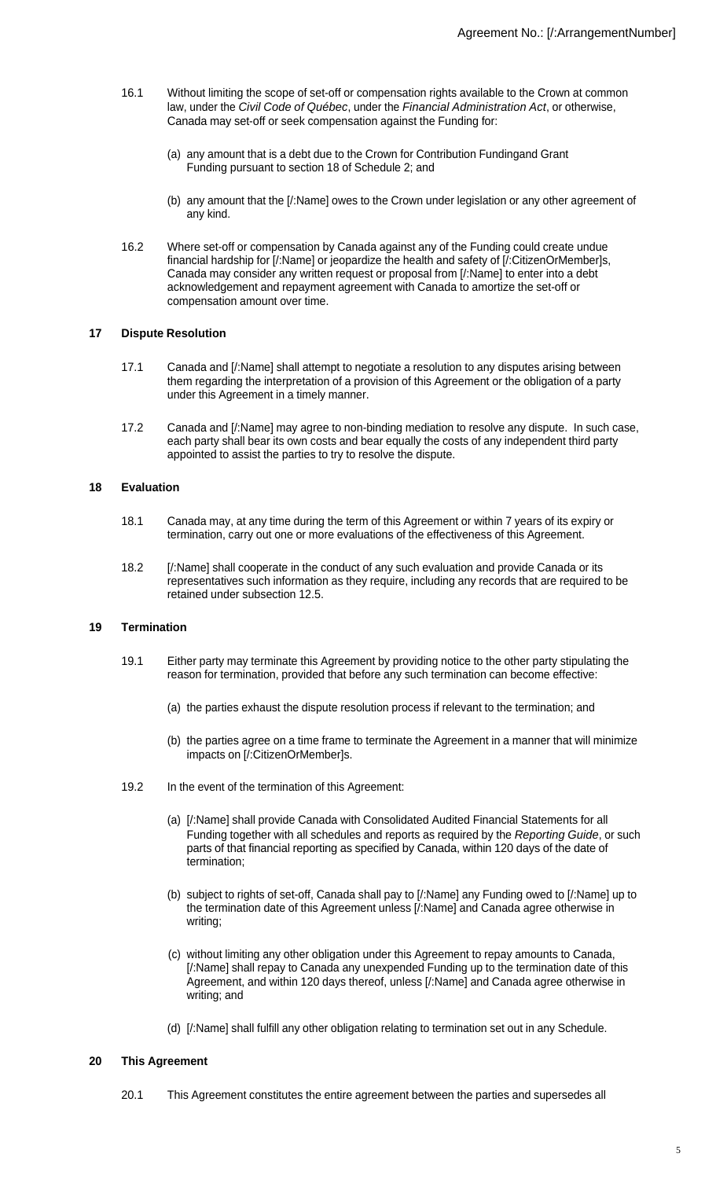16.1 Without limiting the scope of set-off or compensation rights available to the Crown at common law, under the *Civil Code of Québec*, under the *Financial Administration Act*, or otherwise, Canada may set-off or seek compensation against the Funding for:

(a) any amount that is a debt due to the Crown for Contribution Fundingand Grant Funding pursuant to section 18 of Schedule 2; and

(b) any amount that the [/:Name] owes to the Crown under legislation or any other agreement of any kind.

16.2 Where set-off or compensation by Canada against any of the Funding could create undue financial hardship for [/:Name] or jeopardize the health and safety of [/:CitizenOrMember]s, Canada may consider any written request or proposal from [/:Name] to enter into a debt acknowledgement and repayment agreement with Canada to amortize the set-off or compensation amount over time.

## 17 Dispute Resolution

17.1 Canada and [/:Name] shall attempt to negotiate a resolution to any disputes arising between them regarding the interpretation of a provision of this Agreement or the obligation of a party under this Agreement in a timely manner.

17.2 Canada and [/:Name] may agree to non-binding mediation to resolve any dispute. In such case, each party shall bear its own costs and bear equally the costs of any independent third party appointed to assist the parties to try to resolve the dispute.

## 18 Evaluation

18.1 Canada may, at any time during the term of this Agreement or within 7 years of its expiry or termination, carry out one or more evaluations of the effectiveness of this Agreement.

18.2 [/:Name] shall cooperate in the conduct of any such evaluation and provide Canada or its representatives such information as they require, including any records that are required to be retained under subsection 12.5.

## 19 Termination

19.1 Either party may terminate this Agreement by providing notice to the other party stipulating the reason for termination, provided that before any such termination can become effective:

(a) the parties exhaust the dispute resolution process if relevant to the termination; and

(b) the parties agree on a time frame to terminate the Agreement in a manner that will minimize impacts on [/:CitizenOrMember]s.

19.2 In the event of the termination of this Agreement:

(a) [/:Name] shall provide Canada with Consolidated Audited Financial Statements for all Funding together with all schedules and reports as required by the *Reporting Guide*, or such parts of that financial reporting as specified by Canada, within 120 days of the date of termination;

(b) subject to rights of set-off, Canada shall pay to [/:Name] any Funding owed to [/:Name] up to the termination date of this Agreement unless [/:Name] and Canada agree otherwise in writing;

(c) without limiting any other obligation under this Agreement to repay amounts to Canada, [/:Name] shall repay to Canada any unexpended Funding up to the termination date of this Agreement, and within 120 days thereof, unless [/:Name] and Canada agree otherwise in writing; and

(d) [/:Name] shall fulfill any other obligation relating to termination set out in any Schedule.

## 20 This Agreement

20.1 This Agreement constitutes the entire agreement between the parties and supersedes all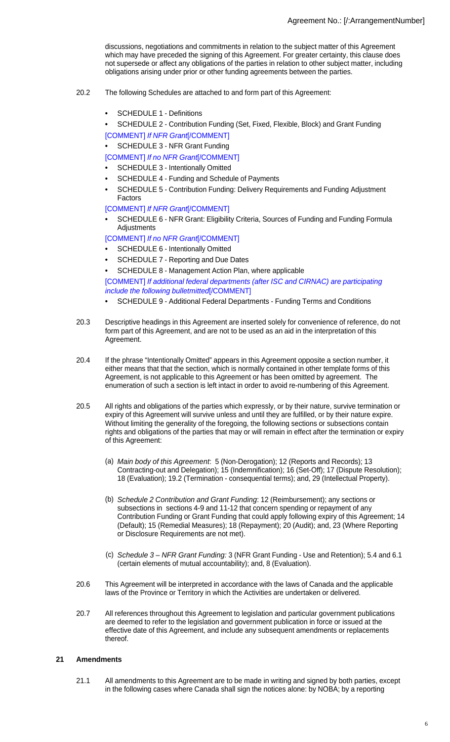discussions, negotiations and commitments in relation to the subject matter of this Agreement which may have preceded the signing of this Agreement. For greater certainty, this clause does not supersede or affect any obligations of the parties in relation to other subject matter, including obligations arising under prior or other funding agreements between the parties.

20.2 The following Schedules are attached to and form part of this Agreement:

- SCHEDULE 1 - Definitions
- SCHEDULE 2 - Contribution Funding (Set, Fixed, Flexible, Block) and Grant Funding

[COMMENT] *If NFR Grant*[/COMMENT]

- SCHEDULE 3 - NFR Grant Funding

[COMMENT] *If no NFR Grant*[/COMMENT]

- SCHEDULE 3 - Intentionally Omitted
- SCHEDULE 4 - Funding and Schedule of Payments
- SCHEDULE 5 - Contribution Funding: Delivery Requirements and Funding Adjustment Factors

[COMMENT] *If NFR Grant*[/COMMENT]

- SCHEDULE 6 - NFR Grant: Eligibility Criteria, Sources of Funding and Funding Formula Adjustments

[COMMENT] *If no NFR Grant*[/COMMENT]

- SCHEDULE 6 - Intentionally Omitted
- SCHEDULE 7 - Reporting and Due Dates
- SCHEDULE 8 - Management Action Plan, where applicable

[COMMENT] *If additional federal departments (after ISC and CIRNAC) are participating include the following bulletmitted*[/COMMENT]

- SCHEDULE 9 - Additional Federal Departments - Funding Terms and Conditions

20.3 Descriptive headings in this Agreement are inserted solely for convenience of reference, do not form part of this Agreement, and are not to be used as an aid in the interpretation of this Agreement.

20.4 If the phrase "Intentionally Omitted" appears in this Agreement opposite a section number, it either means that that the section, which is normally contained in other template forms of this Agreement, is not applicable to this Agreement or has been omitted by agreement. The enumeration of such a section is left intact in order to avoid re-numbering of this Agreement.

20.5 All rights and obligations of the parties which expressly, or by their nature, survive termination or expiry of this Agreement will survive unless and until they are fulfilled, or by their nature expire. Without limiting the generality of the foregoing, the following sections or subsections contain rights and obligations of the parties that may or will remain in effect after the termination or expiry of this Agreement:

(a) *Main body of this Agreement*: 5 (Non-Derogation); 12 (Reports and Records); 13 Contracting-out and Delegation); 15 (Indemnification); 16 (Set-Off); 17 (Dispute Resolution); 18 (Evaluation); 19.2 (Termination - consequential terms); and, 29 (Intellectual Property).

(b) *Schedule 2 Contribution and Grant Funding*: 12 (Reimbursement); any sections or subsections in sections 4-9 and 11-12 that concern spending or repayment of any Contribution Funding or Grant Funding that could apply following expiry of this Agreement; 14 (Default); 15 (Remedial Measures); 18 (Repayment); 20 (Audit); and, 23 (Where Reporting or Disclosure Requirements are not met).

(c) *Schedule 3 – NFR Grant Funding:* 3 (NFR Grant Funding - Use and Retention); 5.4 and 6.1 (certain elements of mutual accountability); and, 8 (Evaluation).

20.6 This Agreement will be interpreted in accordance with the laws of Canada and the applicable laws of the Province or Territory in which the Activities are undertaken or delivered.

20.7 All references throughout this Agreement to legislation and particular government publications are deemed to refer to the legislation and government publication in force or issued at the effective date of this Agreement, and include any subsequent amendments or replacements thereof.

## 21 Amendments

21.1 All amendments to this Agreement are to be made in writing and signed by both parties, except in the following cases where Canada shall sign the notices alone: by NOBA; by a reporting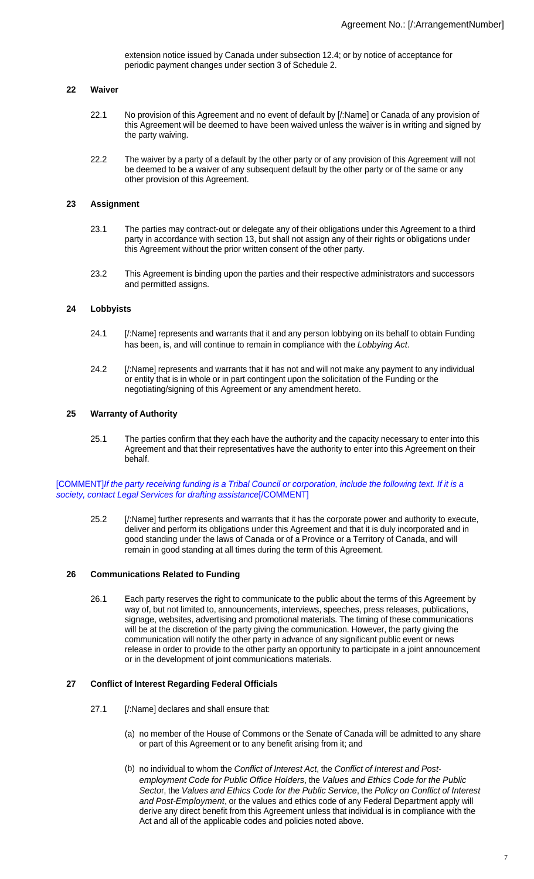extension notice issued by Canada under subsection 12.4; or by notice of acceptance for periodic payment changes under section 3 of Schedule 2.

## 22 Waiver

22.1 No provision of this Agreement and no event of default by [/:Name] or Canada of any provision of this Agreement will be deemed to have been waived unless the waiver is in writing and signed by the party waiving.

22.2 The waiver by a party of a default by the other party or of any provision of this Agreement will not be deemed to be a waiver of any subsequent default by the other party or of the same or any other provision of this Agreement.

## 23 Assignment

23.1 The parties may contract-out or delegate any of their obligations under this Agreement to a third party in accordance with section 13, but shall not assign any of their rights or obligations under this Agreement without the prior written consent of the other party.

23.2 This Agreement is binding upon the parties and their respective administrators and successors and permitted assigns.

## 24 Lobbyists

24.1 [/:Name] represents and warrants that it and any person lobbying on its behalf to obtain Funding has been, is, and will continue to remain in compliance with the *Lobbying Act*.

24.2 [/:Name] represents and warrants that it has not and will not make any payment to any individual or entity that is in whole or in part contingent upon the solicitation of the Funding or the negotiating/signing of this Agreement or any amendment hereto.

## 25 Warranty of Authority

25.1 The parties confirm that they each have the authority and the capacity necessary to enter into this Agreement and that their representatives have the authority to enter into this Agreement on their behalf.

[COMMENT]*If the party receiving funding is a Tribal Council or corporation, include the following text. If it is a society, contact Legal Services for drafting assistance*[/COMMENT]

25.2 [/:Name] further represents and warrants that it has the corporate power and authority to execute, deliver and perform its obligations under this Agreement and that it is duly incorporated and in good standing under the laws of Canada or of a Province or a Territory of Canada, and will remain in good standing at all times during the term of this Agreement.

## 26 Communications Related to Funding

26.1 Each party reserves the right to communicate to the public about the terms of this Agreement by way of, but not limited to, announcements, interviews, speeches, press releases, publications, signage, websites, advertising and promotional materials. The timing of these communications will be at the discretion of the party giving the communication. However, the party giving the communication will notify the other party in advance of any significant public event or news release in order to provide to the other party an opportunity to participate in a joint announcement or in the development of joint communications materials.

## 27 Conflict of Interest Regarding Federal Officials

27.1 [/:Name] declares and shall ensure that:

(a) no member of the House of Commons or the Senate of Canada will be admitted to any share or part of this Agreement or to any benefit arising from it; and

(b) no individual to whom the *Conflict of Interest Act*, the *Conflict of Interest and Post-employment Code for Public Office Holders*, the *Values and Ethics Code for the Public Sector*, the *Values and Ethics Code for the Public Service*, the *Policy on Conflict of Interest and Post-Employment*, or the values and ethics code of any Federal Department apply will derive any direct benefit from this Agreement unless that individual is in compliance with the Act and all of the applicable codes and policies noted above.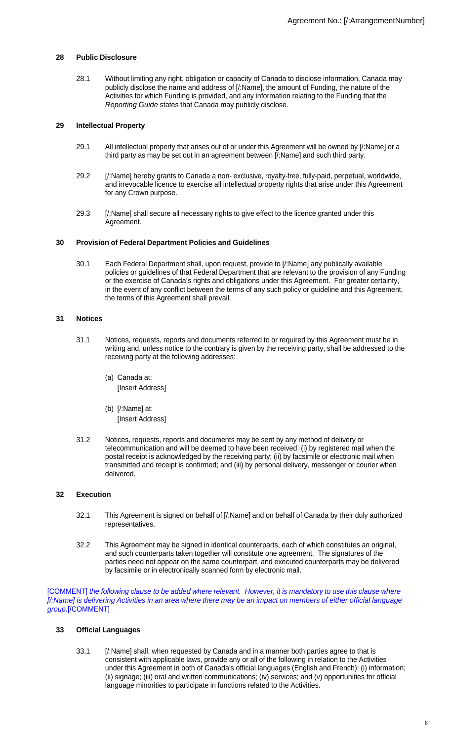## 28 Public Disclosure

28.1 Without limiting any right, obligation or capacity of Canada to disclose information, Canada may publicly disclose the name and address of [/:Name], the amount of Funding, the nature of the Activities for which Funding is provided, and any information relating to the Funding that the *Reporting Guide* states that Canada may publicly disclose.

## 29 Intellectual Property

29.1 All intellectual property that arises out of or under this Agreement will be owned by [/:Name] or a third party as may be set out in an agreement between [/:Name] and such third party.

29.2 [/:Name] hereby grants to Canada a non- exclusive, royalty-free, fully-paid, perpetual, worldwide, and irrevocable licence to exercise all intellectual property rights that arise under this Agreement for any Crown purpose.

29.3 [/:Name] shall secure all necessary rights to give effect to the licence granted under this Agreement.

## 30 Provision of Federal Department Policies and Guidelines

30.1 Each Federal Department shall, upon request, provide to [/:Name] any publically available policies or guidelines of that Federal Department that are relevant to the provision of any Funding or the exercise of Canada's rights and obligations under this Agreement. For greater certainty, in the event of any conflict between the terms of any such policy or guideline and this Agreement, the terms of this Agreement shall prevail.

## 31 Notices

31.1 Notices, requests, reports and documents referred to or required by this Agreement must be in writing and, unless notice to the contrary is given by the receiving party, shall be addressed to the receiving party at the following addresses:

(a) Canada at:
[Insert Address]

(b) [/:Name] at:
[Insert Address]

31.2 Notices, requests, reports and documents may be sent by any method of delivery or telecommunication and will be deemed to have been received: (i) by registered mail when the postal receipt is acknowledged by the receiving party; (ii) by facsimile or electronic mail when transmitted and receipt is confirmed; and (iii) by personal delivery, messenger or courier when delivered.

## 32 Execution

32.1 This Agreement is signed on behalf of [/:Name] and on behalf of Canada by their duly authorized representatives.

32.2 This Agreement may be signed in identical counterparts, each of which constitutes an original, and such counterparts taken together will constitute one agreement. The signatures of the parties need not appear on the same counterpart, and executed counterparts may be delivered by facsimile or in electronically scanned form by electronic mail.

[COMMENT] *the following clause to be added where relevant. However, it is mandatory to use this clause where [/:Name] is delivering Activities in an area where there may be an impact on members of either official language group.*[/COMMENT]

## 33 Official Languages

33.1 [/:Name] shall, when requested by Canada and in a manner both parties agree to that is consistent with applicable laws, provide any or all of the following in relation to the Activities under this Agreement in both of Canada's official languages (English and French): (i) information; (ii) signage; (iii) oral and written communications; (iv) services; and (v) opportunities for official language minorities to participate in functions related to the Activities.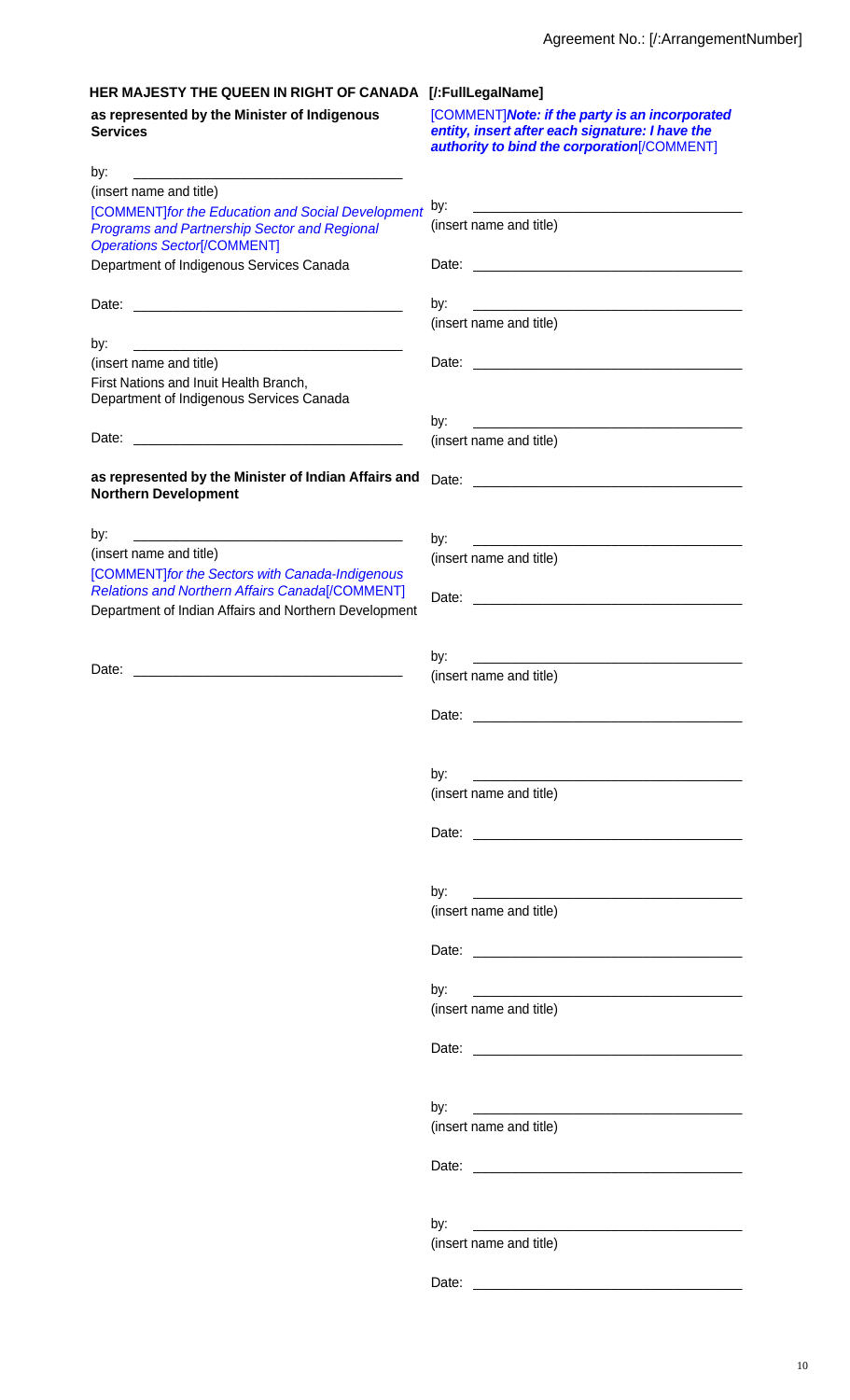Agreement No.: [/:ArrangementNumber]

**HER MAJESTY THE QUEEN IN RIGHT OF CANADA**

**as represented by the Minister of Indigenous Services**

by: ______________________________

(insert name and title)

[COMMENT]*for the Education and Social Development Programs and Partnership Sector and Regional Operations Sector*[/COMMENT]

Department of Indigenous Services Canada

Date: ______________________________

by: ______________________________

(insert name and title)

First Nations and Inuit Health Branch, Department of Indigenous Services Canada

Date: ______________________________

**as represented by the Minister of Indian Affairs and Northern Development**

by: ______________________________

(insert name and title)

[COMMENT]*for the Sectors with Canada-Indigenous Relations and Northern Affairs Canada*[/COMMENT]

Department of Indian Affairs and Northern Development

Date: ______________________________

**[/:FullLegalName]**

[COMMENT]***Note: if the party is an incorporated entity, insert after each signature: I have the authority to bind the corporation***[/COMMENT]

by: ______________________________

(insert name and title)

Date: ______________________________

by: ______________________________

(insert name and title)

Date: ______________________________

by: ______________________________

(insert name and title)

Date: ______________________________

by: ______________________________

(insert name and title)

Date: ______________________________

by: ______________________________

(insert name and title)

Date: ______________________________

by: ______________________________

(insert name and title)

Date: ______________________________

by: ______________________________

(insert name and title)

Date: ______________________________

by: ______________________________

(insert name and title)

Date: ______________________________

by: ______________________________

(insert name and title)

Date: ______________________________

by: ______________________________

(insert name and title)

Date: ______________________________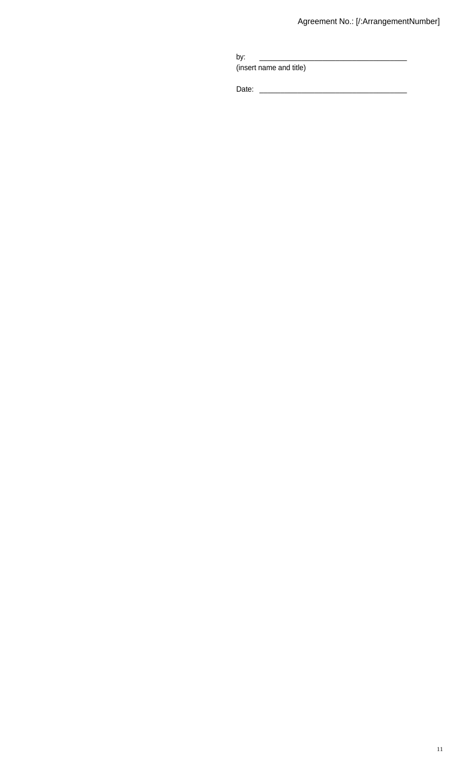by: \_\_\_\_\_\_\_\_\_\_\_\_\_\_\_\_\_\_\_\_\_\_\_\_\_\_\_\_\_\_\_\_\_\_\_\_
(insert name and title)

Date: \_\_\_\_\_\_\_\_\_\_\_\_\_\_\_\_\_\_\_\_\_\_\_\_\_\_\_\_\_\_\_\_\_\_\_\_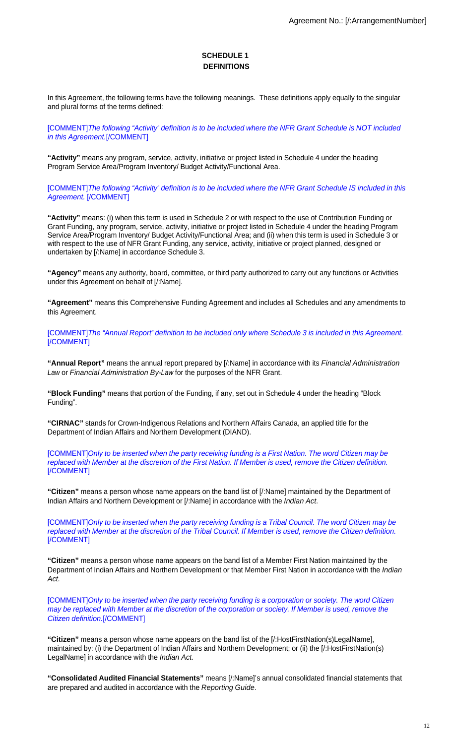# SCHEDULE 1
## DEFINITIONS

In this Agreement, the following terms have the following meanings. These definitions apply equally to the singular and plural forms of the terms defined:

[COMMENT]*The following "Activity" definition is to be included where the NFR Grant Schedule is NOT included in this Agreement.*[/COMMENT]

**"Activity"** means any program, service, activity, initiative or project listed in Schedule 4 under the heading Program Service Area/Program Inventory/ Budget Activity/Functional Area.

[COMMENT]*The following "Activity" definition is to be included where the NFR Grant Schedule IS included in this Agreement.* [/COMMENT]

**"Activity"** means: (i) when this term is used in Schedule 2 or with respect to the use of Contribution Funding or Grant Funding, any program, service, activity, initiative or project listed in Schedule 4 under the heading Program Service Area/Program Inventory/ Budget Activity/Functional Area; and (ii) when this term is used in Schedule 3 or with respect to the use of NFR Grant Funding, any service, activity, initiative or project planned, designed or undertaken by [/:Name] in accordance Schedule 3.

**"Agency"** means any authority, board, committee, or third party authorized to carry out any functions or Activities under this Agreement on behalf of [/:Name].

**"Agreement"** means this Comprehensive Funding Agreement and includes all Schedules and any amendments to this Agreement.

[COMMENT]*The "Annual Report" definition to be included only where Schedule 3 is included in this Agreement.* [/COMMENT]

**"Annual Report"** means the annual report prepared by [/:Name] in accordance with its *Financial Administration Law* or *Financial Administration By-Law* for the purposes of the NFR Grant.

**"Block Funding"** means that portion of the Funding, if any, set out in Schedule 4 under the heading "Block Funding".

**"CIRNAC"** stands for Crown-Indigenous Relations and Northern Affairs Canada, an applied title for the Department of Indian Affairs and Northern Development (DIAND).

[COMMENT]*Only to be inserted when the party receiving funding is a First Nation. The word Citizen may be replaced with Member at the discretion of the First Nation. If Member is used, remove the Citizen definition.* [/COMMENT]

**"Citizen"** means a person whose name appears on the band list of [/:Name] maintained by the Department of Indian Affairs and Northern Development or [/:Name] in accordance with the *Indian Act*.

[COMMENT]*Only to be inserted when the party receiving funding is a Tribal Council. The word Citizen may be replaced with Member at the discretion of the Tribal Council. If Member is used, remove the Citizen definition.* [/COMMENT]

**"Citizen"** means a person whose name appears on the band list of a Member First Nation maintained by the Department of Indian Affairs and Northern Development or that Member First Nation in accordance with the *Indian Act*.

[COMMENT]*Only to be inserted when the party receiving funding is a corporation or society. The word Citizen may be replaced with Member at the discretion of the corporation or society. If Member is used, remove the Citizen definition.*[/COMMENT]

**"Citizen"** means a person whose name appears on the band list of the [/:HostFirstNation(s)LegalName], maintained by: (i) the Department of Indian Affairs and Northern Development; or (ii) the [/:HostFirstNation(s) LegalName] in accordance with the *Indian Act.*

**"Consolidated Audited Financial Statements"** means [/:Name]'s annual consolidated financial statements that are prepared and audited in accordance with the *Reporting Guide*.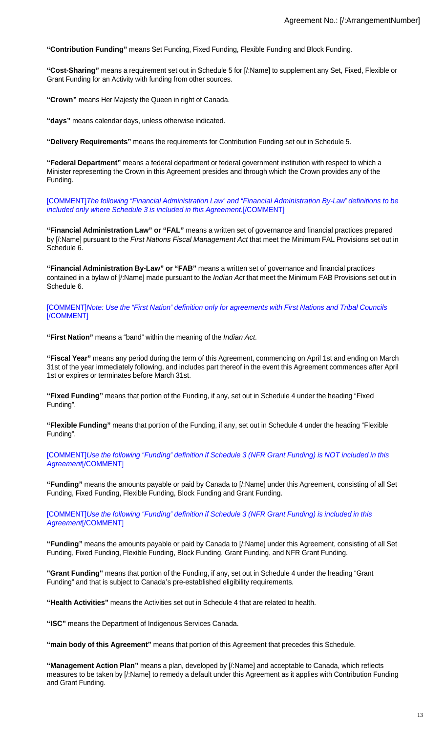**“Contribution Funding”** means Set Funding, Fixed Funding, Flexible Funding and Block Funding.

**“Cost-Sharing”** means a requirement set out in Schedule 5 for [/:Name] to supplement any Set, Fixed, Flexible or Grant Funding for an Activity with funding from other sources.

**“Crown”** means Her Majesty the Queen in right of Canada.

**“days”** means calendar days, unless otherwise indicated.

**“Delivery Requirements”** means the requirements for Contribution Funding set out in Schedule 5.

**“Federal Department”** means a federal department or federal government institution with respect to which a Minister representing the Crown in this Agreement presides and through which the Crown provides any of the Funding.

[COMMENT]*The following “Financial Administration Law” and “Financial Administration By-Law” definitions to be included only where Schedule 3 is included in this Agreement.*[/COMMENT]

**“Financial Administration Law” or “FAL”** means a written set of governance and financial practices prepared by [/:Name] pursuant to the *First Nations Fiscal Management Act* that meet the Minimum FAL Provisions set out in Schedule 6.

**“Financial Administration By-Law” or “FAB”** means a written set of governance and financial practices contained in a bylaw of [/:Name] made pursuant to the *Indian Act* that meet the Minimum FAB Provisions set out in Schedule 6.

[COMMENT]*Note: Use the “First Nation” definition only for agreements with First Nations and Tribal Councils* [/COMMENT]

**“First Nation”** means a “band” within the meaning of the *Indian Act*.

**“Fiscal Year”** means any period during the term of this Agreement, commencing on April 1st and ending on March 31st of the year immediately following, and includes part thereof in the event this Agreement commences after April 1st or expires or terminates before March 31st.

**“Fixed Funding”** means that portion of the Funding, if any, set out in Schedule 4 under the heading “Fixed Funding”.

**“Flexible Funding”** means that portion of the Funding, if any, set out in Schedule 4 under the heading “Flexible Funding”.

[COMMENT]*Use the following “Funding” definition if Schedule 3 (NFR Grant Funding) is NOT included in this Agreement*[/COMMENT]

**“Funding”** means the amounts payable or paid by Canada to [/:Name] under this Agreement, consisting of all Set Funding, Fixed Funding, Flexible Funding, Block Funding and Grant Funding.

[COMMENT]*Use the following “Funding” definition if Schedule 3 (NFR Grant Funding) is included in this Agreement*[/COMMENT]

**“Funding”** means the amounts payable or paid by Canada to [/:Name] under this Agreement, consisting of all Set Funding, Fixed Funding, Flexible Funding, Block Funding, Grant Funding, and NFR Grant Funding.

**"Grant Funding"** means that portion of the Funding, if any, set out in Schedule 4 under the heading “Grant Funding” and that is subject to Canada’s pre-established eligibility requirements.

**“Health Activities”** means the Activities set out in Schedule 4 that are related to health.

**“ISC”** means the Department of Indigenous Services Canada.

**“main body of this Agreement”** means that portion of this Agreement that precedes this Schedule.

**“Management Action Plan”** means a plan, developed by [/:Name] and acceptable to Canada, which reflects measures to be taken by [/:Name] to remedy a default under this Agreement as it applies with Contribution Funding and Grant Funding.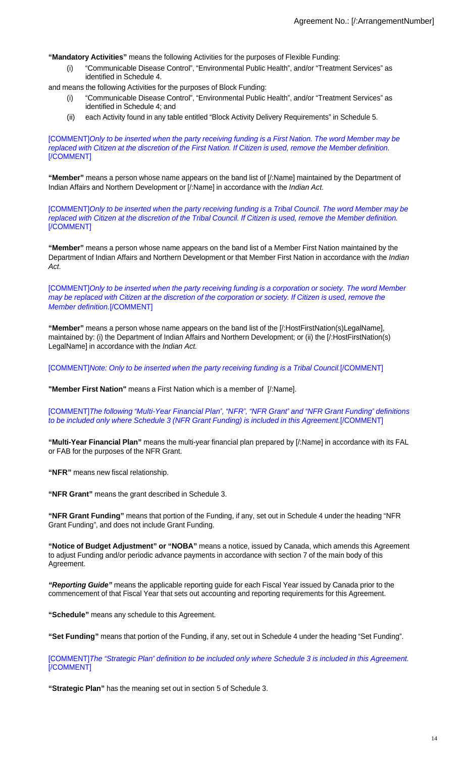**"Mandatory Activities"** means the following Activities for the purposes of Flexible Funding:

(i) "Communicable Disease Control", "Environmental Public Health", and/or "Treatment Services" as identified in Schedule 4.

and means the following Activities for the purposes of Block Funding:

(i) "Communicable Disease Control", "Environmental Public Health", and/or "Treatment Services" as identified in Schedule 4; and

(ii) each Activity found in any table entitled "Block Activity Delivery Requirements" in Schedule 5.

[COMMENT]*Only to be inserted when the party receiving funding is a First Nation. The word Member may be replaced with Citizen at the discretion of the First Nation. If Citizen is used, remove the Member definition.* [/COMMENT]

**"Member"** means a person whose name appears on the band list of [/:Name] maintained by the Department of Indian Affairs and Northern Development or [/:Name] in accordance with the *Indian Act*.

[COMMENT]*Only to be inserted when the party receiving funding is a Tribal Council. The word Member may be replaced with Citizen at the discretion of the Tribal Council. If Citizen is used, remove the Member definition.* [/COMMENT]

**"Member"** means a person whose name appears on the band list of a Member First Nation maintained by the Department of Indian Affairs and Northern Development or that Member First Nation in accordance with the *Indian Act*.

[COMMENT]*Only to be inserted when the party receiving funding is a corporation or society. The word Member may be replaced with Citizen at the discretion of the corporation or society. If Citizen is used, remove the Member definition.*[/COMMENT]

**"Member"** means a person whose name appears on the band list of the [/:HostFirstNation(s)LegalName], maintained by: (i) the Department of Indian Affairs and Northern Development; or (ii) the [/:HostFirstNation(s) LegalName] in accordance with the *Indian Act.*

[COMMENT]*Note: Only to be inserted when the party receiving funding is a Tribal Council.*[/COMMENT]

**"Member First Nation"** means a First Nation which is a member of [/:Name].

[COMMENT]*The following "Multi-Year Financial Plan", "NFR", "NFR Grant" and "NFR Grant Funding" definitions to be included only where Schedule 3 (NFR Grant Funding) is included in this Agreement.*[/COMMENT]

**"Multi-Year Financial Plan"** means the multi-year financial plan prepared by [/:Name] in accordance with its FAL or FAB for the purposes of the NFR Grant.

**"NFR"** means new fiscal relationship.

**"NFR Grant"** means the grant described in Schedule 3.

**"NFR Grant Funding"** means that portion of the Funding, if any, set out in Schedule 4 under the heading "NFR Grant Funding", and does not include Grant Funding.

**"Notice of Budget Adjustment" or "NOBA"** means a notice, issued by Canada, which amends this Agreement to adjust Funding and/or periodic advance payments in accordance with section 7 of the main body of this Agreement.

***"Reporting Guide"*** means the applicable reporting guide for each Fiscal Year issued by Canada prior to the commencement of that Fiscal Year that sets out accounting and reporting requirements for this Agreement.

**"Schedule"** means any schedule to this Agreement.

**"Set Funding"** means that portion of the Funding, if any, set out in Schedule 4 under the heading "Set Funding".

[COMMENT]*The "Strategic Plan" definition to be included only where Schedule 3 is included in this Agreement.* [/COMMENT]

**"Strategic Plan"** has the meaning set out in section 5 of Schedule 3.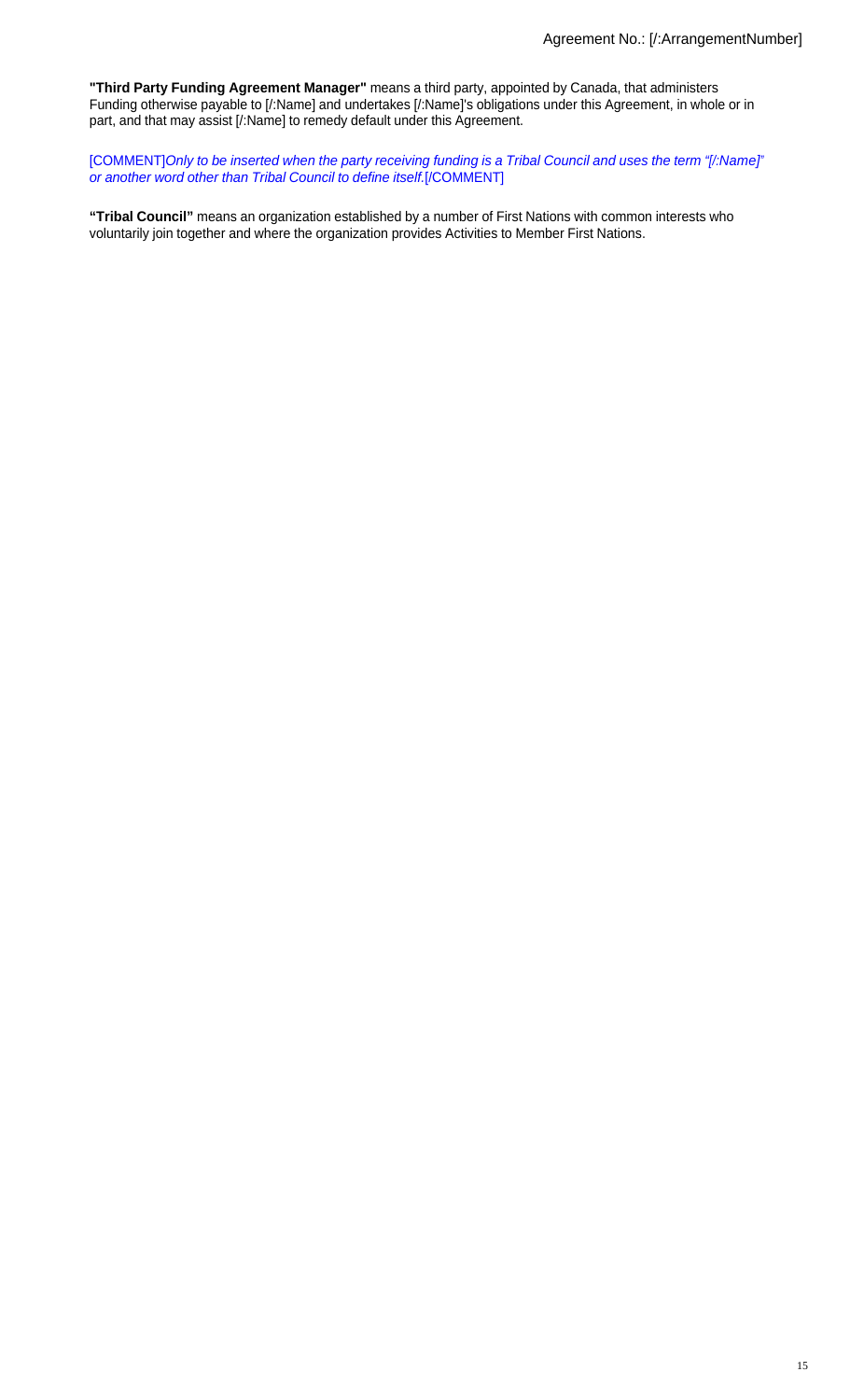**"Third Party Funding Agreement Manager"** means a third party, appointed by Canada, that administers Funding otherwise payable to [/:Name] and undertakes [/:Name]'s obligations under this Agreement, in whole or in part, and that may assist [/:Name] to remedy default under this Agreement.

[COMMENT]*Only to be inserted when the party receiving funding is a Tribal Council and uses the term "[/:Name]" or another word other than Tribal Council to define itself.*[/COMMENT]

**"Tribal Council"** means an organization established by a number of First Nations with common interests who voluntarily join together and where the organization provides Activities to Member First Nations.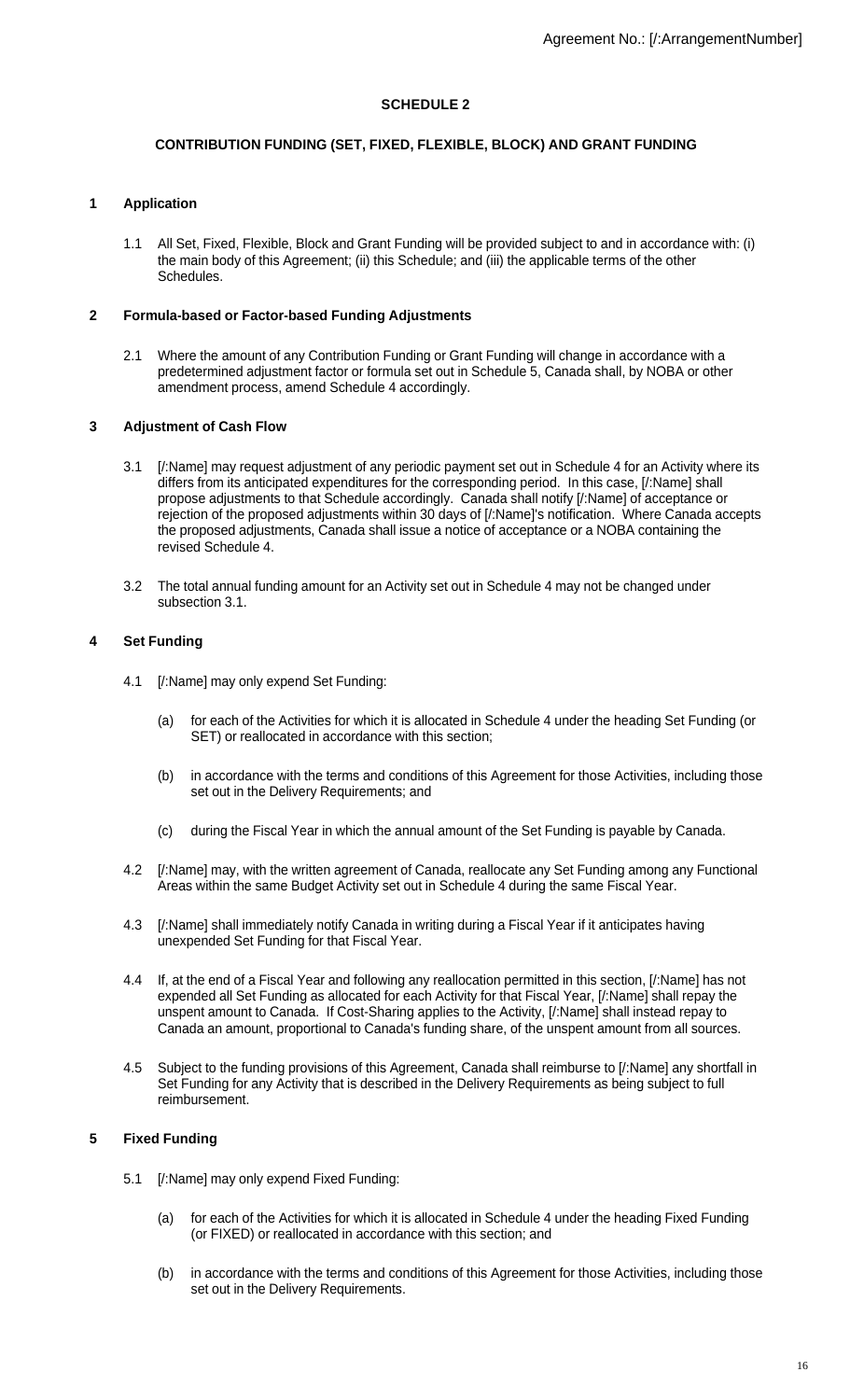# SCHEDULE 2

## CONTRIBUTION FUNDING (SET, FIXED, FLEXIBLE, BLOCK) AND GRANT FUNDING

### 1 Application

1.1 All Set, Fixed, Flexible, Block and Grant Funding will be provided subject to and in accordance with: (i) the main body of this Agreement; (ii) this Schedule; and (iii) the applicable terms of the other Schedules.

### 2 Formula-based or Factor-based Funding Adjustments

2.1 Where the amount of any Contribution Funding or Grant Funding will change in accordance with a predetermined adjustment factor or formula set out in Schedule 5, Canada shall, by NOBA or other amendment process, amend Schedule 4 accordingly.

### 3 Adjustment of Cash Flow

3.1 [/:Name] may request adjustment of any periodic payment set out in Schedule 4 for an Activity where its differs from its anticipated expenditures for the corresponding period. In this case, [/:Name] shall propose adjustments to that Schedule accordingly. Canada shall notify [/:Name] of acceptance or rejection of the proposed adjustments within 30 days of [/:Name]'s notification. Where Canada accepts the proposed adjustments, Canada shall issue a notice of acceptance or a NOBA containing the revised Schedule 4.

3.2 The total annual funding amount for an Activity set out in Schedule 4 may not be changed under subsection 3.1.

### 4 Set Funding

4.1 [/:Name] may only expend Set Funding:

(a) for each of the Activities for which it is allocated in Schedule 4 under the heading Set Funding (or SET) or reallocated in accordance with this section;

(b) in accordance with the terms and conditions of this Agreement for those Activities, including those set out in the Delivery Requirements; and

(c) during the Fiscal Year in which the annual amount of the Set Funding is payable by Canada.

4.2 [/:Name] may, with the written agreement of Canada, reallocate any Set Funding among any Functional Areas within the same Budget Activity set out in Schedule 4 during the same Fiscal Year.

4.3 [/:Name] shall immediately notify Canada in writing during a Fiscal Year if it anticipates having unexpended Set Funding for that Fiscal Year.

4.4 If, at the end of a Fiscal Year and following any reallocation permitted in this section, [/:Name] has not expended all Set Funding as allocated for each Activity for that Fiscal Year, [/:Name] shall repay the unspent amount to Canada. If Cost-Sharing applies to the Activity, [/:Name] shall instead repay to Canada an amount, proportional to Canada's funding share, of the unspent amount from all sources.

4.5 Subject to the funding provisions of this Agreement, Canada shall reimburse to [/:Name] any shortfall in Set Funding for any Activity that is described in the Delivery Requirements as being subject to full reimbursement.

### 5 Fixed Funding

5.1 [/:Name] may only expend Fixed Funding:

(a) for each of the Activities for which it is allocated in Schedule 4 under the heading Fixed Funding (or FIXED) or reallocated in accordance with this section; and

(b) in accordance with the terms and conditions of this Agreement for those Activities, including those set out in the Delivery Requirements.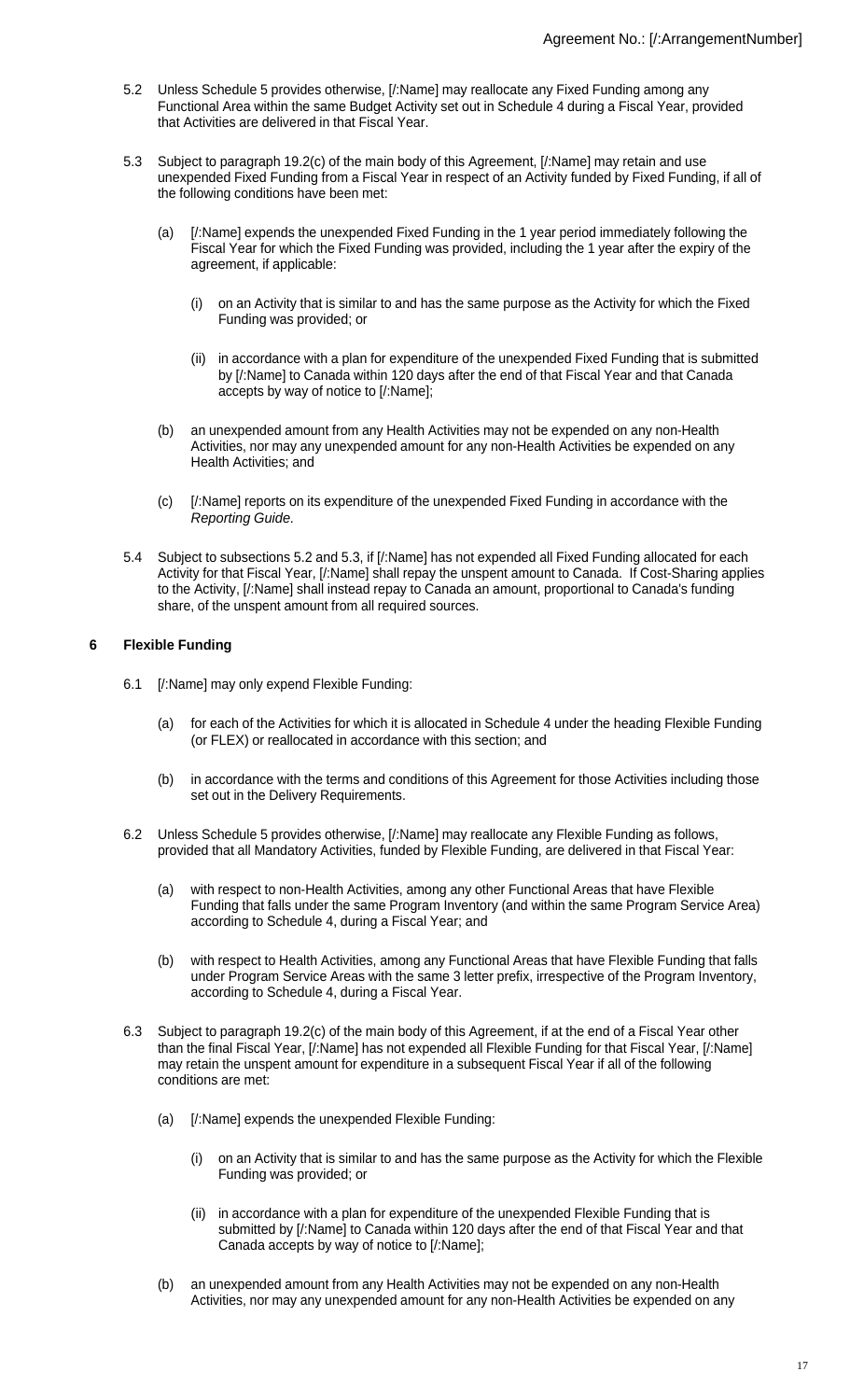5.2 Unless Schedule 5 provides otherwise, [/:Name] may reallocate any Fixed Funding among any Functional Area within the same Budget Activity set out in Schedule 4 during a Fiscal Year, provided that Activities are delivered in that Fiscal Year.

5.3 Subject to paragraph 19.2(c) of the main body of this Agreement, [/:Name] may retain and use unexpended Fixed Funding from a Fiscal Year in respect of an Activity funded by Fixed Funding, if all of the following conditions have been met:

(a) [/:Name] expends the unexpended Fixed Funding in the 1 year period immediately following the Fiscal Year for which the Fixed Funding was provided, including the 1 year after the expiry of the agreement, if applicable:

(i) on an Activity that is similar to and has the same purpose as the Activity for which the Fixed Funding was provided; or

(ii) in accordance with a plan for expenditure of the unexpended Fixed Funding that is submitted by [/:Name] to Canada within 120 days after the end of that Fiscal Year and that Canada accepts by way of notice to [/:Name];

(b) an unexpended amount from any Health Activities may not be expended on any non-Health Activities, nor may any unexpended amount for any non-Health Activities be expended on any Health Activities; and

(c) [/:Name] reports on its expenditure of the unexpended Fixed Funding in accordance with the *Reporting Guide.*

5.4 Subject to subsections 5.2 and 5.3, if [/:Name] has not expended all Fixed Funding allocated for each Activity for that Fiscal Year, [/:Name] shall repay the unspent amount to Canada. If Cost-Sharing applies to the Activity, [/:Name] shall instead repay to Canada an amount, proportional to Canada's funding share, of the unspent amount from all required sources.

## 6 Flexible Funding

6.1 [/:Name] may only expend Flexible Funding:

(a) for each of the Activities for which it is allocated in Schedule 4 under the heading Flexible Funding (or FLEX) or reallocated in accordance with this section; and

(b) in accordance with the terms and conditions of this Agreement for those Activities including those set out in the Delivery Requirements.

6.2 Unless Schedule 5 provides otherwise, [/:Name] may reallocate any Flexible Funding as follows, provided that all Mandatory Activities, funded by Flexible Funding, are delivered in that Fiscal Year:

(a) with respect to non-Health Activities, among any other Functional Areas that have Flexible Funding that falls under the same Program Inventory (and within the same Program Service Area) according to Schedule 4, during a Fiscal Year; and

(b) with respect to Health Activities, among any Functional Areas that have Flexible Funding that falls under Program Service Areas with the same 3 letter prefix, irrespective of the Program Inventory, according to Schedule 4, during a Fiscal Year.

6.3 Subject to paragraph 19.2(c) of the main body of this Agreement, if at the end of a Fiscal Year other than the final Fiscal Year, [/:Name] has not expended all Flexible Funding for that Fiscal Year, [/:Name] may retain the unspent amount for expenditure in a subsequent Fiscal Year if all of the following conditions are met:

(a) [/:Name] expends the unexpended Flexible Funding:

(i) on an Activity that is similar to and has the same purpose as the Activity for which the Flexible Funding was provided; or

(ii) in accordance with a plan for expenditure of the unexpended Flexible Funding that is submitted by [/:Name] to Canada within 120 days after the end of that Fiscal Year and that Canada accepts by way of notice to [/:Name];

(b) an unexpended amount from any Health Activities may not be expended on any non-Health Activities, nor may any unexpended amount for any non-Health Activities be expended on any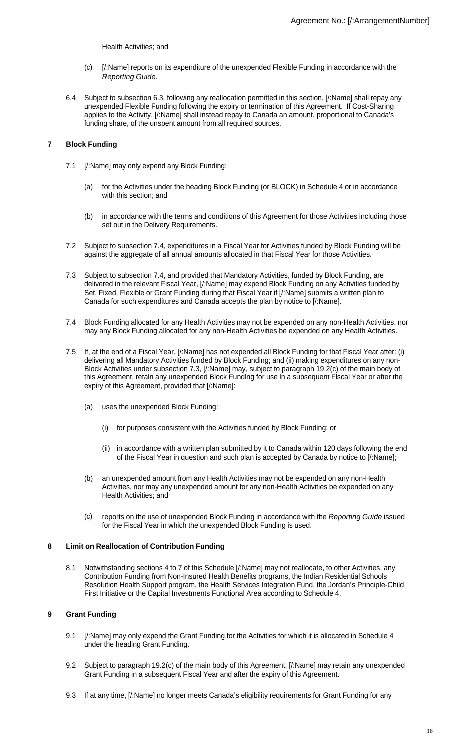Health Activities; and

(c) [/:Name] reports on its expenditure of the unexpended Flexible Funding in accordance with the *Reporting Guide*.

6.4 Subject to subsection 6.3, following any reallocation permitted in this section, [/:Name] shall repay any unexpended Flexible Funding following the expiry or termination of this Agreement. If Cost-Sharing applies to the Activity, [/:Name] shall instead repay to Canada an amount, proportional to Canada's funding share, of the unspent amount from all required sources.

## 7 Block Funding

7.1 [/:Name] may only expend any Block Funding:

(a) for the Activities under the heading Block Funding (or BLOCK) in Schedule 4 or in accordance with this section; and

(b) in accordance with the terms and conditions of this Agreement for those Activities including those set out in the Delivery Requirements.

7.2 Subject to subsection 7.4, expenditures in a Fiscal Year for Activities funded by Block Funding will be against the aggregate of all annual amounts allocated in that Fiscal Year for those Activities.

7.3 Subject to subsection 7.4, and provided that Mandatory Activities, funded by Block Funding, are delivered in the relevant Fiscal Year, [/:Name] may expend Block Funding on any Activities funded by Set, Fixed, Flexible or Grant Funding during that Fiscal Year if [/:Name] submits a written plan to Canada for such expenditures and Canada accepts the plan by notice to [/:Name].

7.4 Block Funding allocated for any Health Activities may not be expended on any non-Health Activities, nor may any Block Funding allocated for any non-Health Activities be expended on any Health Activities.

7.5 If, at the end of a Fiscal Year, [/:Name] has not expended all Block Funding for that Fiscal Year after: (i) delivering all Mandatory Activities funded by Block Funding; and (ii) making expenditures on any non-Block Activities under subsection 7.3, [/:Name] may, subject to paragraph 19.2(c) of the main body of this Agreement, retain any unexpended Block Funding for use in a subsequent Fiscal Year or after the expiry of this Agreement, provided that [/:Name]:

(a) uses the unexpended Block Funding:

(i) for purposes consistent with the Activities funded by Block Funding; or

(ii) in accordance with a written plan submitted by it to Canada within 120 days following the end of the Fiscal Year in question and such plan is accepted by Canada by notice to [/:Name];

(b) an unexpended amount from any Health Activities may not be expended on any non-Health Activities, nor may any unexpended amount for any non-Health Activities be expended on any Health Activities; and

(c) reports on the use of unexpended Block Funding in accordance with the *Reporting Guide* issued for the Fiscal Year in which the unexpended Block Funding is used.

## 8 Limit on Reallocation of Contribution Funding

8.1 Notwithstanding sections 4 to 7 of this Schedule [/:Name] may not reallocate, to other Activities, any Contribution Funding from Non-Insured Health Benefits programs, the Indian Residential Schools Resolution Health Support program, the Health Services Integration Fund, the Jordan's Principle-Child First Initiative or the Capital Investments Functional Area according to Schedule 4.

## 9 Grant Funding

9.1 [/:Name] may only expend the Grant Funding for the Activities for which it is allocated in Schedule 4 under the heading Grant Funding.

9.2 Subject to paragraph 19.2(c) of the main body of this Agreement, [/:Name] may retain any unexpended Grant Funding in a subsequent Fiscal Year and after the expiry of this Agreement.

9.3 If at any time, [/:Name] no longer meets Canada's eligibility requirements for Grant Funding for any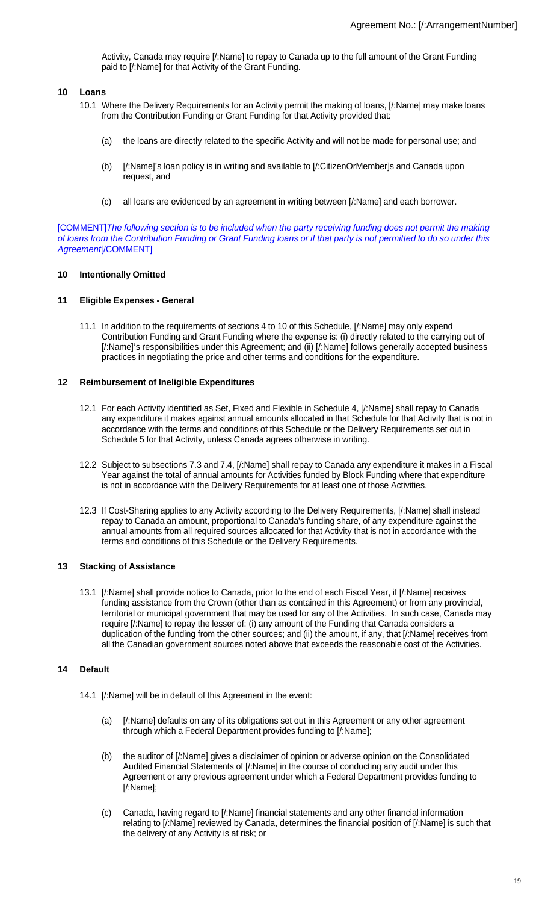Activity, Canada may require [/:Name] to repay to Canada up to the full amount of the Grant Funding paid to [/:Name] for that Activity of the Grant Funding.

## 10 Loans

10.1 Where the Delivery Requirements for an Activity permit the making of loans, [/:Name] may make loans from the Contribution Funding or Grant Funding for that Activity provided that:

(a) the loans are directly related to the specific Activity and will not be made for personal use; and

(b) [/:Name]'s loan policy is in writing and available to [/:CitizenOrMember]s and Canada upon request, and

(c) all loans are evidenced by an agreement in writing between [/:Name] and each borrower.

[COMMENT]*The following section is to be included when the party receiving funding does not permit the making of loans from the Contribution Funding or Grant Funding loans or if that party is not permitted to do so under this Agreement*[/COMMENT]

## 10 Intentionally Omitted

## 11 Eligible Expenses - General

11.1 In addition to the requirements of sections 4 to 10 of this Schedule, [/:Name] may only expend Contribution Funding and Grant Funding where the expense is: (i) directly related to the carrying out of [/:Name]'s responsibilities under this Agreement; and (ii) [/:Name] follows generally accepted business practices in negotiating the price and other terms and conditions for the expenditure.

## 12 Reimbursement of Ineligible Expenditures

12.1 For each Activity identified as Set, Fixed and Flexible in Schedule 4, [/:Name] shall repay to Canada any expenditure it makes against annual amounts allocated in that Schedule for that Activity that is not in accordance with the terms and conditions of this Schedule or the Delivery Requirements set out in Schedule 5 for that Activity, unless Canada agrees otherwise in writing.

12.2 Subject to subsections 7.3 and 7.4, [/:Name] shall repay to Canada any expenditure it makes in a Fiscal Year against the total of annual amounts for Activities funded by Block Funding where that expenditure is not in accordance with the Delivery Requirements for at least one of those Activities.

12.3 If Cost-Sharing applies to any Activity according to the Delivery Requirements, [/:Name] shall instead repay to Canada an amount, proportional to Canada's funding share, of any expenditure against the annual amounts from all required sources allocated for that Activity that is not in accordance with the terms and conditions of this Schedule or the Delivery Requirements.

## 13 Stacking of Assistance

13.1 [/:Name] shall provide notice to Canada, prior to the end of each Fiscal Year, if [/:Name] receives funding assistance from the Crown (other than as contained in this Agreement) or from any provincial, territorial or municipal government that may be used for any of the Activities. In such case, Canada may require [/:Name] to repay the lesser of: (i) any amount of the Funding that Canada considers a duplication of the funding from the other sources; and (ii) the amount, if any, that [/:Name] receives from all the Canadian government sources noted above that exceeds the reasonable cost of the Activities.

## 14 Default

14.1 [/:Name] will be in default of this Agreement in the event:

(a) [/:Name] defaults on any of its obligations set out in this Agreement or any other agreement through which a Federal Department provides funding to [/:Name];

(b) the auditor of [/:Name] gives a disclaimer of opinion or adverse opinion on the Consolidated Audited Financial Statements of [/:Name] in the course of conducting any audit under this Agreement or any previous agreement under which a Federal Department provides funding to [/:Name];

(c) Canada, having regard to [/:Name] financial statements and any other financial information relating to [/:Name] reviewed by Canada, determines the financial position of [/:Name] is such that the delivery of any Activity is at risk; or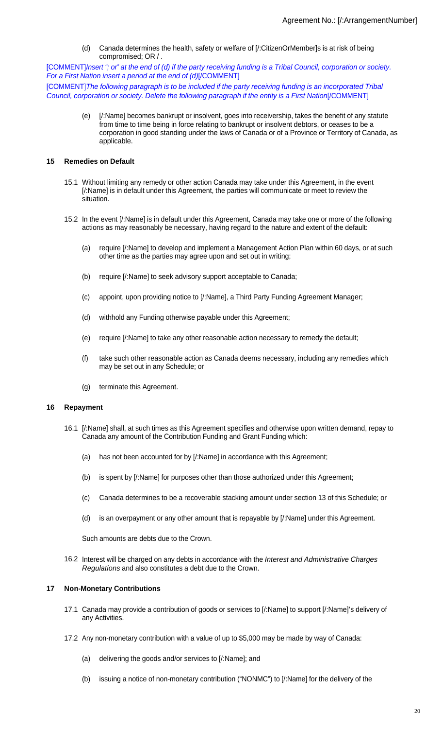(d) Canada determines the health, safety or welfare of [/:CitizenOrMember]s is at risk of being compromised; OR / .

[COMMENT]*Insert "; or" at the end of (d) if the party receiving funding is a Tribal Council, corporation or society. For a First Nation insert a period at the end of (d)*[/COMMENT]

[COMMENT]*The following paragraph is to be included if the party receiving funding is an incorporated Tribal Council, corporation or society. Delete the following paragraph if the entity is a First Nation*[/COMMENT]

(e) [/:Name] becomes bankrupt or insolvent, goes into receivership, takes the benefit of any statute from time to time being in force relating to bankrupt or insolvent debtors, or ceases to be a corporation in good standing under the laws of Canada or of a Province or Territory of Canada, as applicable.

## 15 Remedies on Default

15.1 Without limiting any remedy or other action Canada may take under this Agreement, in the event [/:Name] is in default under this Agreement, the parties will communicate or meet to review the situation.

15.2 In the event [/:Name] is in default under this Agreement, Canada may take one or more of the following actions as may reasonably be necessary, having regard to the nature and extent of the default:

(a) require [/:Name] to develop and implement a Management Action Plan within 60 days, or at such other time as the parties may agree upon and set out in writing;

(b) require [/:Name] to seek advisory support acceptable to Canada;

(c) appoint, upon providing notice to [/:Name], a Third Party Funding Agreement Manager;

(d) withhold any Funding otherwise payable under this Agreement;

(e) require [/:Name] to take any other reasonable action necessary to remedy the default;

(f) take such other reasonable action as Canada deems necessary, including any remedies which may be set out in any Schedule; or

(g) terminate this Agreement.

## 16 Repayment

16.1 [/:Name] shall, at such times as this Agreement specifies and otherwise upon written demand, repay to Canada any amount of the Contribution Funding and Grant Funding which:

(a) has not been accounted for by [/:Name] in accordance with this Agreement;

(b) is spent by [/:Name] for purposes other than those authorized under this Agreement;

(c) Canada determines to be a recoverable stacking amount under section 13 of this Schedule; or

(d) is an overpayment or any other amount that is repayable by [/:Name] under this Agreement.

Such amounts are debts due to the Crown.

16.2 Interest will be charged on any debts in accordance with the *Interest and Administrative Charges Regulations* and also constitutes a debt due to the Crown.

## 17 Non-Monetary Contributions

17.1 Canada may provide a contribution of goods or services to [/:Name] to support [/:Name]'s delivery of any Activities.

17.2 Any non-monetary contribution with a value of up to $5,000 may be made by way of Canada:

(a) delivering the goods and/or services to [/:Name]; and

(b) issuing a notice of non-monetary contribution ("NONMC") to [/:Name] for the delivery of the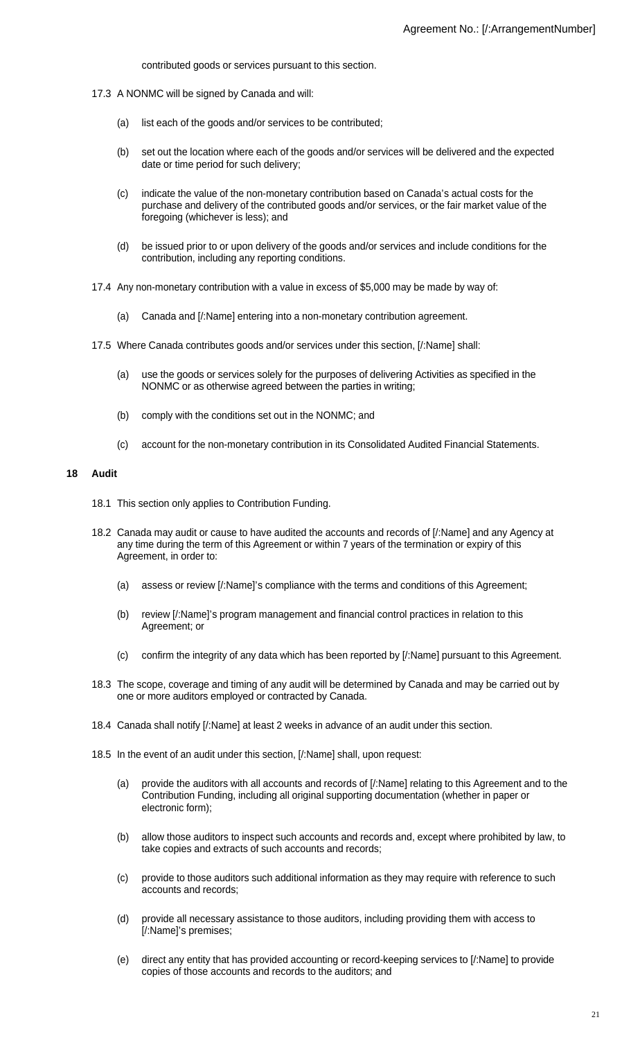contributed goods or services pursuant to this section.

17.3 A NONMC will be signed by Canada and will:

(a) list each of the goods and/or services to be contributed;

(b) set out the location where each of the goods and/or services will be delivered and the expected date or time period for such delivery;

(c) indicate the value of the non-monetary contribution based on Canada's actual costs for the purchase and delivery of the contributed goods and/or services, or the fair market value of the foregoing (whichever is less); and

(d) be issued prior to or upon delivery of the goods and/or services and include conditions for the contribution, including any reporting conditions.

17.4 Any non-monetary contribution with a value in excess of $5,000 may be made by way of:

(a) Canada and [/:Name] entering into a non-monetary contribution agreement.

17.5 Where Canada contributes goods and/or services under this section, [/:Name] shall:

(a) use the goods or services solely for the purposes of delivering Activities as specified in the NONMC or as otherwise agreed between the parties in writing;

(b) comply with the conditions set out in the NONMC; and

(c) account for the non-monetary contribution in its Consolidated Audited Financial Statements.

## 18 Audit

18.1 This section only applies to Contribution Funding.

18.2 Canada may audit or cause to have audited the accounts and records of [/:Name] and any Agency at any time during the term of this Agreement or within 7 years of the termination or expiry of this Agreement, in order to:

(a) assess or review [/:Name]'s compliance with the terms and conditions of this Agreement;

(b) review [/:Name]'s program management and financial control practices in relation to this Agreement; or

(c) confirm the integrity of any data which has been reported by [/:Name] pursuant to this Agreement.

18.3 The scope, coverage and timing of any audit will be determined by Canada and may be carried out by one or more auditors employed or contracted by Canada.

18.4 Canada shall notify [/:Name] at least 2 weeks in advance of an audit under this section.

18.5 In the event of an audit under this section, [/:Name] shall, upon request:

(a) provide the auditors with all accounts and records of [/:Name] relating to this Agreement and to the Contribution Funding, including all original supporting documentation (whether in paper or electronic form);

(b) allow those auditors to inspect such accounts and records and, except where prohibited by law, to take copies and extracts of such accounts and records;

(c) provide to those auditors such additional information as they may require with reference to such accounts and records;

(d) provide all necessary assistance to those auditors, including providing them with access to [/:Name]'s premises;

(e) direct any entity that has provided accounting or record-keeping services to [/:Name] to provide copies of those accounts and records to the auditors; and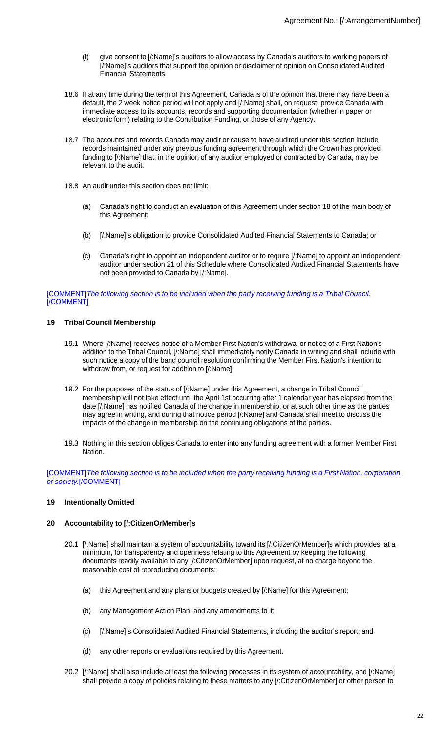(f) give consent to [/:Name]'s auditors to allow access by Canada's auditors to working papers of [/:Name]'s auditors that support the opinion or disclaimer of opinion on Consolidated Audited Financial Statements.

18.6 If at any time during the term of this Agreement, Canada is of the opinion that there may have been a default, the 2 week notice period will not apply and [/:Name] shall, on request, provide Canada with immediate access to its accounts, records and supporting documentation (whether in paper or electronic form) relating to the Contribution Funding, or those of any Agency.

18.7 The accounts and records Canada may audit or cause to have audited under this section include records maintained under any previous funding agreement through which the Crown has provided funding to [/:Name] that, in the opinion of any auditor employed or contracted by Canada, may be relevant to the audit.

18.8 An audit under this section does not limit:

(a) Canada's right to conduct an evaluation of this Agreement under section 18 of the main body of this Agreement;

(b) [/:Name]'s obligation to provide Consolidated Audited Financial Statements to Canada; or

(c) Canada's right to appoint an independent auditor or to require [/:Name] to appoint an independent auditor under section 21 of this Schedule where Consolidated Audited Financial Statements have not been provided to Canada by [/:Name].

[COMMENT]*The following section is to be included when the party receiving funding is a Tribal Council.*[/COMMENT]

### 19 Tribal Council Membership

19.1 Where [/:Name] receives notice of a Member First Nation's withdrawal or notice of a First Nation's addition to the Tribal Council, [/:Name] shall immediately notify Canada in writing and shall include with such notice a copy of the band council resolution confirming the Member First Nation's intention to withdraw from, or request for addition to [/:Name].

19.2 For the purposes of the status of [/:Name] under this Agreement, a change in Tribal Council membership will not take effect until the April 1st occurring after 1 calendar year has elapsed from the date [/:Name] has notified Canada of the change in membership, or at such other time as the parties may agree in writing, and during that notice period [/:Name] and Canada shall meet to discuss the impacts of the change in membership on the continuing obligations of the parties.

19.3 Nothing in this section obliges Canada to enter into any funding agreement with a former Member First Nation.

[COMMENT]*The following section is to be included when the party receiving funding is a First Nation, corporation or society.*[/COMMENT]

### 19 Intentionally Omitted

### 20 Accountability to [/:CitizenOrMember]s

20.1 [/:Name] shall maintain a system of accountability toward its [/:CitizenOrMember]s which provides, at a minimum, for transparency and openness relating to this Agreement by keeping the following documents readily available to any [/:CitizenOrMember] upon request, at no charge beyond the reasonable cost of reproducing documents:

(a) this Agreement and any plans or budgets created by [/:Name] for this Agreement;

(b) any Management Action Plan, and any amendments to it;

(c) [/:Name]'s Consolidated Audited Financial Statements, including the auditor's report; and

(d) any other reports or evaluations required by this Agreement.

20.2 [/:Name] shall also include at least the following processes in its system of accountability, and [/:Name] shall provide a copy of policies relating to these matters to any [/:CitizenOrMember] or other person to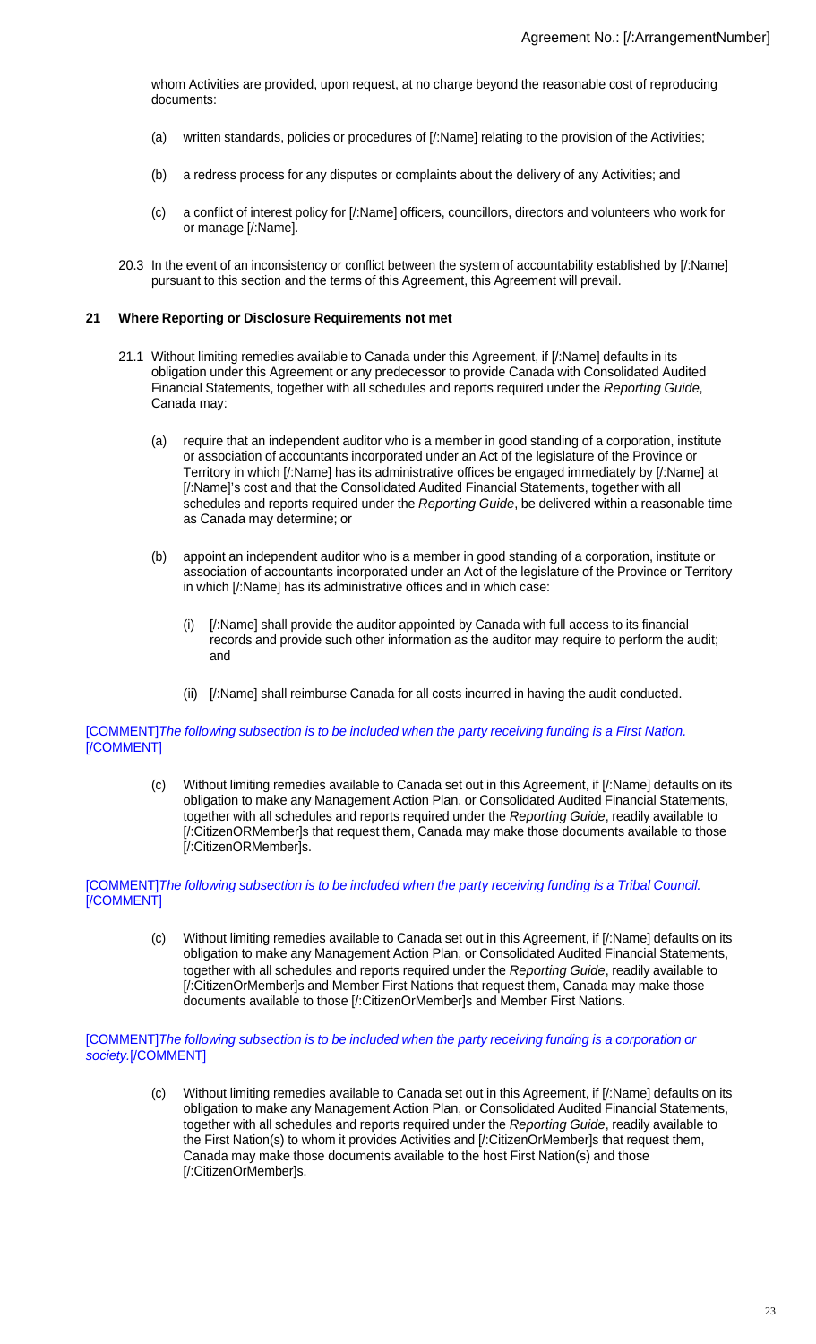whom Activities are provided, upon request, at no charge beyond the reasonable cost of reproducing documents:

(a) written standards, policies or procedures of [/:Name] relating to the provision of the Activities;

(b) a redress process for any disputes or complaints about the delivery of any Activities; and

(c) a conflict of interest policy for [/:Name] officers, councillors, directors and volunteers who work for or manage [/:Name].

20.3 In the event of an inconsistency or conflict between the system of accountability established by [/:Name] pursuant to this section and the terms of this Agreement, this Agreement will prevail.

## 21 Where Reporting or Disclosure Requirements not met

21.1 Without limiting remedies available to Canada under this Agreement, if [/:Name] defaults in its obligation under this Agreement or any predecessor to provide Canada with Consolidated Audited Financial Statements, together with all schedules and reports required under the *Reporting Guide*, Canada may:

(a) require that an independent auditor who is a member in good standing of a corporation, institute or association of accountants incorporated under an Act of the legislature of the Province or Territory in which [/:Name] has its administrative offices be engaged immediately by [/:Name] at [/:Name]'s cost and that the Consolidated Audited Financial Statements, together with all schedules and reports required under the *Reporting Guide*, be delivered within a reasonable time as Canada may determine; or

(b) appoint an independent auditor who is a member in good standing of a corporation, institute or association of accountants incorporated under an Act of the legislature of the Province or Territory in which [/:Name] has its administrative offices and in which case:

(i) [/:Name] shall provide the auditor appointed by Canada with full access to its financial records and provide such other information as the auditor may require to perform the audit; and

(ii) [/:Name] shall reimburse Canada for all costs incurred in having the audit conducted.

[COMMENT]*The following subsection is to be included when the party receiving funding is a First Nation.*[/COMMENT]

(c) Without limiting remedies available to Canada set out in this Agreement, if [/:Name] defaults on its obligation to make any Management Action Plan, or Consolidated Audited Financial Statements, together with all schedules and reports required under the *Reporting Guide*, readily available to [/:CitizenORMember]s that request them, Canada may make those documents available to those [/:CitizenORMember]s.

[COMMENT]*The following subsection is to be included when the party receiving funding is a Tribal Council.*[/COMMENT]

(c) Without limiting remedies available to Canada set out in this Agreement, if [/:Name] defaults on its obligation to make any Management Action Plan, or Consolidated Audited Financial Statements, together with all schedules and reports required under the *Reporting Guide*, readily available to [/:CitizenOrMember]s and Member First Nations that request them, Canada may make those documents available to those [/:CitizenOrMember]s and Member First Nations.

[COMMENT]*The following subsection is to be included when the party receiving funding is a corporation or society.*[/COMMENT]

(c) Without limiting remedies available to Canada set out in this Agreement, if [/:Name] defaults on its obligation to make any Management Action Plan, or Consolidated Audited Financial Statements, together with all schedules and reports required under the *Reporting Guide*, readily available to the First Nation(s) to whom it provides Activities and [/:CitizenOrMember]s that request them, Canada may make those documents available to the host First Nation(s) and those [/:CitizenOrMember]s.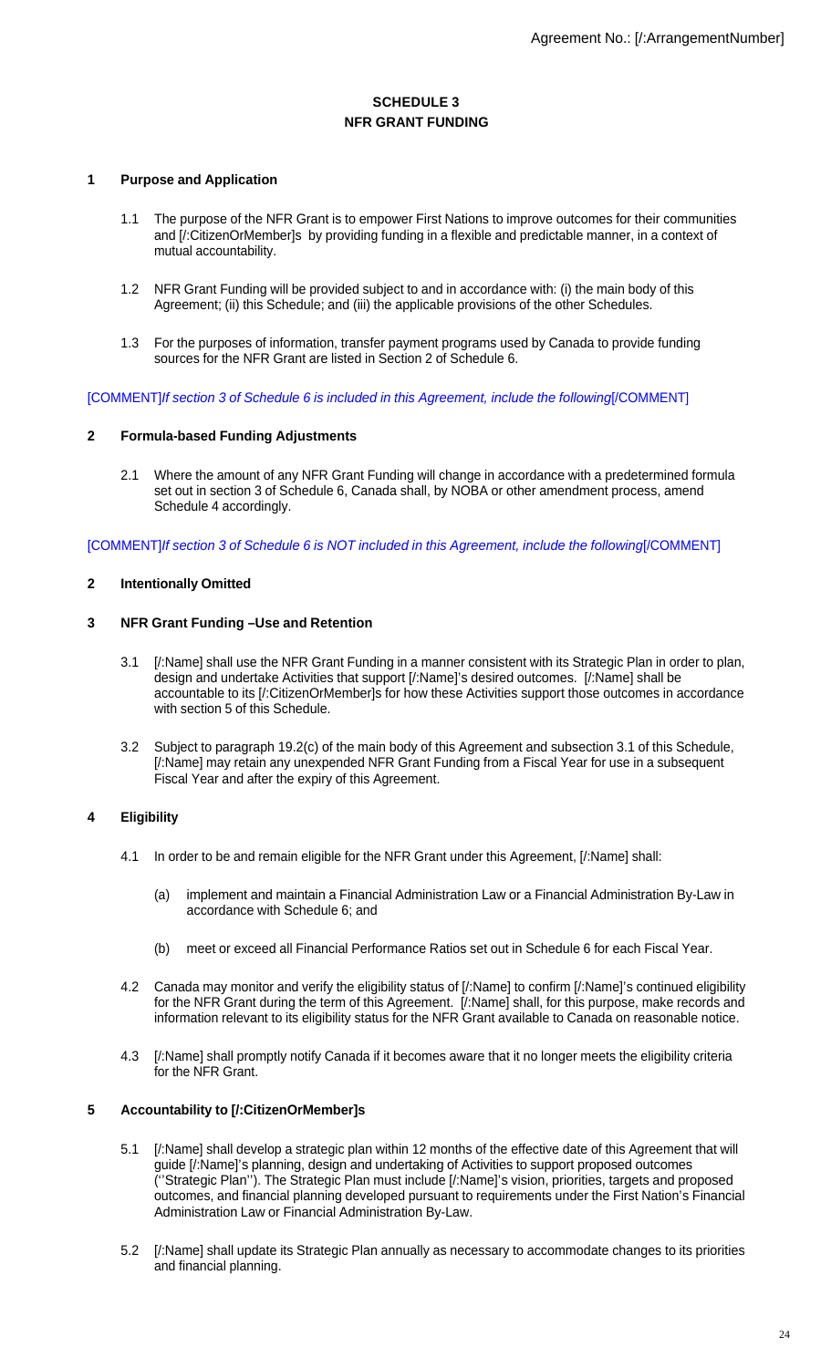# SCHEDULE 3
# NFR GRANT FUNDING

## 1 Purpose and Application

1.1 The purpose of the NFR Grant is to empower First Nations to improve outcomes for their communities and [/:CitizenOrMember]s by providing funding in a flexible and predictable manner, in a context of mutual accountability.

1.2 NFR Grant Funding will be provided subject to and in accordance with: (i) the main body of this Agreement; (ii) this Schedule; and (iii) the applicable provisions of the other Schedules.

1.3 For the purposes of information, transfer payment programs used by Canada to provide funding sources for the NFR Grant are listed in Section 2 of Schedule 6.

[COMMENT]*If section 3 of Schedule 6 is included in this Agreement, include the following*[/COMMENT]

## 2 Formula-based Funding Adjustments

2.1 Where the amount of any NFR Grant Funding will change in accordance with a predetermined formula set out in section 3 of Schedule 6, Canada shall, by NOBA or other amendment process, amend Schedule 4 accordingly.

[COMMENT]*If section 3 of Schedule 6 is NOT included in this Agreement, include the following*[/COMMENT]

## 2 Intentionally Omitted

## 3 NFR Grant Funding –Use and Retention

3.1 [/:Name] shall use the NFR Grant Funding in a manner consistent with its Strategic Plan in order to plan, design and undertake Activities that support [/:Name]'s desired outcomes. [/:Name] shall be accountable to its [/:CitizenOrMember]s for how these Activities support those outcomes in accordance with section 5 of this Schedule.

3.2 Subject to paragraph 19.2(c) of the main body of this Agreement and subsection 3.1 of this Schedule, [/:Name] may retain any unexpended NFR Grant Funding from a Fiscal Year for use in a subsequent Fiscal Year and after the expiry of this Agreement.

## 4 Eligibility

4.1 In order to be and remain eligible for the NFR Grant under this Agreement, [/:Name] shall:

(a) implement and maintain a Financial Administration Law or a Financial Administration By-Law in accordance with Schedule 6; and

(b) meet or exceed all Financial Performance Ratios set out in Schedule 6 for each Fiscal Year.

4.2 Canada may monitor and verify the eligibility status of [/:Name] to confirm [/:Name]'s continued eligibility for the NFR Grant during the term of this Agreement. [/:Name] shall, for this purpose, make records and information relevant to its eligibility status for the NFR Grant available to Canada on reasonable notice.

4.3 [/:Name] shall promptly notify Canada if it becomes aware that it no longer meets the eligibility criteria for the NFR Grant.

## 5 Accountability to [/:CitizenOrMember]s

5.1 [/:Name] shall develop a strategic plan within 12 months of the effective date of this Agreement that will guide [/:Name]'s planning, design and undertaking of Activities to support proposed outcomes (''Strategic Plan''). The Strategic Plan must include [/:Name]'s vision, priorities, targets and proposed outcomes, and financial planning developed pursuant to requirements under the First Nation's Financial Administration Law or Financial Administration By-Law.

5.2 [/:Name] shall update its Strategic Plan annually as necessary to accommodate changes to its priorities and financial planning.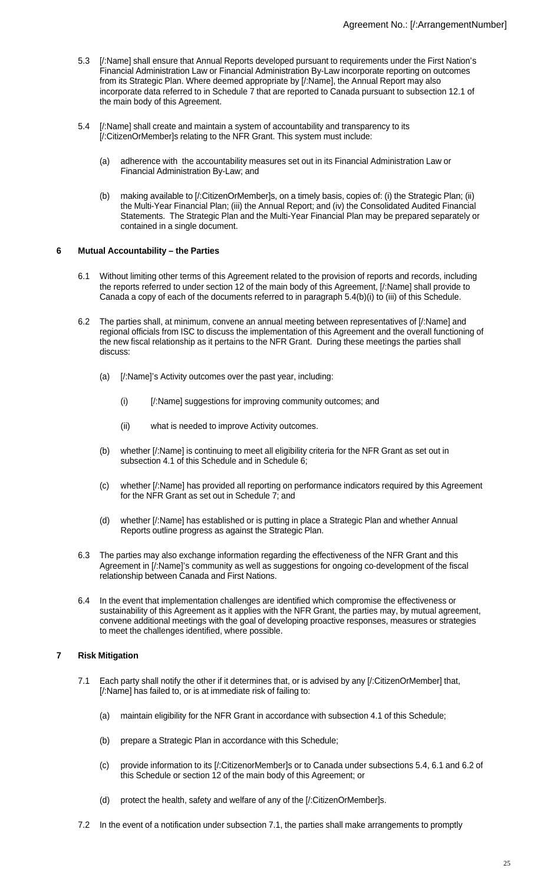5.3 [/:Name] shall ensure that Annual Reports developed pursuant to requirements under the First Nation's Financial Administration Law or Financial Administration By-Law incorporate reporting on outcomes from its Strategic Plan. Where deemed appropriate by [/:Name], the Annual Report may also incorporate data referred to in Schedule 7 that are reported to Canada pursuant to subsection 12.1 of the main body of this Agreement.

5.4 [/:Name] shall create and maintain a system of accountability and transparency to its [/:CitizenOrMember]s relating to the NFR Grant. This system must include:

(a) adherence with the accountability measures set out in its Financial Administration Law or Financial Administration By-Law; and

(b) making available to [/:CitizenOrMember]s, on a timely basis, copies of: (i) the Strategic Plan; (ii) the Multi-Year Financial Plan; (iii) the Annual Report; and (iv) the Consolidated Audited Financial Statements. The Strategic Plan and the Multi-Year Financial Plan may be prepared separately or contained in a single document.

## 6 Mutual Accountability – the Parties

6.1 Without limiting other terms of this Agreement related to the provision of reports and records, including the reports referred to under section 12 of the main body of this Agreement, [/:Name] shall provide to Canada a copy of each of the documents referred to in paragraph 5.4(b)(i) to (iii) of this Schedule.

6.2 The parties shall, at minimum, convene an annual meeting between representatives of [/:Name] and regional officials from ISC to discuss the implementation of this Agreement and the overall functioning of the new fiscal relationship as it pertains to the NFR Grant. During these meetings the parties shall discuss:

(a) [/:Name]'s Activity outcomes over the past year, including:

(i) [/:Name] suggestions for improving community outcomes; and

(ii) what is needed to improve Activity outcomes.

(b) whether [/:Name] is continuing to meet all eligibility criteria for the NFR Grant as set out in subsection 4.1 of this Schedule and in Schedule 6;

(c) whether [/:Name] has provided all reporting on performance indicators required by this Agreement for the NFR Grant as set out in Schedule 7; and

(d) whether [/:Name] has established or is putting in place a Strategic Plan and whether Annual Reports outline progress as against the Strategic Plan.

6.3 The parties may also exchange information regarding the effectiveness of the NFR Grant and this Agreement in [/:Name]'s community as well as suggestions for ongoing co-development of the fiscal relationship between Canada and First Nations.

6.4 In the event that implementation challenges are identified which compromise the effectiveness or sustainability of this Agreement as it applies with the NFR Grant, the parties may, by mutual agreement, convene additional meetings with the goal of developing proactive responses, measures or strategies to meet the challenges identified, where possible.

## 7 Risk Mitigation

7.1 Each party shall notify the other if it determines that, or is advised by any [/:CitizenOrMember] that, [/:Name] has failed to, or is at immediate risk of failing to:

(a) maintain eligibility for the NFR Grant in accordance with subsection 4.1 of this Schedule;

(b) prepare a Strategic Plan in accordance with this Schedule;

(c) provide information to its [/:CitizenorMember]s or to Canada under subsections 5.4, 6.1 and 6.2 of this Schedule or section 12 of the main body of this Agreement; or

(d) protect the health, safety and welfare of any of the [/:CitizenOrMember]s.

7.2 In the event of a notification under subsection 7.1, the parties shall make arrangements to promptly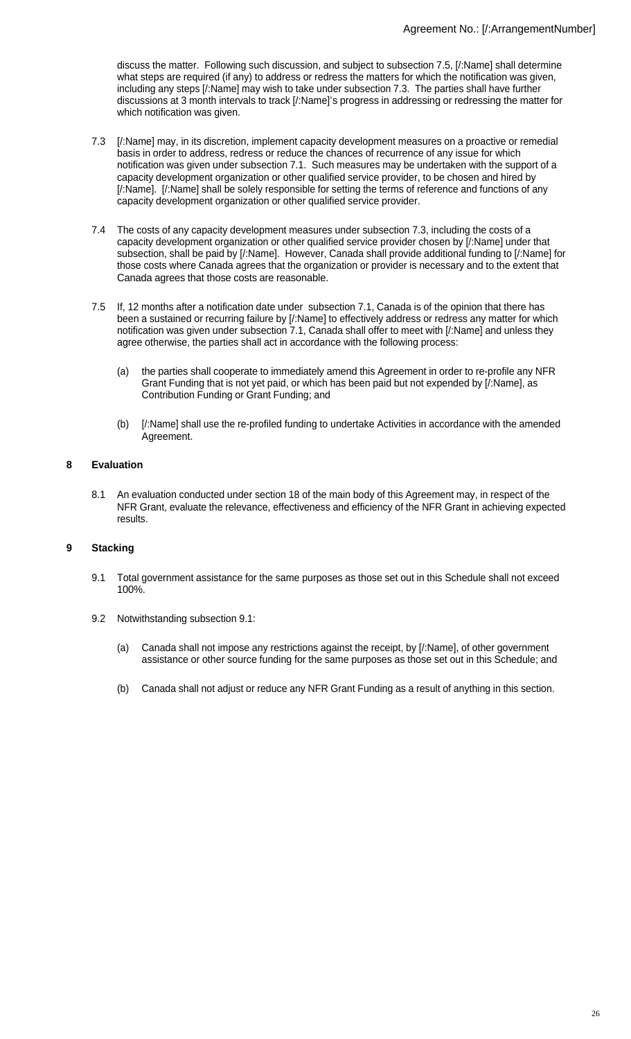discuss the matter. Following such discussion, and subject to subsection 7.5, [/:Name] shall determine what steps are required (if any) to address or redress the matters for which the notification was given, including any steps [/:Name] may wish to take under subsection 7.3. The parties shall have further discussions at 3 month intervals to track [/:Name]'s progress in addressing or redressing the matter for which notification was given.

7.3 [/:Name] may, in its discretion, implement capacity development measures on a proactive or remedial basis in order to address, redress or reduce the chances of recurrence of any issue for which notification was given under subsection 7.1. Such measures may be undertaken with the support of a capacity development organization or other qualified service provider, to be chosen and hired by [/:Name]. [/:Name] shall be solely responsible for setting the terms of reference and functions of any capacity development organization or other qualified service provider.

7.4 The costs of any capacity development measures under subsection 7.3, including the costs of a capacity development organization or other qualified service provider chosen by [/:Name] under that subsection, shall be paid by [/:Name]. However, Canada shall provide additional funding to [/:Name] for those costs where Canada agrees that the organization or provider is necessary and to the extent that Canada agrees that those costs are reasonable.

7.5 If, 12 months after a notification date under subsection 7.1, Canada is of the opinion that there has been a sustained or recurring failure by [/:Name] to effectively address or redress any matter for which notification was given under subsection 7.1, Canada shall offer to meet with [/:Name] and unless they agree otherwise, the parties shall act in accordance with the following process:

(a) the parties shall cooperate to immediately amend this Agreement in order to re-profile any NFR Grant Funding that is not yet paid, or which has been paid but not expended by [/:Name], as Contribution Funding or Grant Funding; and

(b) [/:Name] shall use the re-profiled funding to undertake Activities in accordance with the amended Agreement.

## 8 Evaluation

8.1 An evaluation conducted under section 18 of the main body of this Agreement may, in respect of the NFR Grant, evaluate the relevance, effectiveness and efficiency of the NFR Grant in achieving expected results.

## 9 Stacking

9.1 Total government assistance for the same purposes as those set out in this Schedule shall not exceed 100%.

9.2 Notwithstanding subsection 9.1:

(a) Canada shall not impose any restrictions against the receipt, by [/:Name], of other government assistance or other source funding for the same purposes as those set out in this Schedule; and

(b) Canada shall not adjust or reduce any NFR Grant Funding as a result of anything in this section.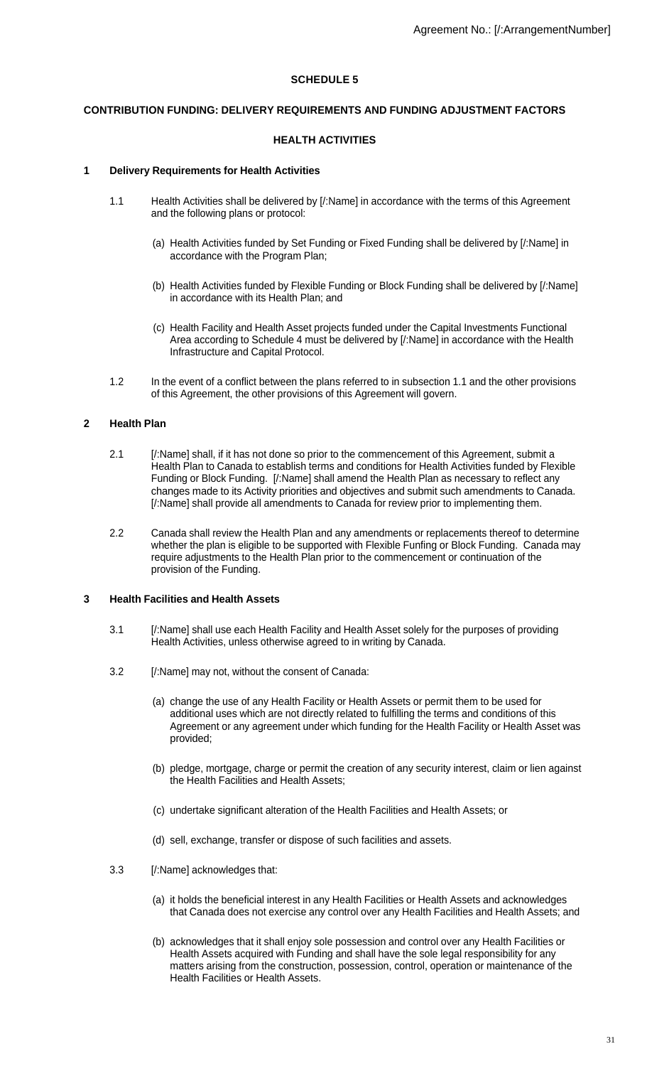Agreement No.: [/:ArrangementNumber]

# SCHEDULE 5

## CONTRIBUTION FUNDING: DELIVERY REQUIREMENTS AND FUNDING ADJUSTMENT FACTORS

## HEALTH ACTIVITIES

### 1 Delivery Requirements for Health Activities

1.1 Health Activities shall be delivered by [/:Name] in accordance with the terms of this Agreement and the following plans or protocol:

(a) Health Activities funded by Set Funding or Fixed Funding shall be delivered by [/:Name] in accordance with the Program Plan;

(b) Health Activities funded by Flexible Funding or Block Funding shall be delivered by [/:Name] in accordance with its Health Plan; and

(c) Health Facility and Health Asset projects funded under the Capital Investments Functional Area according to Schedule 4 must be delivered by [/:Name] in accordance with the Health Infrastructure and Capital Protocol.

1.2 In the event of a conflict between the plans referred to in subsection 1.1 and the other provisions of this Agreement, the other provisions of this Agreement will govern.

### 2 Health Plan

2.1 [/:Name] shall, if it has not done so prior to the commencement of this Agreement, submit a Health Plan to Canada to establish terms and conditions for Health Activities funded by Flexible Funding or Block Funding. [/:Name] shall amend the Health Plan as necessary to reflect any changes made to its Activity priorities and objectives and submit such amendments to Canada. [/:Name] shall provide all amendments to Canada for review prior to implementing them.

2.2 Canada shall review the Health Plan and any amendments or replacements thereof to determine whether the plan is eligible to be supported with Flexible Funfing or Block Funding. Canada may require adjustments to the Health Plan prior to the commencement or continuation of the provision of the Funding.

### 3 Health Facilities and Health Assets

3.1 [/:Name] shall use each Health Facility and Health Asset solely for the purposes of providing Health Activities, unless otherwise agreed to in writing by Canada.

3.2 [/:Name] may not, without the consent of Canada:

(a) change the use of any Health Facility or Health Assets or permit them to be used for additional uses which are not directly related to fulfilling the terms and conditions of this Agreement or any agreement under which funding for the Health Facility or Health Asset was provided;

(b) pledge, mortgage, charge or permit the creation of any security interest, claim or lien against the Health Facilities and Health Assets;

(c) undertake significant alteration of the Health Facilities and Health Assets; or

(d) sell, exchange, transfer or dispose of such facilities and assets.

3.3 [/:Name] acknowledges that:

(a) it holds the beneficial interest in any Health Facilities or Health Assets and acknowledges that Canada does not exercise any control over any Health Facilities and Health Assets; and

(b) acknowledges that it shall enjoy sole possession and control over any Health Facilities or Health Assets acquired with Funding and shall have the sole legal responsibility for any matters arising from the construction, possession, control, operation or maintenance of the Health Facilities or Health Assets.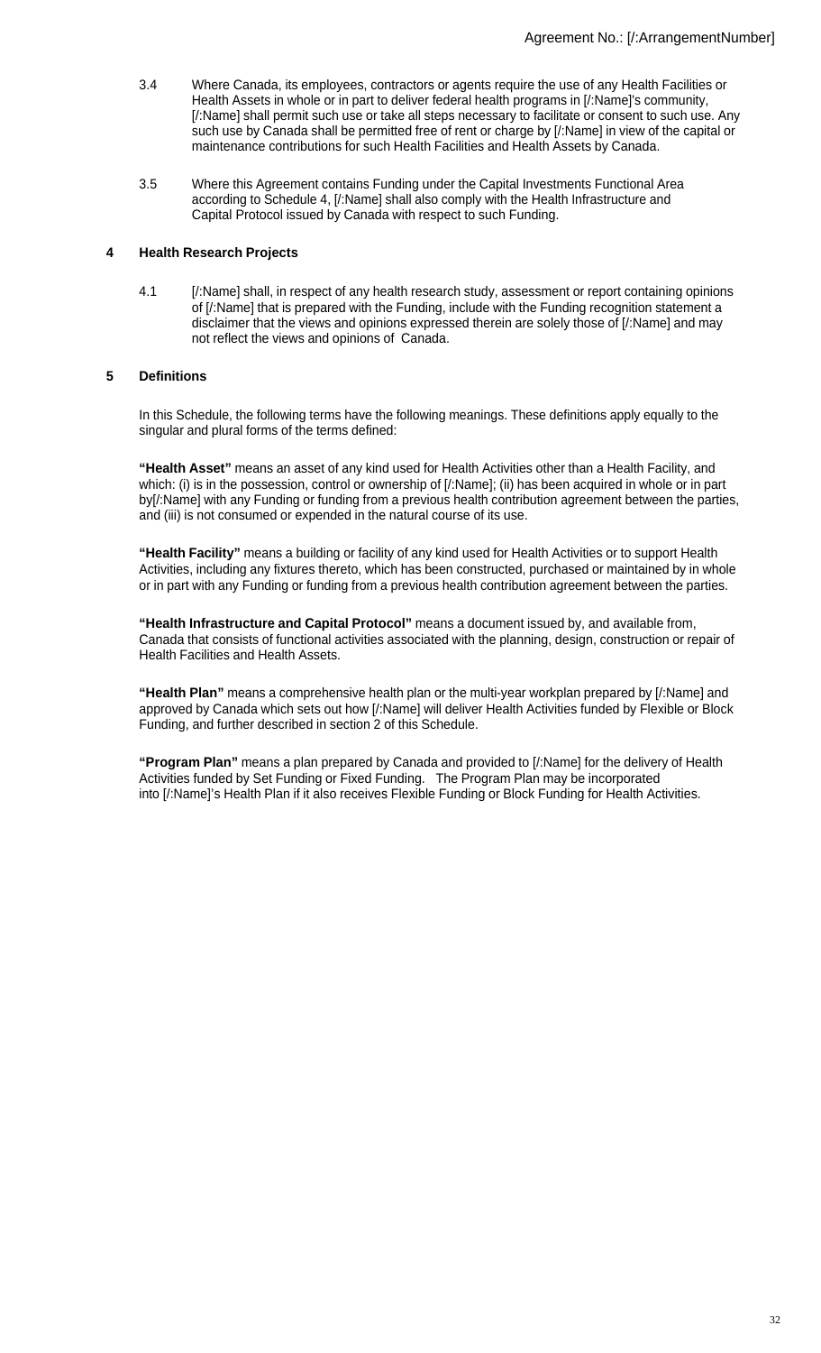3.4 Where Canada, its employees, contractors or agents require the use of any Health Facilities or Health Assets in whole or in part to deliver federal health programs in [/:Name]'s community, [/:Name] shall permit such use or take all steps necessary to facilitate or consent to such use. Any such use by Canada shall be permitted free of rent or charge by [/:Name] in view of the capital or maintenance contributions for such Health Facilities and Health Assets by Canada.

3.5 Where this Agreement contains Funding under the Capital Investments Functional Area according to Schedule 4, [/:Name] shall also comply with the Health Infrastructure and Capital Protocol issued by Canada with respect to such Funding.

## 4 Health Research Projects

4.1 [/:Name] shall, in respect of any health research study, assessment or report containing opinions of [/:Name] that is prepared with the Funding, include with the Funding recognition statement a disclaimer that the views and opinions expressed therein are solely those of [/:Name] and may not reflect the views and opinions of Canada.

## 5 Definitions

In this Schedule, the following terms have the following meanings. These definitions apply equally to the singular and plural forms of the terms defined:

**"Health Asset"** means an asset of any kind used for Health Activities other than a Health Facility, and which: (i) is in the possession, control or ownership of [/:Name]; (ii) has been acquired in whole or in part by[/:Name] with any Funding or funding from a previous health contribution agreement between the parties, and (iii) is not consumed or expended in the natural course of its use.

**"Health Facility"** means a building or facility of any kind used for Health Activities or to support Health Activities, including any fixtures thereto, which has been constructed, purchased or maintained by in whole or in part with any Funding or funding from a previous health contribution agreement between the parties.

**"Health Infrastructure and Capital Protocol"** means a document issued by, and available from, Canada that consists of functional activities associated with the planning, design, construction or repair of Health Facilities and Health Assets.

**"Health Plan"** means a comprehensive health plan or the multi-year workplan prepared by [/:Name] and approved by Canada which sets out how [/:Name] will deliver Health Activities funded by Flexible or Block Funding, and further described in section 2 of this Schedule.

**"Program Plan"** means a plan prepared by Canada and provided to [/:Name] for the delivery of Health Activities funded by Set Funding or Fixed Funding. The Program Plan may be incorporated into [/:Name]'s Health Plan if it also receives Flexible Funding or Block Funding for Health Activities.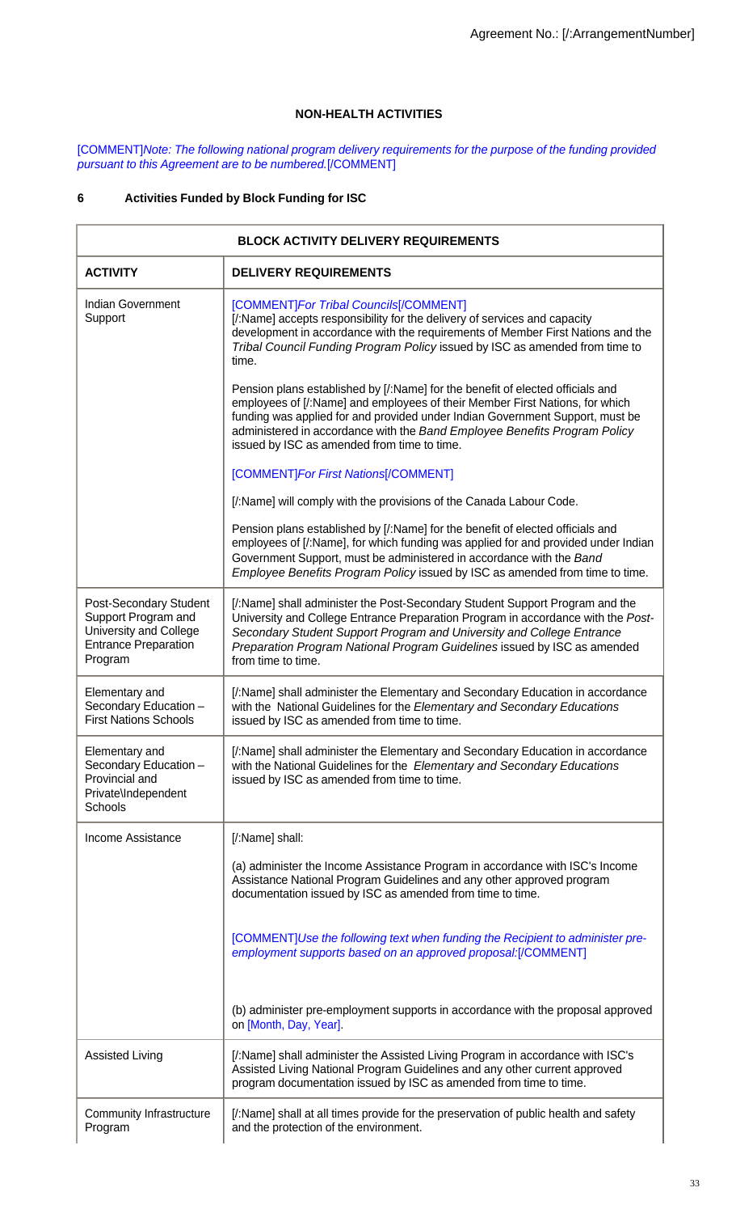Agreement No.: [/:ArrangementNumber]

**NON-HEALTH ACTIVITIES**

[COMMENT]*Note: The following national program delivery requirements for the purpose of the funding provided pursuant to this Agreement are to be numbered.*[/COMMENT]

## 6 Activities Funded by Block Funding for ISC

| **BLOCK ACTIVITY DELIVERY REQUIREMENTS** | |
|---|---|
| **ACTIVITY** | **DELIVERY REQUIREMENTS** |
| Indian Government Support | [COMMENT]*For Tribal Councils*[/COMMENT]<br>[/:Name] accepts responsibility for the delivery of services and capacity development in accordance with the requirements of Member First Nations and the *Tribal Council Funding Program Policy* issued by ISC as amended from time to time.<br><br>Pension plans established by [/:Name] for the benefit of elected officials and employees of [/:Name] and employees of their Member First Nations, for which funding was applied for and provided under Indian Government Support, must be administered in accordance with the *Band Employee Benefits Program Policy* issued by ISC as amended from time to time.<br><br>[COMMENT]*For First Nations*[/COMMENT]<br><br>[/:Name] will comply with the provisions of the Canada Labour Code.<br><br>Pension plans established by [/:Name] for the benefit of elected officials and employees of [/:Name], for which funding was applied for and provided under Indian Government Support, must be administered in accordance with the *Band Employee Benefits Program Policy* issued by ISC as amended from time to time. |
| Post-Secondary Student Support Program and University and College Entrance Preparation Program | [/:Name] shall administer the Post-Secondary Student Support Program and the University and College Entrance Preparation Program in accordance with the *Post-Secondary Student Support Program and University and College Entrance Preparation Program National Program Guidelines* issued by ISC as amended from time to time. |
| Elementary and Secondary Education – First Nations Schools | [/:Name] shall administer the Elementary and Secondary Education in accordance with the National Guidelines for the *Elementary and Secondary Educations* issued by ISC as amended from time to time. |
| Elementary and Secondary Education – Provincial and Private\Independent Schools | [/:Name] shall administer the Elementary and Secondary Education in accordance with the National Guidelines for the *Elementary and Secondary Educations* issued by ISC as amended from time to time. |
| Income Assistance | [/:Name] shall:<br><br>(a) administer the Income Assistance Program in accordance with ISC's Income Assistance National Program Guidelines and any other approved program documentation issued by ISC as amended from time to time.<br><br>[COMMENT]*Use the following text when funding the Recipient to administer pre-employment supports based on an approved proposal:*[/COMMENT]<br><br>(b) administer pre-employment supports in accordance with the proposal approved on [Month, Day, Year]. |
| Assisted Living | [/:Name] shall administer the Assisted Living Program in accordance with ISC's Assisted Living National Program Guidelines and any other current approved program documentation issued by ISC as amended from time to time. |
| Community Infrastructure Program | [/:Name] shall at all times provide for the preservation of public health and safety and the protection of the environment. |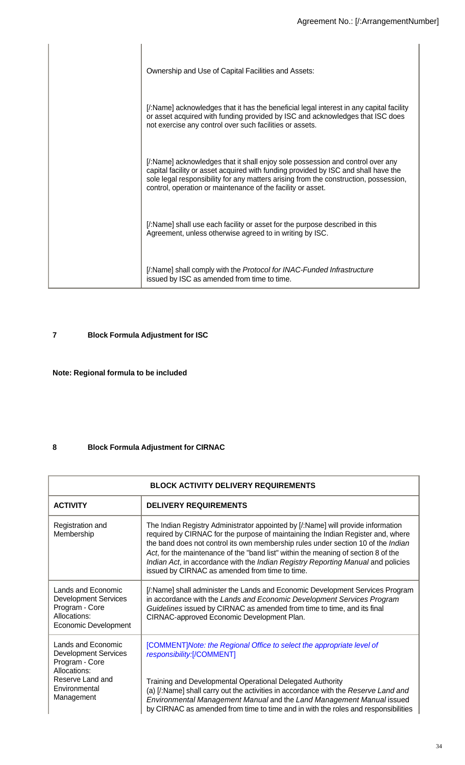| | |
|---|---|
| | Ownership and Use of Capital Facilities and Assets:<br><br>[/:Name] acknowledges that it has the beneficial legal interest in any capital facility or asset acquired with funding provided by ISC and acknowledges that ISC does not exercise any control over such facilities or assets.<br><br>[/:Name] acknowledges that it shall enjoy sole possession and control over any capital facility or asset acquired with funding provided by ISC and shall have the sole legal responsibility for any matters arising from the construction, possession, control, operation or maintenance of the facility or asset.<br><br>[/:Name] shall use each facility or asset for the purpose described in this Agreement, unless otherwise agreed to in writing by ISC.<br><br>[/:Name] shall comply with the *Protocol for INAC-Funded Infrastructure* issued by ISC as amended from time to time. |

## 7 Block Formula Adjustment for ISC

**Note: Regional formula to be included**

## 8 Block Formula Adjustment for CIRNAC

| **BLOCK ACTIVITY DELIVERY REQUIREMENTS** | |
|---|---|
| **ACTIVITY** | **DELIVERY REQUIREMENTS** |
| Registration and Membership | The Indian Registry Administrator appointed by [/:Name] will provide information required by CIRNAC for the purpose of maintaining the Indian Register and, where the band does not control its own membership rules under section 10 of the *Indian Act*, for the maintenance of the "band list" within the meaning of section 8 of the *Indian Act*, in accordance with the *Indian Registry Reporting Manual* and policies issued by CIRNAC as amended from time to time. |
| Lands and Economic Development Services Program - Core Allocations: Economic Development | [/:Name] shall administer the Lands and Economic Development Services Program in accordance with the *Lands and Economic Development Services Program Guidelines* issued by CIRNAC as amended from time to time, and its final CIRNAC-approved Economic Development Plan. |
| Lands and Economic Development Services Program - Core Allocations: Reserve Land and Environmental Management | [COMMENT]*Note: the Regional Office to select the appropriate level of responsibility:*[/COMMENT]<br><br>Training and Developmental Operational Delegated Authority<br>(a) [/:Name] shall carry out the activities in accordance with the *Reserve Land and Environmental Management Manual* and the *Land Management Manual* issued by CIRNAC as amended from time to time and in with the roles and responsibilities |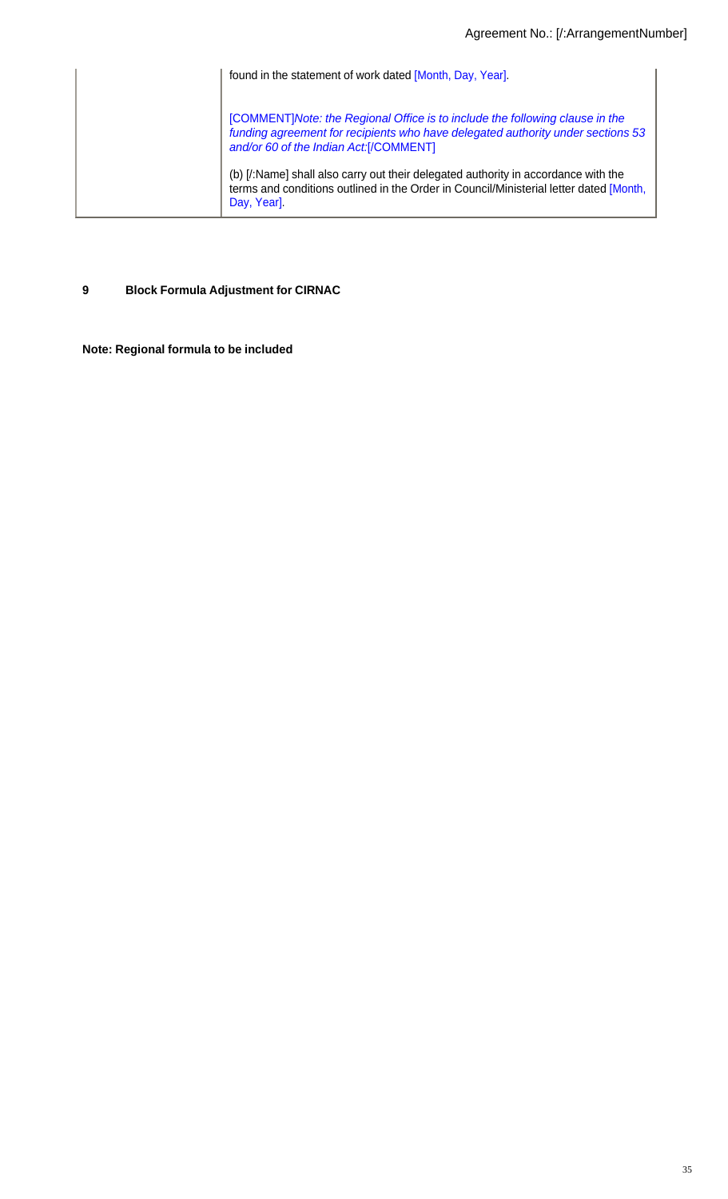|  | found in the statement of work dated [Month, Day, Year]. <br><br> [COMMENT]*Note: the Regional Office is to include the following clause in the funding agreement for recipients who have delegated authority under sections 53 and/or 60 of the Indian Act:*[/COMMENT] <br><br> (b) [/:Name] shall also carry out their delegated authority in accordance with the terms and conditions outlined in the Order in Council/Ministerial letter dated [Month, Day, Year]. |
|---|---|

## 9 Block Formula Adjustment for CIRNAC

**Note: Regional formula to be included**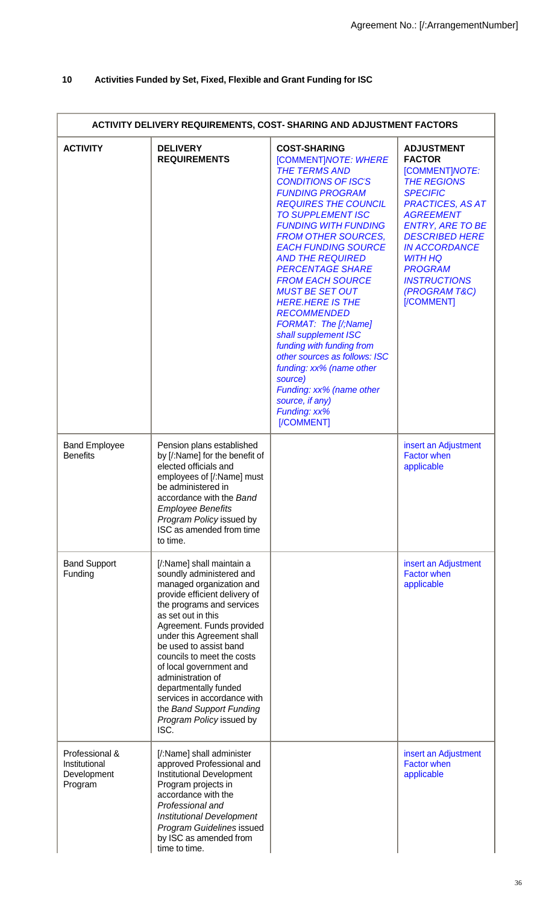## 10 Activities Funded by Set, Fixed, Flexible and Grant Funding for ISC

| ACTIVITY DELIVERY REQUIREMENTS, COST- SHARING AND ADJUSTMENT FACTORS | | | |
|---|---|---|---|
| **ACTIVITY** | **DELIVERY REQUIREMENTS** | **COST-SHARING** [COMMENT]*NOTE: WHERE THE TERMS AND CONDITIONS OF ISC'S FUNDING PROGRAM REQUIRES THE COUNCIL TO SUPPLEMENT ISC FUNDING WITH FUNDING FROM OTHER SOURCES, EACH FUNDING SOURCE AND THE REQUIRED PERCENTAGE SHARE FROM EACH SOURCE MUST BE SET OUT HERE.HERE IS THE RECOMMENDED FORMAT: The [/;Name] shall supplement ISC funding with funding from other sources as follows: ISC funding: xx% (name other source) Funding: xx% (name other source, if any) Funding: xx%* [/COMMENT] | **ADJUSTMENT FACTOR** [COMMENT]*NOTE: THE REGIONS SPECIFIC PRACTICES, AS AT AGREEMENT ENTRY, ARE TO BE DESCRIBED HERE IN ACCORDANCE WITH HQ PROGRAM INSTRUCTIONS (PROGRAM T&C)* [/COMMENT] |
| Band Employee Benefits | Pension plans established by [/:Name] for the benefit of elected officials and employees of [/:Name] must be administered in accordance with the *Band Employee Benefits Program Policy* issued by ISC as amended from time to time. | | insert an Adjustment Factor when applicable |
| Band Support Funding | [/:Name] shall maintain a soundly administered and managed organization and provide efficient delivery of the programs and services as set out in this Agreement. Funds provided under this Agreement shall be used to assist band councils to meet the costs of local government and administration of departmentally funded services in accordance with the *Band Support Funding Program Policy* issued by ISC. | | insert an Adjustment Factor when applicable |
| Professional & Institutional Development Program | [/:Name] shall administer approved Professional and Institutional Development Program projects in accordance with the *Professional and Institutional Development Program Guidelines* issued by ISC as amended from time to time. | | insert an Adjustment Factor when applicable |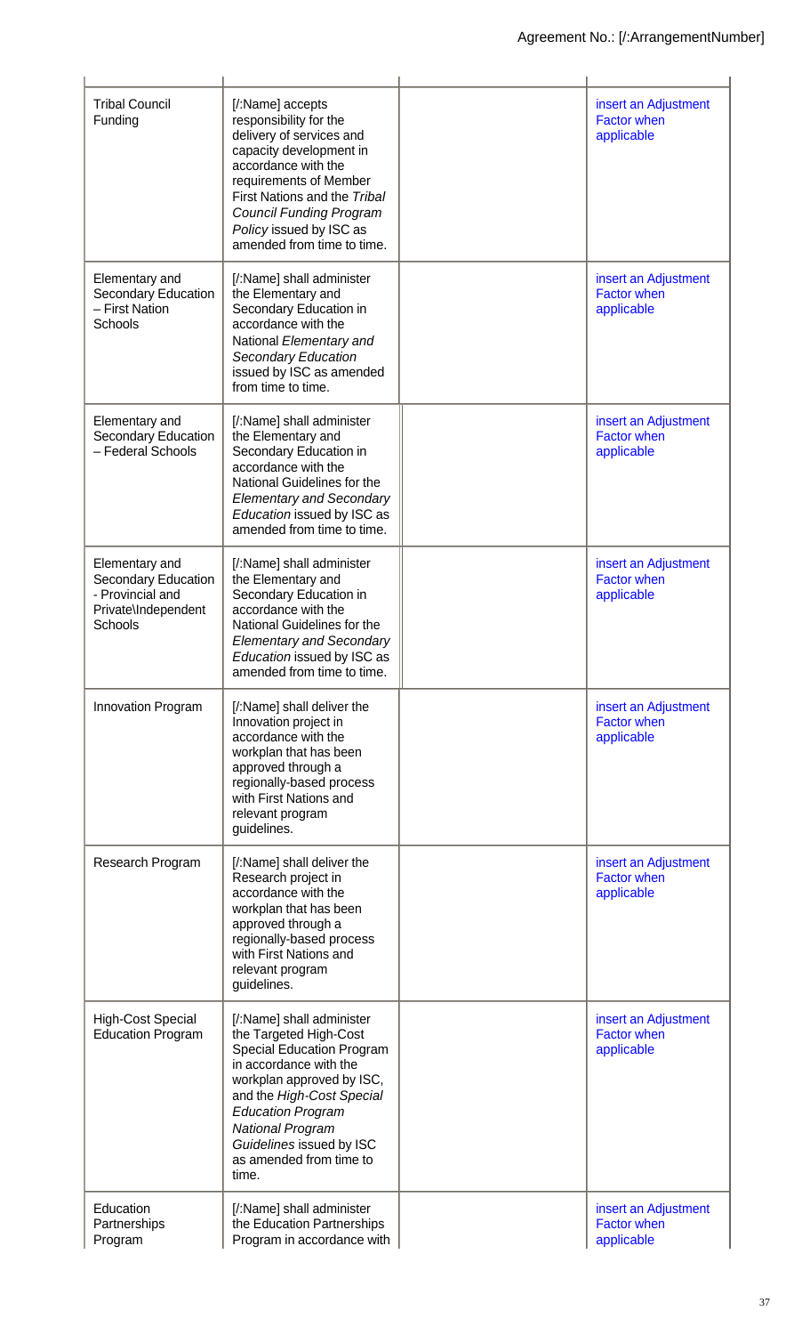| | | | |
|---|---|---|---|
| Tribal Council Funding | [/:Name] accepts responsibility for the delivery of services and capacity development in accordance with the requirements of Member First Nations and the *Tribal Council Funding Program Policy* issued by ISC as amended from time to time. | | insert an Adjustment Factor when applicable |
| Elementary and Secondary Education – First Nation Schools | [/:Name] shall administer the Elementary and Secondary Education in accordance with the National *Elementary and Secondary Education* issued by ISC as amended from time to time. | | insert an Adjustment Factor when applicable |
| Elementary and Secondary Education – Federal Schools | [/:Name] shall administer the Elementary and Secondary Education in accordance with the National Guidelines for the *Elementary and Secondary Education* issued by ISC as amended from time to time. | | insert an Adjustment Factor when applicable |
| Elementary and Secondary Education - Provincial and Private\Independent Schools | [/:Name] shall administer the Elementary and Secondary Education in accordance with the National Guidelines for the *Elementary and Secondary Education* issued by ISC as amended from time to time. | | insert an Adjustment Factor when applicable |
| Innovation Program | [/:Name] shall deliver the Innovation project in accordance with the workplan that has been approved through a regionally-based process with First Nations and relevant program guidelines. | | insert an Adjustment Factor when applicable |
| Research Program | [/:Name] shall deliver the Research project in accordance with the workplan that has been approved through a regionally-based process with First Nations and relevant program guidelines. | | insert an Adjustment Factor when applicable |
| High-Cost Special Education Program | [/:Name] shall administer the Targeted High-Cost Special Education Program in accordance with the workplan approved by ISC, and the *High-Cost Special Education Program National Program Guidelines* issued by ISC as amended from time to time. | | insert an Adjustment Factor when applicable |
| Education Partnerships Program | [/:Name] shall administer the Education Partnerships Program in accordance with | | insert an Adjustment Factor when applicable |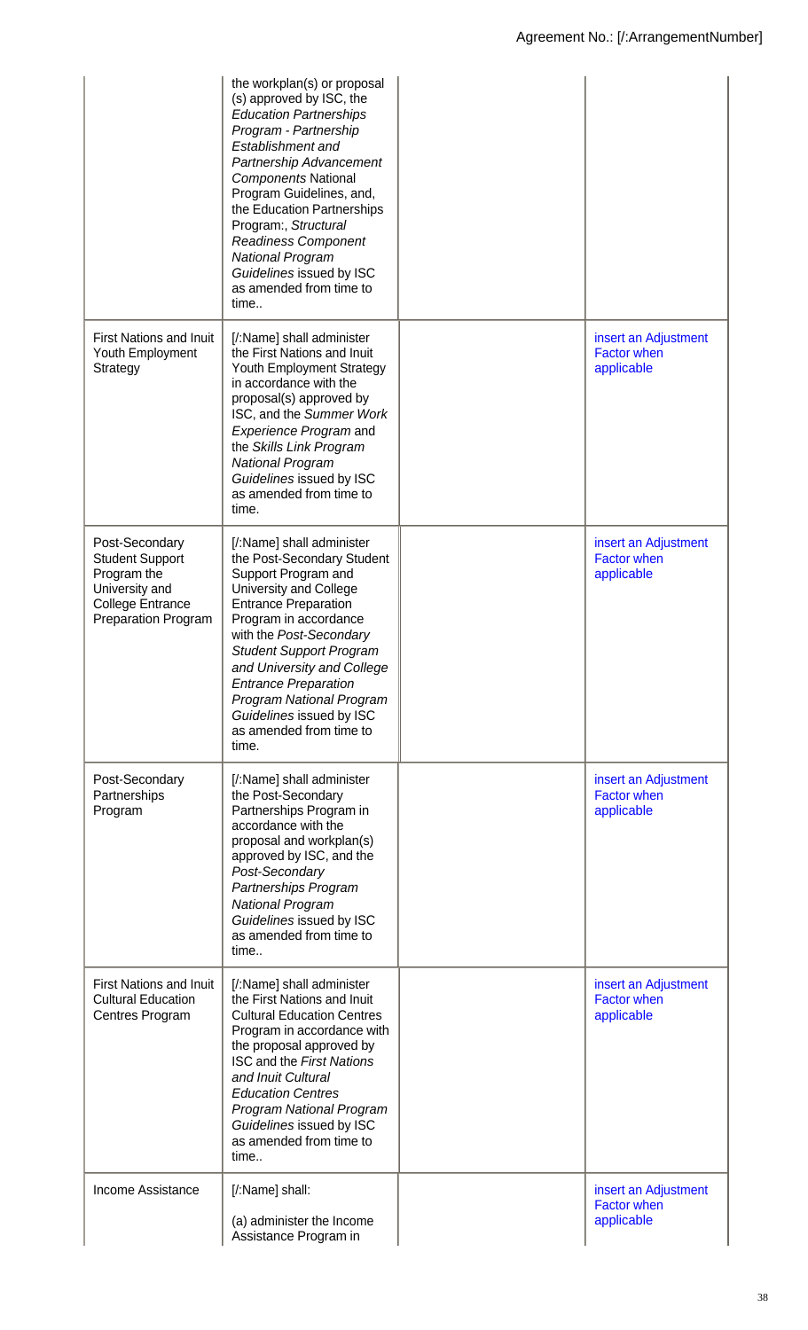| | | | |
|---|---|---|---|
| | the workplan(s) or proposal (s) approved by ISC, the *Education Partnerships Program - Partnership Establishment and Partnership Advancement Components* National Program Guidelines, and, the Education Partnerships Program:, *Structural Readiness Component National Program Guidelines* issued by ISC as amended from time to time.. | | |
| First Nations and Inuit Youth Employment Strategy | [/:Name] shall administer the First Nations and Inuit Youth Employment Strategy in accordance with the proposal(s) approved by ISC, and the *Summer Work Experience Program* and the *Skills Link Program National Program Guidelines* issued by ISC as amended from time to time. | | insert an Adjustment Factor when applicable |
| Post-Secondary Student Support Program the University and College Entrance Preparation Program | [/:Name] shall administer the Post-Secondary Student Support Program and University and College Entrance Preparation Program in accordance with the *Post-Secondary Student Support Program and University and College Entrance Preparation Program National Program Guidelines* issued by ISC as amended from time to time. | | insert an Adjustment Factor when applicable |
| Post-Secondary Partnerships Program | [/:Name] shall administer the Post-Secondary Partnerships Program in accordance with the proposal and workplan(s) approved by ISC, and the *Post-Secondary Partnerships Program National Program Guidelines* issued by ISC as amended from time to time.. | | insert an Adjustment Factor when applicable |
| First Nations and Inuit Cultural Education Centres Program | [/:Name] shall administer the First Nations and Inuit Cultural Education Centres Program in accordance with the proposal approved by ISC and the *First Nations and Inuit Cultural Education Centres Program National Program Guidelines* issued by ISC as amended from time to time.. | | insert an Adjustment Factor when applicable |
| Income Assistance | [/:Name] shall:<br><br>(a) administer the Income Assistance Program in | | insert an Adjustment Factor when applicable |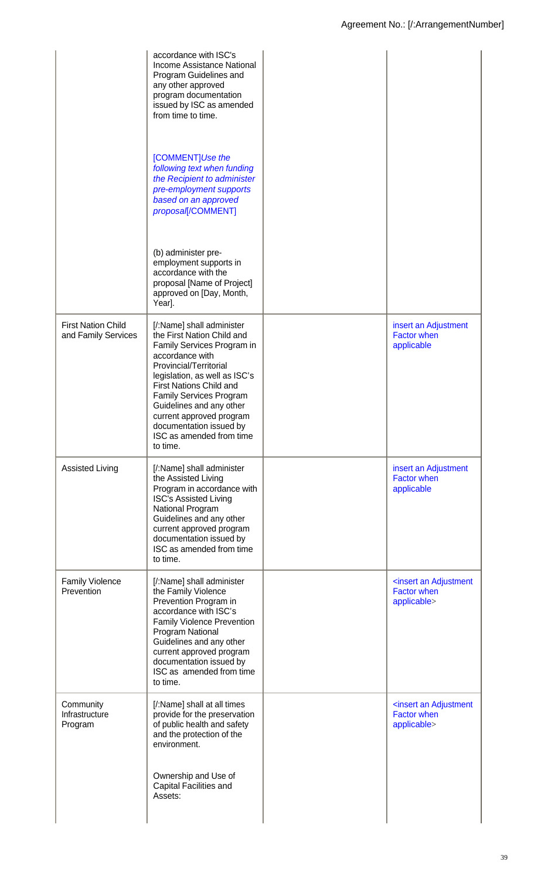| | | | |
|---|---|---|---|
| | accordance with ISC's Income Assistance National Program Guidelines and any other approved program documentation issued by ISC as amended from time to time.<br><br>[COMMENT]*Use the following text when funding the Recipient to administer pre-employment supports based on an approved proposal*[/COMMENT]<br><br>(b) administer pre-employment supports in accordance with the proposal [Name of Project] approved on [Day, Month, Year]. | | |
| First Nation Child and Family Services | [/:Name] shall administer the First Nation Child and Family Services Program in accordance with Provincial/Territorial legislation, as well as ISC's First Nations Child and Family Services Program Guidelines and any other current approved program documentation issued by ISC as amended from time to time. | | insert an Adjustment Factor when applicable |
| Assisted Living | [/:Name] shall administer the Assisted Living Program in accordance with ISC's Assisted Living National Program Guidelines and any other current approved program documentation issued by ISC as amended from time to time. | | insert an Adjustment Factor when applicable |
| Family Violence Prevention | [/:Name] shall administer the Family Violence Prevention Program in accordance with ISC's Family Violence Prevention Program National Guidelines and any other current approved program documentation issued by ISC as amended from time to time. | | <insert an Adjustment Factor when applicable> |
| Community Infrastructure Program | [/:Name] shall at all times provide for the preservation of public health and safety and the protection of the environment.<br><br>Ownership and Use of Capital Facilities and Assets: | | <insert an Adjustment Factor when applicable> |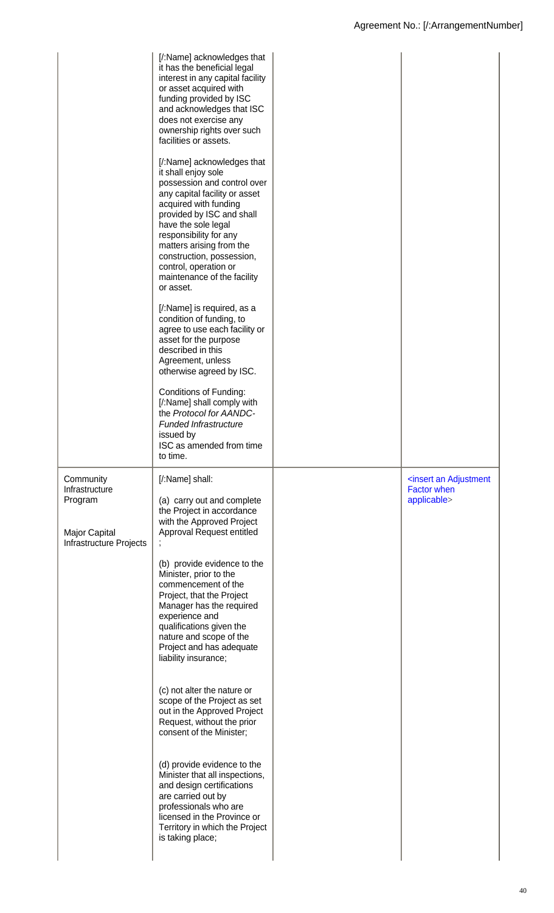| | | | |
|---|---|---|---|
| | [/:Name] acknowledges that it has the beneficial legal interest in any capital facility or asset acquired with funding provided by ISC and acknowledges that ISC does not exercise any ownership rights over such facilities or assets.<br><br>[/:Name] acknowledges that it shall enjoy sole possession and control over any capital facility or asset acquired with funding provided by ISC and shall have the sole legal responsibility for any matters arising from the construction, possession, control, operation or maintenance of the facility or asset.<br><br>[/:Name] is required, as a condition of funding, to agree to use each facility or asset for the purpose described in this Agreement, unless otherwise agreed by ISC.<br><br>Conditions of Funding: [/:Name] shall comply with the *Protocol for AANDC-Funded Infrastructure* issued by ISC as amended from time to time. | | |
| Community Infrastructure Program<br><br>Major Capital Infrastructure Projects | [/:Name] shall:<br><br>(a) carry out and complete the Project in accordance with the Approved Project Approval Request entitled ;<br><br>(b) provide evidence to the Minister, prior to the commencement of the Project, that the Project Manager has the required experience and qualifications given the nature and scope of the Project and has adequate liability insurance;<br><br>(c) not alter the nature or scope of the Project as set out in the Approved Project Request, without the prior consent of the Minister;<br><br>(d) provide evidence to the Minister that all inspections, and design certifications are carried out by professionals who are licensed in the Province or Territory in which the Project is taking place; | | <insert an Adjustment Factor when applicable> |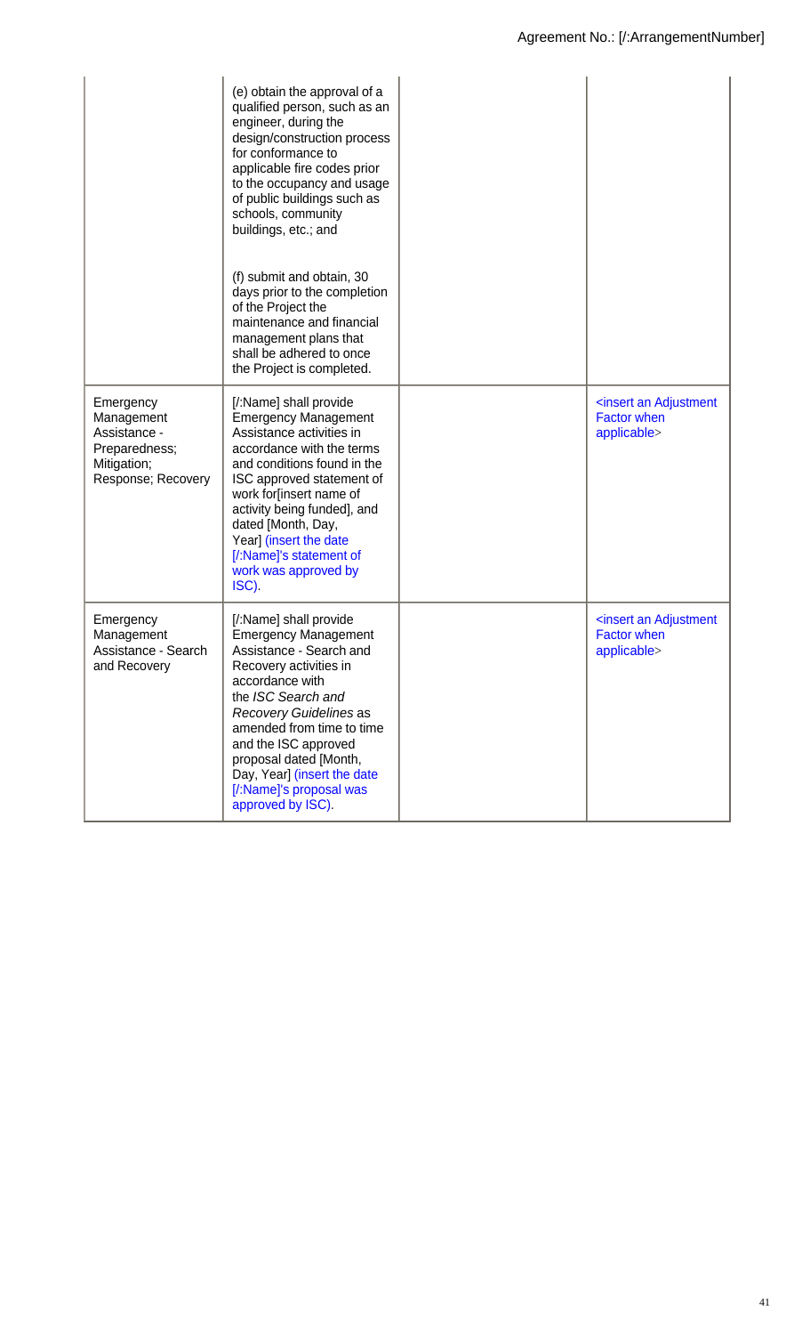| | | | |
|---|---|---|---|
| | (e) obtain the approval of a qualified person, such as an engineer, during the design/construction process for conformance to applicable fire codes prior to the occupancy and usage of public buildings such as schools, community buildings, etc.; and<br><br>(f) submit and obtain, 30 days prior to the completion of the Project the maintenance and financial management plans that shall be adhered to once the Project is completed. | | |
| Emergency Management Assistance - Preparedness; Mitigation; Response; Recovery | [/:Name] shall provide Emergency Management Assistance activities in accordance with the terms and conditions found in the ISC approved statement of work for[insert name of activity being funded], and dated [Month, Day, Year] (insert the date [/:Name]'s statement of work was approved by ISC). | | <insert an Adjustment Factor when applicable> |
| Emergency Management Assistance - Search and Recovery | [/:Name] shall provide Emergency Management Assistance - Search and Recovery activities in accordance with the *ISC Search and Recovery Guidelines* as amended from time to time and the ISC approved proposal dated [Month, Day, Year] (insert the date [/:Name]'s proposal was approved by ISC). | | <insert an Adjustment Factor when applicable> |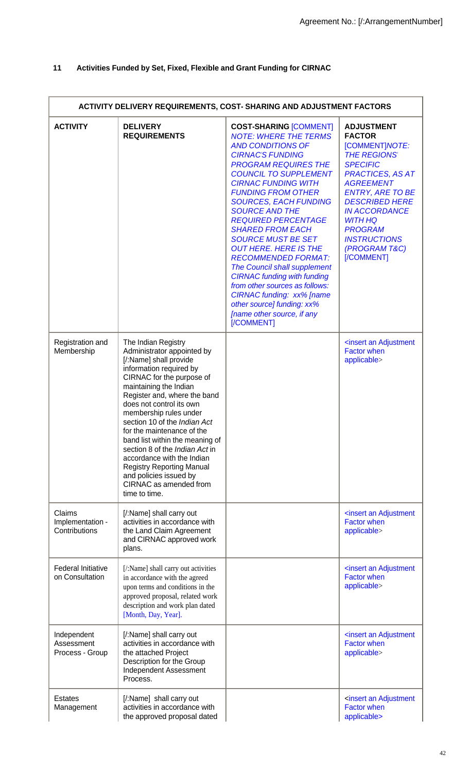## 11 Activities Funded by Set, Fixed, Flexible and Grant Funding for CIRNAC

| ACTIVITY DELIVERY REQUIREMENTS, COST- SHARING AND ADJUSTMENT FACTORS | | | |
|---|---|---|---|
| **ACTIVITY** | **DELIVERY REQUIREMENTS** | **COST-SHARING** [COMMENT] *NOTE: WHERE THE TERMS AND CONDITIONS OF CIRNAC'S FUNDING PROGRAM REQUIRES THE COUNCIL TO SUPPLEMENT CIRNAC FUNDING WITH FUNDING FROM OTHER SOURCES, EACH FUNDING SOURCE AND THE REQUIRED PERCENTAGE SHARED FROM EACH SOURCE MUST BE SET OUT HERE. HERE IS THE RECOMMENDED FORMAT: The Council shall supplement CIRNAC funding with funding from other sources as follows: CIRNAC funding: xx% [name other source] funding: xx% [name other source, if any* [/COMMENT] | **ADJUSTMENT FACTOR** [COMMENT]*NOTE: THE REGIONS' SPECIFIC PRACTICES, AS AT AGREEMENT ENTRY, ARE TO BE DESCRIBED HERE IN ACCORDANCE WITH HQ PROGRAM INSTRUCTIONS (PROGRAM T&C)* [/COMMENT] |
| Registration and Membership | The Indian Registry Administrator appointed by [/:Name] shall provide information required by CIRNAC for the purpose of maintaining the Indian Register and, where the band does not control its own membership rules under section 10 of the *Indian Act* for the maintenance of the band list within the meaning of section 8 of the *Indian Act* in accordance with the Indian Registry Reporting Manual and policies issued by CIRNAC as amended from time to time. | | <insert an Adjustment Factor when applicable> |
| Claims Implementation - Contributions | [/:Name] shall carry out activities in accordance with the Land Claim Agreement and CIRNAC approved work plans. | | <insert an Adjustment Factor when applicable> |
| Federal Initiative on Consultation | [/:Name] shall carry out activities in accordance with the agreed upon terms and conditions in the approved proposal, related work description and work plan dated [Month, Day, Year]. | | <insert an Adjustment Factor when applicable> |
| Independent Assessment Process - Group | [/:Name] shall carry out activities in accordance with the attached Project Description for the Group Independent Assessment Process. | | <insert an Adjustment Factor when applicable> |
| Estates Management | [/:Name] shall carry out activities in accordance with the approved proposal dated | | <insert an Adjustment Factor when applicable> |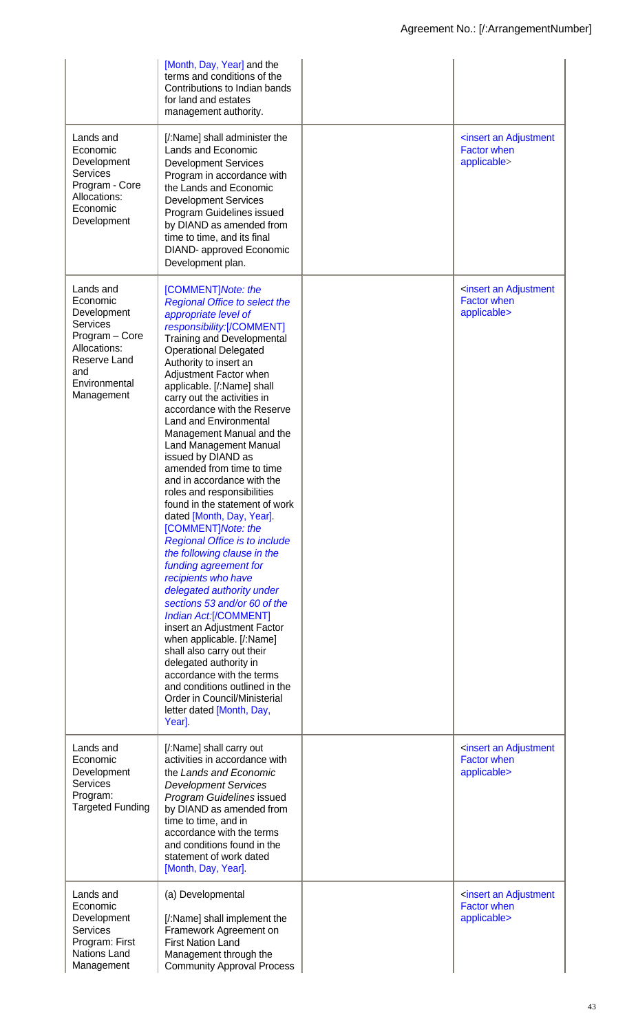| | | | |
|---|---|---|---|
| | [Month, Day, Year] and the terms and conditions of the Contributions to Indian bands for land and estates management authority. | | |
| Lands and Economic Development Services Program - Core Allocations: Economic Development | [/:Name] shall administer the Lands and Economic Development Services Program in accordance with the Lands and Economic Development Services Program Guidelines issued by DIAND as amended from time to time, and its final DIAND- approved Economic Development plan. | | <insert an Adjustment Factor when applicable> |
| Lands and Economic Development Services Program – Core Allocations: Reserve Land and Environmental Management | [COMMENT]*Note: the Regional Office to select the appropriate level of responsibility:*[/COMMENT] Training and Developmental Operational Delegated Authority to insert an Adjustment Factor when applicable. [/:Name] shall carry out the activities in accordance with the Reserve Land and Environmental Management Manual and the Land Management Manual issued by DIAND as amended from time to time and in accordance with the roles and responsibilities found in the statement of work dated [Month, Day, Year]. [COMMENT]*Note: the Regional Office is to include the following clause in the funding agreement for recipients who have delegated authority under sections 53 and/or 60 of the Indian Act:*[/COMMENT] insert an Adjustment Factor when applicable. [/:Name] shall also carry out their delegated authority in accordance with the terms and conditions outlined in the Order in Council/Ministerial letter dated [Month, Day, Year]. | | <insert an Adjustment Factor when applicable> |
| Lands and Economic Development Services Program: Targeted Funding | [/:Name] shall carry out activities in accordance with the *Lands and Economic Development Services Program Guidelines* issued by DIAND as amended from time to time, and in accordance with the terms and conditions found in the statement of work dated [Month, Day, Year]. | | <insert an Adjustment Factor when applicable> |
| Lands and Economic Development Services Program: First Nations Land Management | (a) Developmental<br><br>[/:Name] shall implement the Framework Agreement on First Nation Land Management through the Community Approval Process | | <insert an Adjustment Factor when applicable> |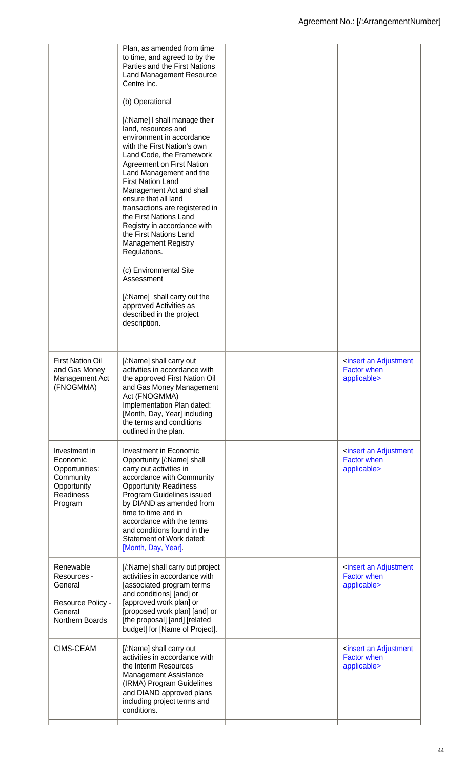| | | | |
|---|---|---|---|
| | Plan, as amended from time to time, and agreed to by the Parties and the First Nations Land Management Resource Centre Inc.<br><br>(b) Operational<br><br>[/:Name] l shall manage their land, resources and environment in accordance with the First Nation's own Land Code, the Framework Agreement on First Nation Land Management and the First Nation Land Management Act and shall ensure that all land transactions are registered in the First Nations Land Registry in accordance with the First Nations Land Management Registry Regulations.<br><br>(c) Environmental Site Assessment<br><br>[/:Name] shall carry out the approved Activities as described in the project description. | | |
| First Nation Oil and Gas Money Management Act (FNOGMMA) | [/:Name] shall carry out activities in accordance with the approved First Nation Oil and Gas Money Management Act (FNOGMMA) Implementation Plan dated: [Month, Day, Year] including the terms and conditions outlined in the plan. | | <insert an Adjustment Factor when applicable> |
| Investment in Economic Opportunities: Community Opportunity Readiness Program | Investment in Economic Opportunity [/:Name] shall carry out activities in accordance with Community Opportunity Readiness Program Guidelines issued by DIAND as amended from time to time and in accordance with the terms and conditions found in the Statement of Work dated: [Month, Day, Year]. | | <insert an Adjustment Factor when applicable> |
| Renewable Resources - General<br><br>Resource Policy - General Northern Boards | [/:Name] shall carry out project activities in accordance with [associated program terms and conditions] [and] or [approved work plan] or [proposed work plan] [and] or [the proposal] [and] [related budget] for [Name of Project]. | | <insert an Adjustment Factor when applicable> |
| CIMS-CEAM | [/:Name] shall carry out activities in accordance with the Interim Resources Management Assistance (IRMA) Program Guidelines and DIAND approved plans including project terms and conditions. | | <insert an Adjustment Factor when applicable> |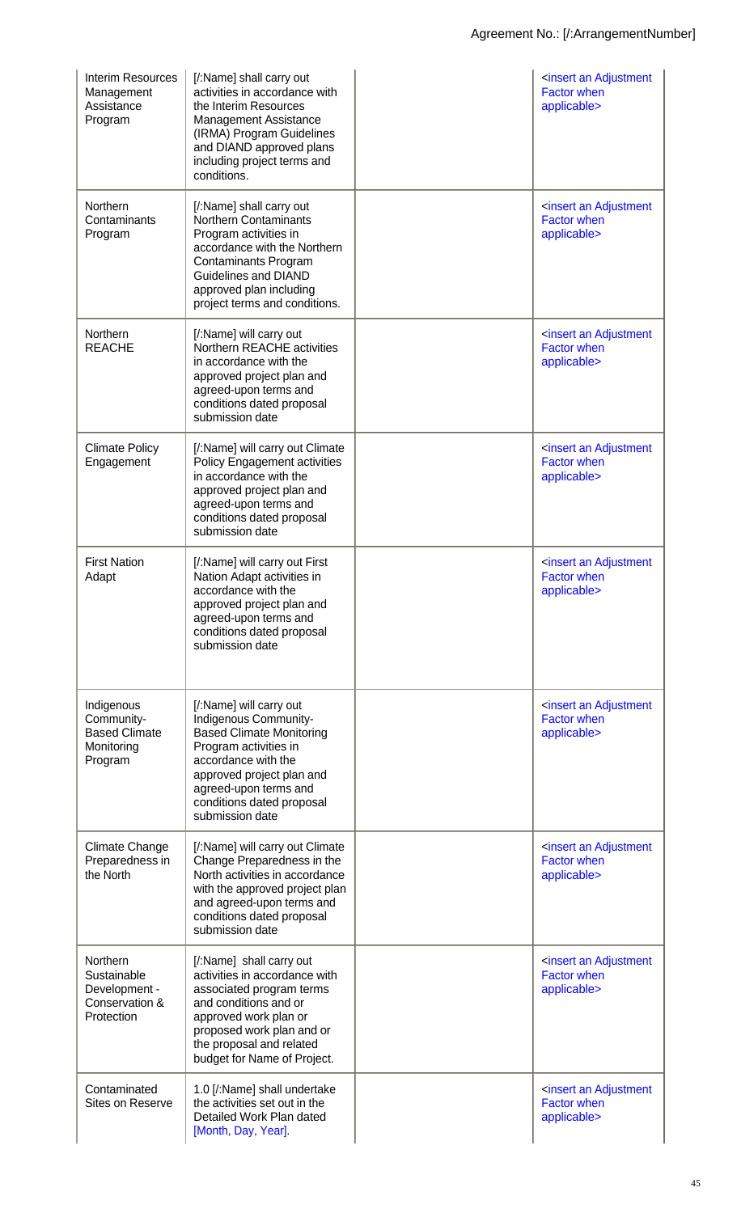| | | | |
|---|---|---|---|
| Interim Resources Management Assistance Program | [/:Name] shall carry out activities in accordance with the Interim Resources Management Assistance (IRMA) Program Guidelines and DIAND approved plans including project terms and conditions. | | <insert an Adjustment Factor when applicable> |
| Northern Contaminants Program | [/:Name] shall carry out Northern Contaminants Program activities in accordance with the Northern Contaminants Program Guidelines and DIAND approved plan including project terms and conditions. | | <insert an Adjustment Factor when applicable> |
| Northern REACHE | [/:Name] will carry out Northern REACHE activities in accordance with the approved project plan and agreed-upon terms and conditions dated proposal submission date | | <insert an Adjustment Factor when applicable> |
| Climate Policy Engagement | [/:Name] will carry out Climate Policy Engagement activities in accordance with the approved project plan and agreed-upon terms and conditions dated proposal submission date | | <insert an Adjustment Factor when applicable> |
| First Nation Adapt | [/:Name] will carry out First Nation Adapt activities in accordance with the approved project plan and agreed-upon terms and conditions dated proposal submission date | | <insert an Adjustment Factor when applicable> |
| Indigenous Community-Based Climate Monitoring Program | [/:Name] will carry out Indigenous Community-Based Climate Monitoring Program activities in accordance with the approved project plan and agreed-upon terms and conditions dated proposal submission date | | <insert an Adjustment Factor when applicable> |
| Climate Change Preparedness in the North | [/:Name] will carry out Climate Change Preparedness in the North activities in accordance with the approved project plan and agreed-upon terms and conditions dated proposal submission date | | <insert an Adjustment Factor when applicable> |
| Northern Sustainable Development - Conservation & Protection | [/:Name] shall carry out activities in accordance with associated program terms and conditions and or approved work plan or proposed work plan and or the proposal and related budget for Name of Project. | | <insert an Adjustment Factor when applicable> |
| Contaminated Sites on Reserve | 1.0 [/:Name] shall undertake the activities set out in the Detailed Work Plan dated [Month, Day, Year]. | | <insert an Adjustment Factor when applicable> |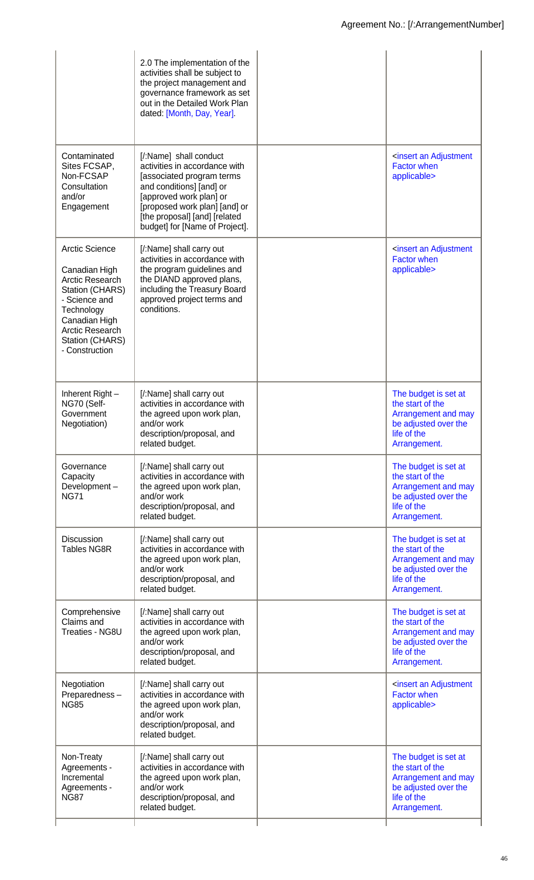| | | | |
|---|---|---|---|
| | 2.0 The implementation of the activities shall be subject to the project management and governance framework as set out in the Detailed Work Plan dated: [Month, Day, Year]. | | |
| Contaminated Sites FCSAP, Non-FCSAP Consultation and/or Engagement | [/:Name] shall conduct activities in accordance with [associated program terms and conditions] [and] or [approved work plan] or [proposed work plan] [and] or [the proposal] [and] [related budget] for [Name of Project]. | | <insert an Adjustment Factor when applicable> |
| Arctic Science<br><br>Canadian High Arctic Research Station (CHARS) - Science and Technology Canadian High Arctic Research Station (CHARS) - Construction | [/:Name] shall carry out activities in accordance with the program guidelines and the DIAND approved plans, including the Treasury Board approved project terms and conditions. | | <insert an Adjustment Factor when applicable> |
| Inherent Right – NG70 (Self-Government Negotiation) | [/:Name] shall carry out activities in accordance with the agreed upon work plan, and/or work description/proposal, and related budget. | | The budget is set at the start of the Arrangement and may be adjusted over the life of the Arrangement. |
| Governance Capacity Development – NG71 | [/:Name] shall carry out activities in accordance with the agreed upon work plan, and/or work description/proposal, and related budget. | | The budget is set at the start of the Arrangement and may be adjusted over the life of the Arrangement. |
| Discussion Tables NG8R | [/:Name] shall carry out activities in accordance with the agreed upon work plan, and/or work description/proposal, and related budget. | | The budget is set at the start of the Arrangement and may be adjusted over the life of the Arrangement. |
| Comprehensive Claims and Treaties - NG8U | [/:Name] shall carry out activities in accordance with the agreed upon work plan, and/or work description/proposal, and related budget. | | The budget is set at the start of the Arrangement and may be adjusted over the life of the Arrangement. |
| Negotiation Preparedness – NG85 | [/:Name] shall carry out activities in accordance with the agreed upon work plan, and/or work description/proposal, and related budget. | | <insert an Adjustment Factor when applicable> |
| Non-Treaty Agreements - Incremental Agreements - NG87 | [/:Name] shall carry out activities in accordance with the agreed upon work plan, and/or work description/proposal, and related budget. | | The budget is set at the start of the Arrangement and may be adjusted over the life of the Arrangement. |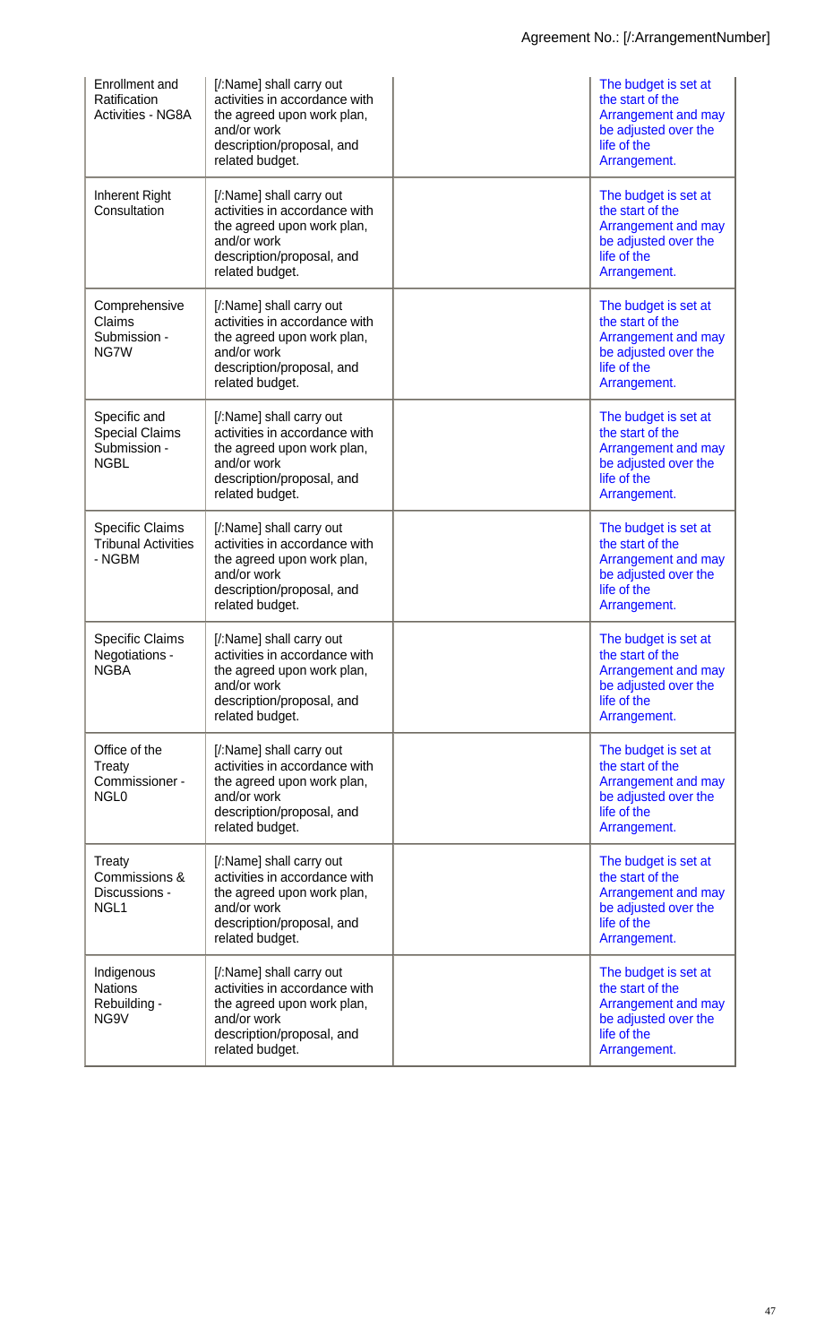| | | | |
|---|---|---|---|
| Enrollment and Ratification Activities - NG8A | [/:Name] shall carry out activities in accordance with the agreed upon work plan, and/or work description/proposal, and related budget. | | The budget is set at the start of the Arrangement and may be adjusted over the life of the Arrangement. |
| Inherent Right Consultation | [/:Name] shall carry out activities in accordance with the agreed upon work plan, and/or work description/proposal, and related budget. | | The budget is set at the start of the Arrangement and may be adjusted over the life of the Arrangement. |
| Comprehensive Claims Submission - NG7W | [/:Name] shall carry out activities in accordance with the agreed upon work plan, and/or work description/proposal, and related budget. | | The budget is set at the start of the Arrangement and may be adjusted over the life of the Arrangement. |
| Specific and Special Claims Submission - NGBL | [/:Name] shall carry out activities in accordance with the agreed upon work plan, and/or work description/proposal, and related budget. | | The budget is set at the start of the Arrangement and may be adjusted over the life of the Arrangement. |
| Specific Claims Tribunal Activities - NGBM | [/:Name] shall carry out activities in accordance with the agreed upon work plan, and/or work description/proposal, and related budget. | | The budget is set at the start of the Arrangement and may be adjusted over the life of the Arrangement. |
| Specific Claims Negotiations - NGBA | [/:Name] shall carry out activities in accordance with the agreed upon work plan, and/or work description/proposal, and related budget. | | The budget is set at the start of the Arrangement and may be adjusted over the life of the Arrangement. |
| Office of the Treaty Commissioner - NGL0 | [/:Name] shall carry out activities in accordance with the agreed upon work plan, and/or work description/proposal, and related budget. | | The budget is set at the start of the Arrangement and may be adjusted over the life of the Arrangement. |
| Treaty Commissions & Discussions - NGL1 | [/:Name] shall carry out activities in accordance with the agreed upon work plan, and/or work description/proposal, and related budget. | | The budget is set at the start of the Arrangement and may be adjusted over the life of the Arrangement. |
| Indigenous Nations Rebuilding - NG9V | [/:Name] shall carry out activities in accordance with the agreed upon work plan, and/or work description/proposal, and related budget. | | The budget is set at the start of the Arrangement and may be adjusted over the life of the Arrangement. |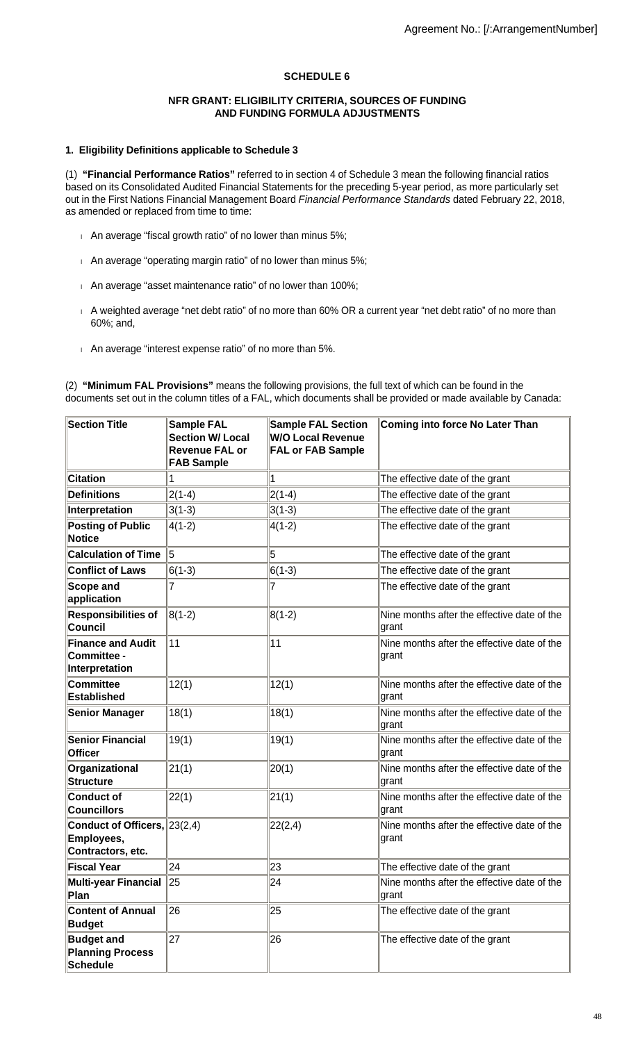Agreement No.: [/:ArrangementNumber]

## SCHEDULE 6

### NFR GRANT: ELIGIBILITY CRITERIA, SOURCES OF FUNDING AND FUNDING FORMULA ADJUSTMENTS

#### 1. Eligibility Definitions applicable to Schedule 3

(1) **"Financial Performance Ratios"** referred to in section 4 of Schedule 3 mean the following financial ratios based on its Consolidated Audited Financial Statements for the preceding 5-year period, as more particularly set out in the First Nations Financial Management Board *Financial Performance Standards* dated February 22, 2018, as amended or replaced from time to time:

- An average "fiscal growth ratio" of no lower than minus 5%;
- An average "operating margin ratio" of no lower than minus 5%;
- An average "asset maintenance ratio" of no lower than 100%;
- A weighted average "net debt ratio" of no more than 60% OR a current year "net debt ratio" of no more than 60%; and,
- An average "interest expense ratio" of no more than 5%.

(2) **"Minimum FAL Provisions"** means the following provisions, the full text of which can be found in the documents set out in the column titles of a FAL, which documents shall be provided or made available by Canada:

| Section Title | Sample FAL Section W/ Local Revenue FAL or FAB Sample | Sample FAL Section W/O Local Revenue FAL or FAB Sample | Coming into force No Later Than |
|---|---|---|---|
| **Citation** | 1 | 1 | The effective date of the grant |
| **Definitions** | 2(1-4) | 2(1-4) | The effective date of the grant |
| **Interpretation** | 3(1-3) | 3(1-3) | The effective date of the grant |
| **Posting of Public Notice** | 4(1-2) | 4(1-2) | The effective date of the grant |
| **Calculation of Time** | 5 | 5 | The effective date of the grant |
| **Conflict of Laws** | 6(1-3) | 6(1-3) | The effective date of the grant |
| **Scope and application** | 7 | 7 | The effective date of the grant |
| **Responsibilities of Council** | 8(1-2) | 8(1-2) | Nine months after the effective date of the grant |
| **Finance and Audit Committee - Interpretation** | 11 | 11 | Nine months after the effective date of the grant |
| **Committee Established** | 12(1) | 12(1) | Nine months after the effective date of the grant |
| **Senior Manager** | 18(1) | 18(1) | Nine months after the effective date of the grant |
| **Senior Financial Officer** | 19(1) | 19(1) | Nine months after the effective date of the grant |
| **Organizational Structure** | 21(1) | 20(1) | Nine months after the effective date of the grant |
| **Conduct of Councillors** | 22(1) | 21(1) | Nine months after the effective date of the grant |
| **Conduct of Officers, Employees, Contractors, etc.** | 23(2,4) | 22(2,4) | Nine months after the effective date of the grant |
| **Fiscal Year** | 24 | 23 | The effective date of the grant |
| **Multi-year Financial Plan** | 25 | 24 | Nine months after the effective date of the grant |
| **Content of Annual Budget** | 26 | 25 | The effective date of the grant |
| **Budget and Planning Process Schedule** | 27 | 26 | The effective date of the grant |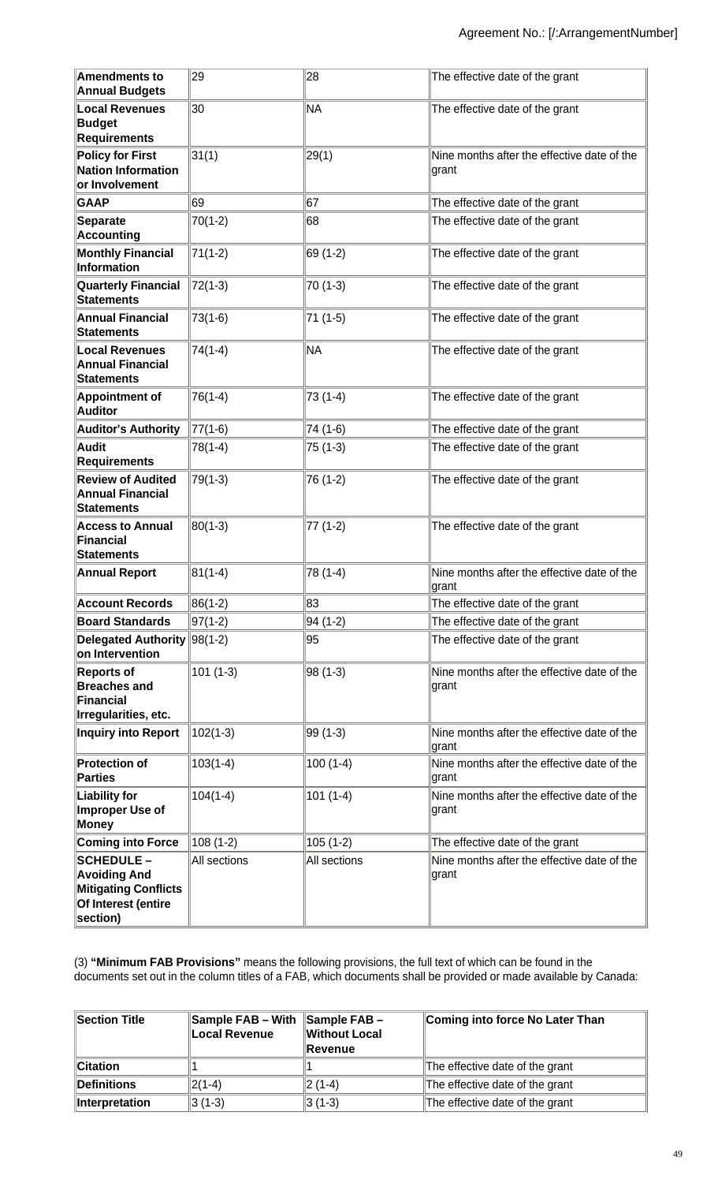| | | | |
|---|---|---|---|
| **Amendments to Annual Budgets** | 29 | 28 | The effective date of the grant |
| **Local Revenues Budget Requirements** | 30 | NA | The effective date of the grant |
| **Policy for First Nation Information or Involvement** | 31(1) | 29(1) | Nine months after the effective date of the grant |
| **GAAP** | 69 | 67 | The effective date of the grant |
| **Separate Accounting** | 70(1-2) | 68 | The effective date of the grant |
| **Monthly Financial Information** | 71(1-2) | 69 (1-2) | The effective date of the grant |
| **Quarterly Financial Statements** | 72(1-3) | 70 (1-3) | The effective date of the grant |
| **Annual Financial Statements** | 73(1-6) | 71 (1-5) | The effective date of the grant |
| **Local Revenues Annual Financial Statements** | 74(1-4) | NA | The effective date of the grant |
| **Appointment of Auditor** | 76(1-4) | 73 (1-4) | The effective date of the grant |
| **Auditor's Authority** | 77(1-6) | 74 (1-6) | The effective date of the grant |
| **Audit Requirements** | 78(1-4) | 75 (1-3) | The effective date of the grant |
| **Review of Audited Annual Financial Statements** | 79(1-3) | 76 (1-2) | The effective date of the grant |
| **Access to Annual Financial Statements** | 80(1-3) | 77 (1-2) | The effective date of the grant |
| **Annual Report** | 81(1-4) | 78 (1-4) | Nine months after the effective date of the grant |
| **Account Records** | 86(1-2) | 83 | The effective date of the grant |
| **Board Standards** | 97(1-2) | 94 (1-2) | The effective date of the grant |
| **Delegated Authority on Intervention** | 98(1-2) | 95 | The effective date of the grant |
| **Reports of Breaches and Financial Irregularities, etc.** | 101 (1-3) | 98 (1-3) | Nine months after the effective date of the grant |
| **Inquiry into Report** | 102(1-3) | 99 (1-3) | Nine months after the effective date of the grant |
| **Protection of Parties** | 103(1-4) | 100 (1-4) | Nine months after the effective date of the grant |
| **Liability for Improper Use of Money** | 104(1-4) | 101 (1-4) | Nine months after the effective date of the grant |
| **Coming into Force** | 108 (1-2) | 105 (1-2) | The effective date of the grant |
| **SCHEDULE – Avoiding And Mitigating Conflicts Of Interest (entire section)** | All sections | All sections | Nine months after the effective date of the grant |

(3) **"Minimum FAB Provisions"** means the following provisions, the full text of which can be found in the documents set out in the column titles of a FAB, which documents shall be provided or made available by Canada:

| Section Title | Sample FAB – With Local Revenue | Sample FAB – Without Local Revenue | Coming into force No Later Than |
|---|---|---|---|
| **Citation** | 1 | 1 | The effective date of the grant |
| **Definitions** | 2(1-4) | 2 (1-4) | The effective date of the grant |
| **Interpretation** | 3 (1-3) | 3 (1-3) | The effective date of the grant |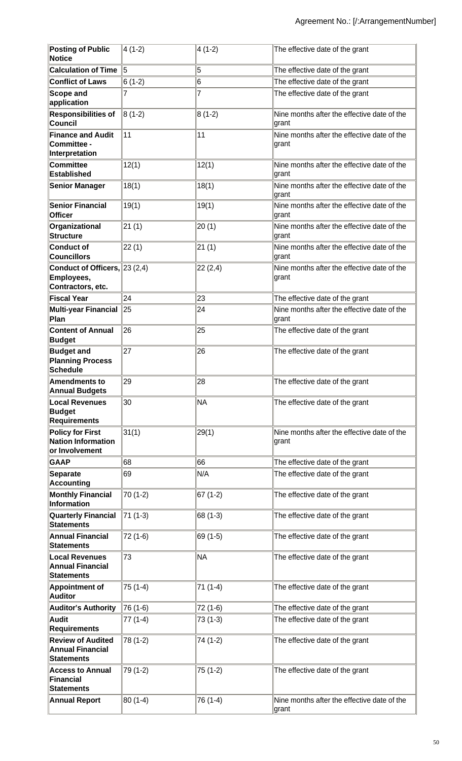| Posting of Public Notice | 4 (1-2) | 4 (1-2) | The effective date of the grant |
|---|---|---|---|
| Calculation of Time | 5 | 5 | The effective date of the grant |
| Conflict of Laws | 6 (1-2) | 6 | The effective date of the grant |
| Scope and application | 7 | 7 | The effective date of the grant |
| Responsibilities of Council | 8 (1-2) | 8 (1-2) | Nine months after the effective date of the grant |
| Finance and Audit Committee - Interpretation | 11 | 11 | Nine months after the effective date of the grant |
| Committee Established | 12(1) | 12(1) | Nine months after the effective date of the grant |
| Senior Manager | 18(1) | 18(1) | Nine months after the effective date of the grant |
| Senior Financial Officer | 19(1) | 19(1) | Nine months after the effective date of the grant |
| Organizational Structure | 21 (1) | 20 (1) | Nine months after the effective date of the grant |
| Conduct of Councillors | 22 (1) | 21 (1) | Nine months after the effective date of the grant |
| Conduct of Officers, Employees, Contractors, etc. | 23 (2,4) | 22 (2,4) | Nine months after the effective date of the grant |
| Fiscal Year | 24 | 23 | The effective date of the grant |
| Multi-year Financial Plan | 25 | 24 | Nine months after the effective date of the grant |
| Content of Annual Budget | 26 | 25 | The effective date of the grant |
| Budget and Planning Process Schedule | 27 | 26 | The effective date of the grant |
| Amendments to Annual Budgets | 29 | 28 | The effective date of the grant |
| Local Revenues Budget Requirements | 30 | NA | The effective date of the grant |
| Policy for First Nation Information or Involvement | 31(1) | 29(1) | Nine months after the effective date of the grant |
| GAAP | 68 | 66 | The effective date of the grant |
| Separate Accounting | 69 | N/A | The effective date of the grant |
| Monthly Financial Information | 70 (1-2) | 67 (1-2) | The effective date of the grant |
| Quarterly Financial Statements | 71 (1-3) | 68 (1-3) | The effective date of the grant |
| Annual Financial Statements | 72 (1-6) | 69 (1-5) | The effective date of the grant |
| Local Revenues Annual Financial Statements | 73 | NA | The effective date of the grant |
| Appointment of Auditor | 75 (1-4) | 71 (1-4) | The effective date of the grant |
| Auditor's Authority | 76 (1-6) | 72 (1-6) | The effective date of the grant |
| Audit Requirements | 77 (1-4) | 73 (1-3) | The effective date of the grant |
| Review of Audited Annual Financial Statements | 78 (1-2) | 74 (1-2) | The effective date of the grant |
| Access to Annual Financial Statements | 79 (1-2) | 75 (1-2) | The effective date of the grant |
| Annual Report | 80 (1-4) | 76 (1-4) | Nine months after the effective date of the grant |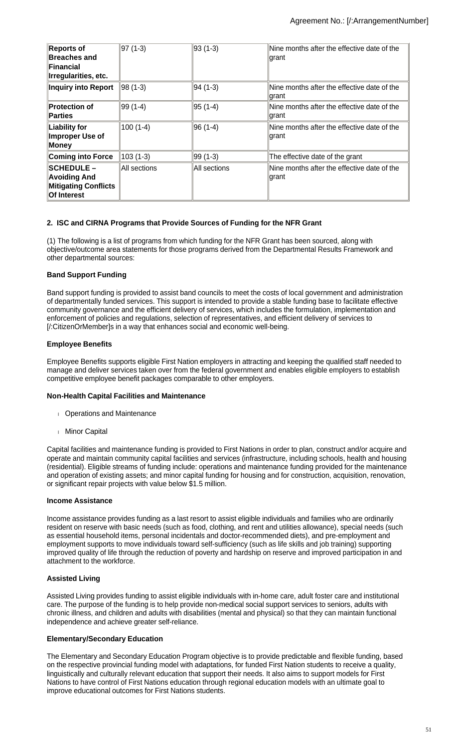| **Reports of Breaches and Financial Irregularities, etc.** | 97 (1-3) | 93 (1-3) | Nine months after the effective date of the grant |
|---|---|---|---|
| **Inquiry into Report** | 98 (1-3) | 94 (1-3) | Nine months after the effective date of the grant |
| **Protection of Parties** | 99 (1-4) | 95 (1-4) | Nine months after the effective date of the grant |
| **Liability for Improper Use of Money** | 100 (1-4) | 96 (1-4) | Nine months after the effective date of the grant |
| **Coming into Force** | 103 (1-3) | 99 (1-3) | The effective date of the grant |
| **SCHEDULE – Avoiding And Mitigating Conflicts Of Interest** | All sections | All sections | Nine months after the effective date of the grant |

### 2. ISC and CIRNA Programs that Provide Sources of Funding for the NFR Grant

(1) The following is a list of programs from which funding for the NFR Grant has been sourced, along with objective/outcome area statements for those programs derived from the Departmental Results Framework and other departmental sources:

#### Band Support Funding

Band support funding is provided to assist band councils to meet the costs of local government and administration of departmentally funded services. This support is intended to provide a stable funding base to facilitate effective community governance and the efficient delivery of services, which includes the formulation, implementation and enforcement of policies and regulations, selection of representatives, and efficient delivery of services to [/:CitizenOrMember]s in a way that enhances social and economic well-being.

#### Employee Benefits

Employee Benefits supports eligible First Nation employers in attracting and keeping the qualified staff needed to manage and deliver services taken over from the federal government and enables eligible employers to establish competitive employee benefit packages comparable to other employers.

#### Non-Health Capital Facilities and Maintenance

- Operations and Maintenance
- Minor Capital

Capital facilities and maintenance funding is provided to First Nations in order to plan, construct and/or acquire and operate and maintain community capital facilities and services (infrastructure, including schools, health and housing (residential). Eligible streams of funding include: operations and maintenance funding provided for the maintenance and operation of existing assets; and minor capital funding for housing and for construction, acquisition, renovation, or significant repair projects with value below $1.5 million.

#### Income Assistance

Income assistance provides funding as a last resort to assist eligible individuals and families who are ordinarily resident on reserve with basic needs (such as food, clothing, and rent and utilities allowance), special needs (such as essential household items, personal incidentals and doctor-recommended diets), and pre-employment and employment supports to move individuals toward self-sufficiency (such as life skills and job training) supporting improved quality of life through the reduction of poverty and hardship on reserve and improved participation in and attachment to the workforce.

#### Assisted Living

Assisted Living provides funding to assist eligible individuals with in-home care, adult foster care and institutional care. The purpose of the funding is to help provide non-medical social support services to seniors, adults with chronic illness, and children and adults with disabilities (mental and physical) so that they can maintain functional independence and achieve greater self-reliance.

#### Elementary/Secondary Education

The Elementary and Secondary Education Program objective is to provide predictable and flexible funding, based on the respective provincial funding model with adaptations, for funded First Nation students to receive a quality, linguistically and culturally relevant education that support their needs. It also aims to support models for First Nations to have control of First Nations education through regional education models with an ultimate goal to improve educational outcomes for First Nations students.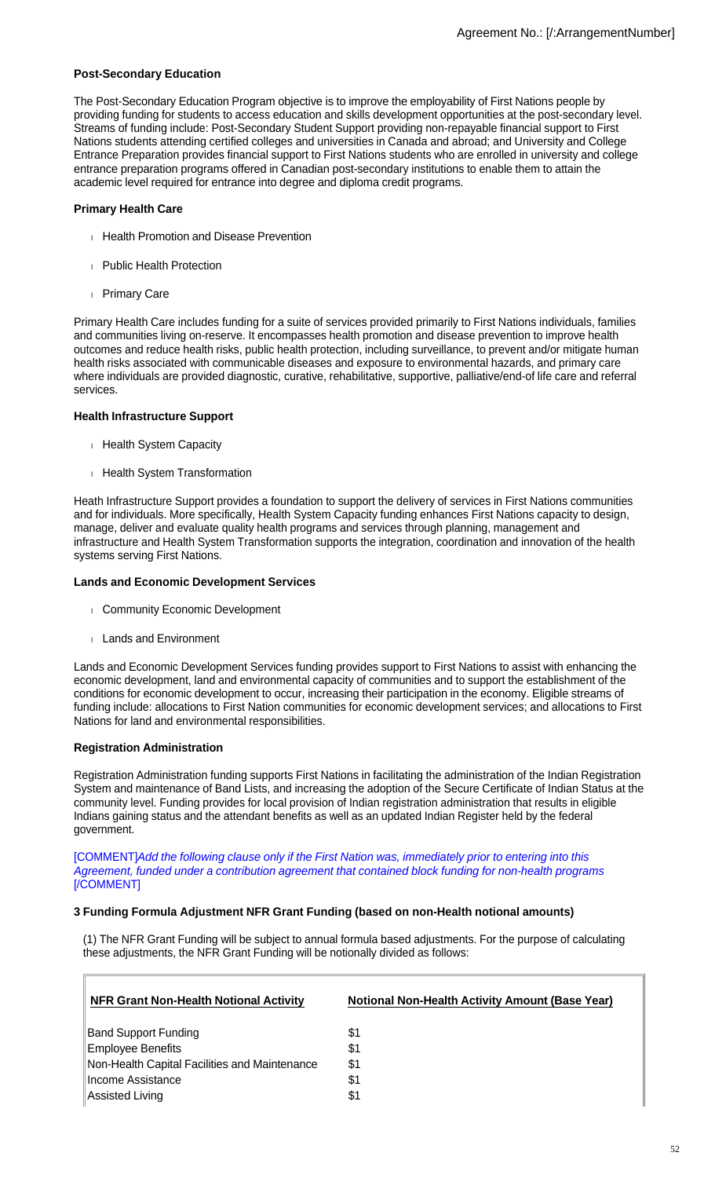### Post-Secondary Education

The Post-Secondary Education Program objective is to improve the employability of First Nations people by providing funding for students to access education and skills development opportunities at the post-secondary level. Streams of funding include: Post-Secondary Student Support providing non-repayable financial support to First Nations students attending certified colleges and universities in Canada and abroad; and University and College Entrance Preparation provides financial support to First Nations students who are enrolled in university and college entrance preparation programs offered in Canadian post-secondary institutions to enable them to attain the academic level required for entrance into degree and diploma credit programs.

### Primary Health Care

- Health Promotion and Disease Prevention
- Public Health Protection
- Primary Care

Primary Health Care includes funding for a suite of services provided primarily to First Nations individuals, families and communities living on-reserve. It encompasses health promotion and disease prevention to improve health outcomes and reduce health risks, public health protection, including surveillance, to prevent and/or mitigate human health risks associated with communicable diseases and exposure to environmental hazards, and primary care where individuals are provided diagnostic, curative, rehabilitative, supportive, palliative/end-of life care and referral services.

### Health Infrastructure Support

- Health System Capacity
- Health System Transformation

Heath Infrastructure Support provides a foundation to support the delivery of services in First Nations communities and for individuals. More specifically, Health System Capacity funding enhances First Nations capacity to design, manage, deliver and evaluate quality health programs and services through planning, management and infrastructure and Health System Transformation supports the integration, coordination and innovation of the health systems serving First Nations.

### Lands and Economic Development Services

- Community Economic Development
- Lands and Environment

Lands and Economic Development Services funding provides support to First Nations to assist with enhancing the economic development, land and environmental capacity of communities and to support the establishment of the conditions for economic development to occur, increasing their participation in the economy. Eligible streams of funding include: allocations to First Nation communities for economic development services; and allocations to First Nations for land and environmental responsibilities.

### Registration Administration

Registration Administration funding supports First Nations in facilitating the administration of the Indian Registration System and maintenance of Band Lists, and increasing the adoption of the Secure Certificate of Indian Status at the community level. Funding provides for local provision of Indian registration administration that results in eligible Indians gaining status and the attendant benefits as well as an updated Indian Register held by the federal government.

[COMMENT]*Add the following clause only if the First Nation was, immediately prior to entering into this Agreement, funded under a contribution agreement that contained block funding for non-health programs* [/COMMENT]

### 3 Funding Formula Adjustment NFR Grant Funding (based on non-Health notional amounts)

(1) The NFR Grant Funding will be subject to annual formula based adjustments. For the purpose of calculating these adjustments, the NFR Grant Funding will be notionally divided as follows:

| NFR Grant Non-Health Notional Activity | Notional Non-Health Activity Amount (Base Year) |
|---|---|
| Band Support Funding | $1 |
| Employee Benefits | $1 |
| Non-Health Capital Facilities and Maintenance | $1 |
| Income Assistance | $1 |
| Assisted Living | $1 |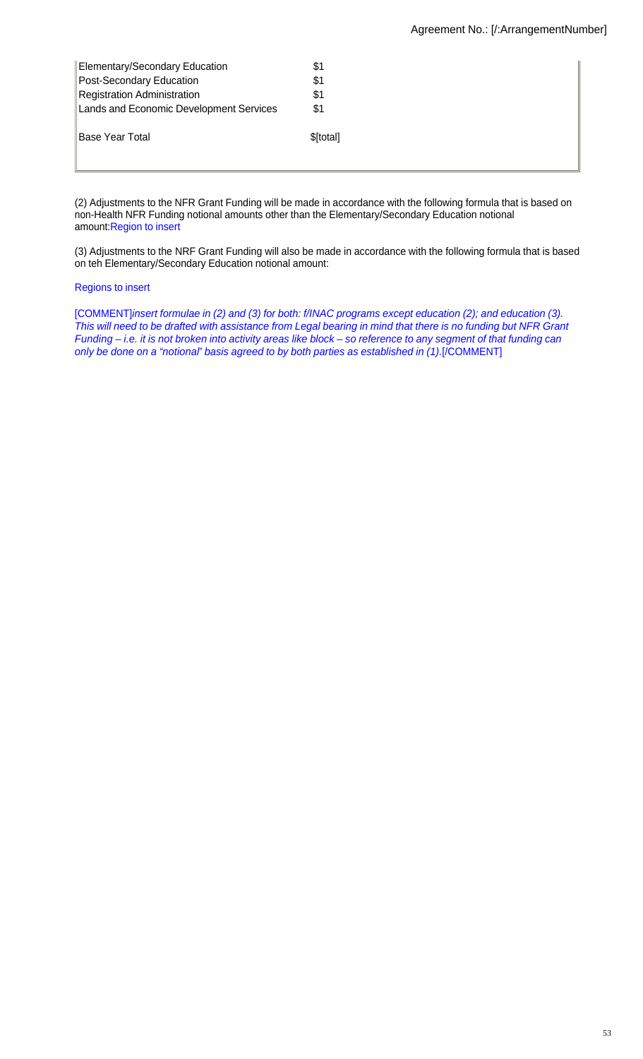| | |
|---|---|
| Elementary/Secondary Education | $1 |
| Post-Secondary Education | $1 |
| Registration Administration | $1 |
| Lands and Economic Development Services | $1 |
| Base Year Total | $[total] |

(2) Adjustments to the NFR Grant Funding will be made in accordance with the following formula that is based on non-Health NFR Funding notional amounts other than the Elementary/Secondary Education notional amount:Region to insert

(3) Adjustments to the NRF Grant Funding will also be made in accordance with the following formula that is based on teh Elementary/Secondary Education notional amount:

Regions to insert

[COMMENT]*insert formulae in (2) and (3) for both: f/INAC programs except education (2); and education (3). This will need to be drafted with assistance from Legal bearing in mind that there is no funding but NFR Grant Funding – i.e. it is not broken into activity areas like block – so reference to any segment of that funding can only be done on a "notional" basis agreed to by both parties as established in (1).*[/COMMENT]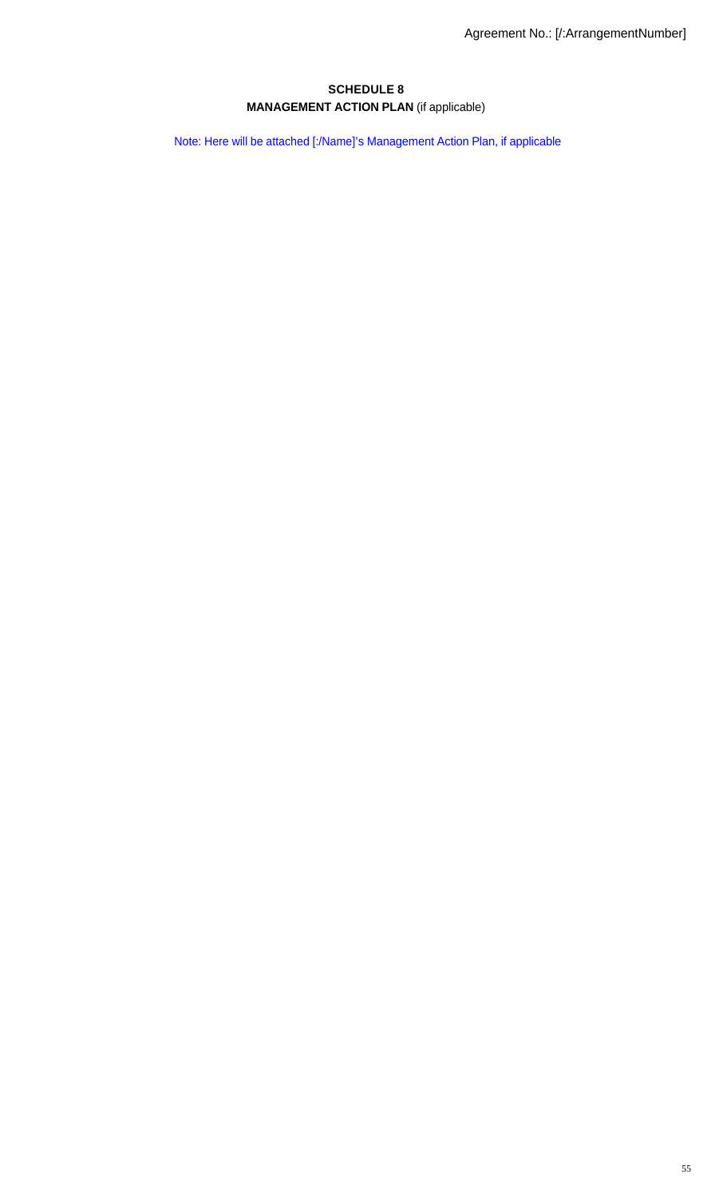# SCHEDULE 8

## MANAGEMENT ACTION PLAN (if applicable)

Note: Here will be attached [:/Name]'s Management Action Plan, if applicable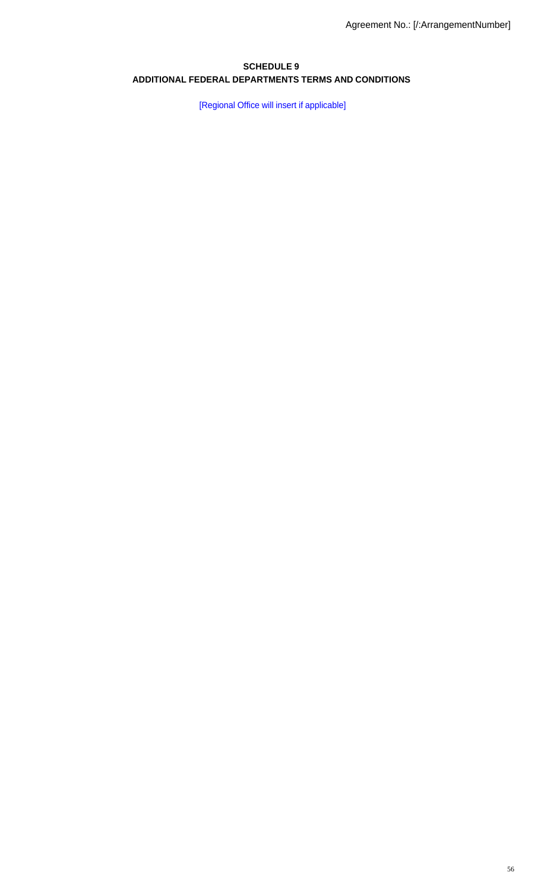## SCHEDULE 9
## ADDITIONAL FEDERAL DEPARTMENTS TERMS AND CONDITIONS

[Regional Office will insert if applicable]